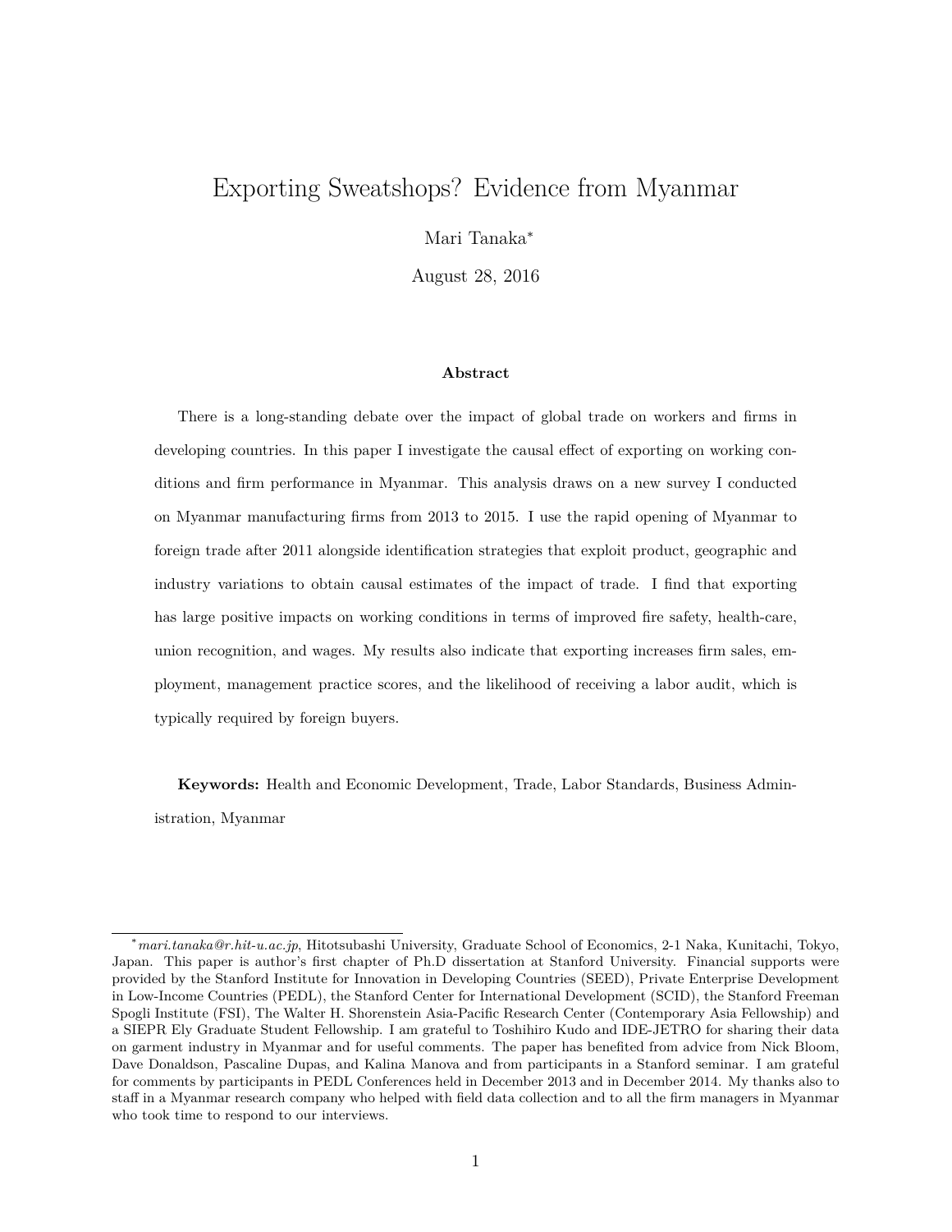# Exporting Sweatshops? Evidence from Myanmar

Mari Tanaka*

August 28, 2016

**Abstract**

There is a long-standing debate over the impact of global trade on workers and firms in developing countries. In this paper I investigate the causal effect of exporting on working conditions and firm performance in Myanmar. This analysis draws on a new survey I conducted on Myanmar manufacturing firms from 2013 to 2015. I use the rapid opening of Myanmar to foreign trade after 2011 alongside identification strategies that exploit product, geographic and industry variations to obtain causal estimates of the impact of trade. I find that exporting has large positive impacts on working conditions in terms of improved fire safety, health-care, union recognition, and wages. My results also indicate that exporting increases firm sales, employment, management practice scores, and the likelihood of receiving a labor audit, which is typically required by foreign buyers.

**Keywords:** Health and Economic Development, Trade, Labor Standards, Business Administration, Myanmar

---

* *mari.tanaka@r.hit-u.ac.jp*, Hitotsubashi University, Graduate School of Economics, 2-1 Naka, Kunitachi, Tokyo, Japan. This paper is author's first chapter of Ph.D dissertation at Stanford University. Financial supports were provided by the Stanford Institute for Innovation in Developing Countries (SEED), Private Enterprise Development in Low-Income Countries (PEDL), the Stanford Center for International Development (SCID), the Stanford Freeman Spogli Institute (FSI), The Walter H. Shorenstein Asia-Pacific Research Center (Contemporary Asia Fellowship) and a SIEPR Ely Graduate Student Fellowship. I am grateful to Toshihiro Kudo and IDE-JETRO for sharing their data on garment industry in Myanmar and for useful comments. The paper has benefited from advice from Nick Bloom, Dave Donaldson, Pascaline Dupas, and Kalina Manova and from participants in a Stanford seminar. I am grateful for comments by participants in PEDL Conferences held in December 2013 and in December 2014. My thanks also to staff in a Myanmar research company who helped with field data collection and to all the firm managers in Myanmar who took time to respond to our interviews.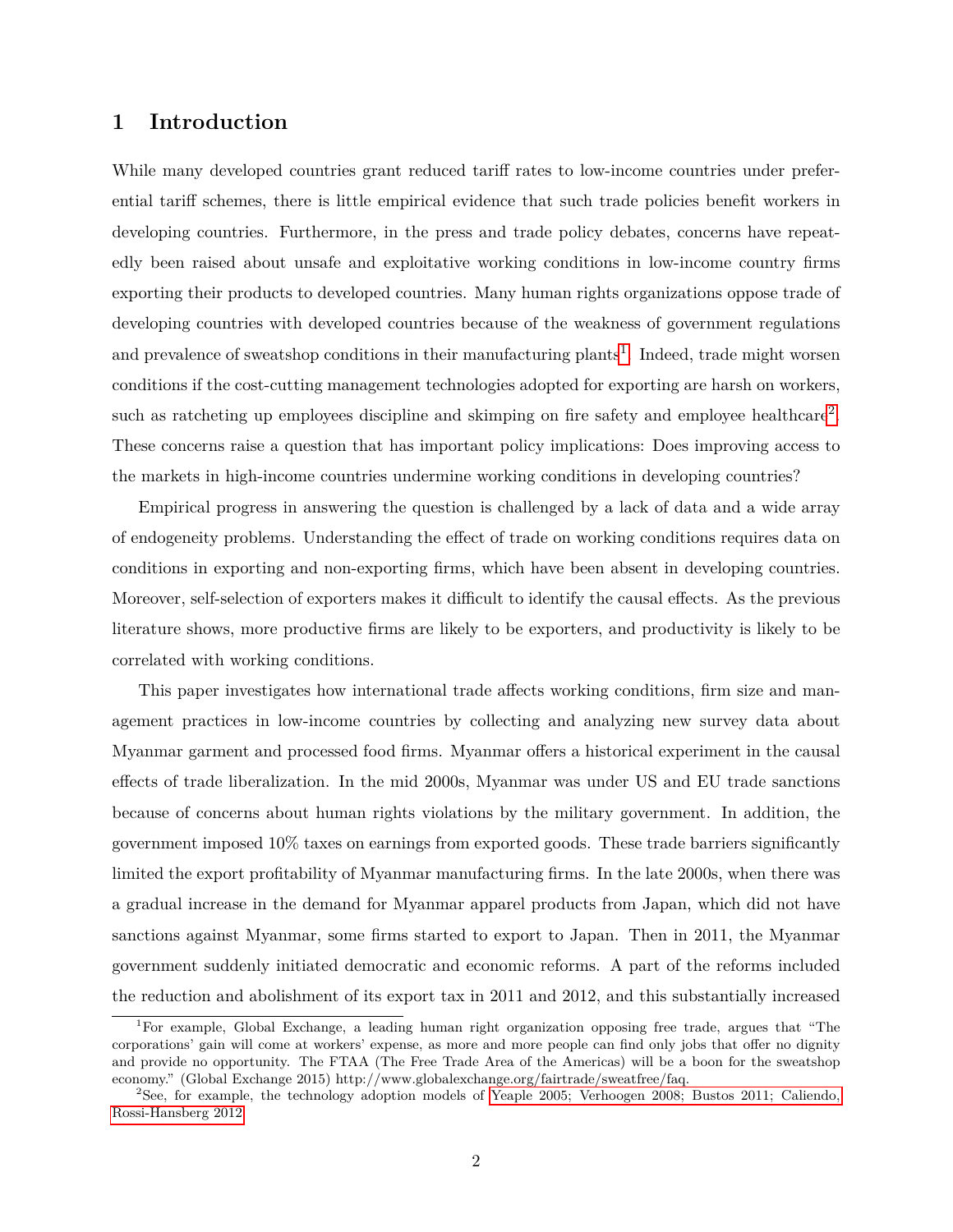# 1 Introduction

While many developed countries grant reduced tariff rates to low-income countries under preferential tariff schemes, there is little empirical evidence that such trade policies benefit workers in developing countries. Furthermore, in the press and trade policy debates, concerns have repeatedly been raised about unsafe and exploitative working conditions in low-income country firms exporting their products to developed countries. Many human rights organizations oppose trade of developing countries with developed countries because of the weakness of government regulations and prevalence of sweatshop conditions in their manufacturing plants[1]. Indeed, trade might worsen conditions if the cost-cutting management technologies adopted for exporting are harsh on workers, such as ratcheting up employees discipline and skimping on fire safety and employee healthcare[2]. These concerns raise a question that has important policy implications: Does improving access to the markets in high-income countries undermine working conditions in developing countries?

Empirical progress in answering the question is challenged by a lack of data and a wide array of endogeneity problems. Understanding the effect of trade on working conditions requires data on conditions in exporting and non-exporting firms, which have been absent in developing countries. Moreover, self-selection of exporters makes it difficult to identify the causal effects. As the previous literature shows, more productive firms are likely to be exporters, and productivity is likely to be correlated with working conditions.

This paper investigates how international trade affects working conditions, firm size and management practices in low-income countries by collecting and analyzing new survey data about Myanmar garment and processed food firms. Myanmar offers a historical experiment in the causal effects of trade liberalization. In the mid 2000s, Myanmar was under US and EU trade sanctions because of concerns about human rights violations by the military government. In addition, the government imposed 10% taxes on earnings from exported goods. These trade barriers significantly limited the export profitability of Myanmar manufacturing firms. In the late 2000s, when there was a gradual increase in the demand for Myanmar apparel products from Japan, which did not have sanctions against Myanmar, some firms started to export to Japan. Then in 2011, the Myanmar government suddenly initiated democratic and economic reforms. A part of the reforms included the reduction and abolishment of its export tax in 2011 and 2012, and this substantially increased

[1] For example, Global Exchange, a leading human right organization opposing free trade, argues that "The corporations' gain will come at workers' expense, as more and more people can find only jobs that offer no dignity and provide no opportunity. The FTAA (The Free Trade Area of the Americas) will be a boon for the sweatshop economy." (Global Exchange 2015) http://www.globalexchange.org/fairtrade/sweatfree/faq.

[2] See, for example, the technology adoption models of Yeaple 2005; Verhoogen 2008; Bustos 2011; Caliendo, Rossi-Hansberg 2012.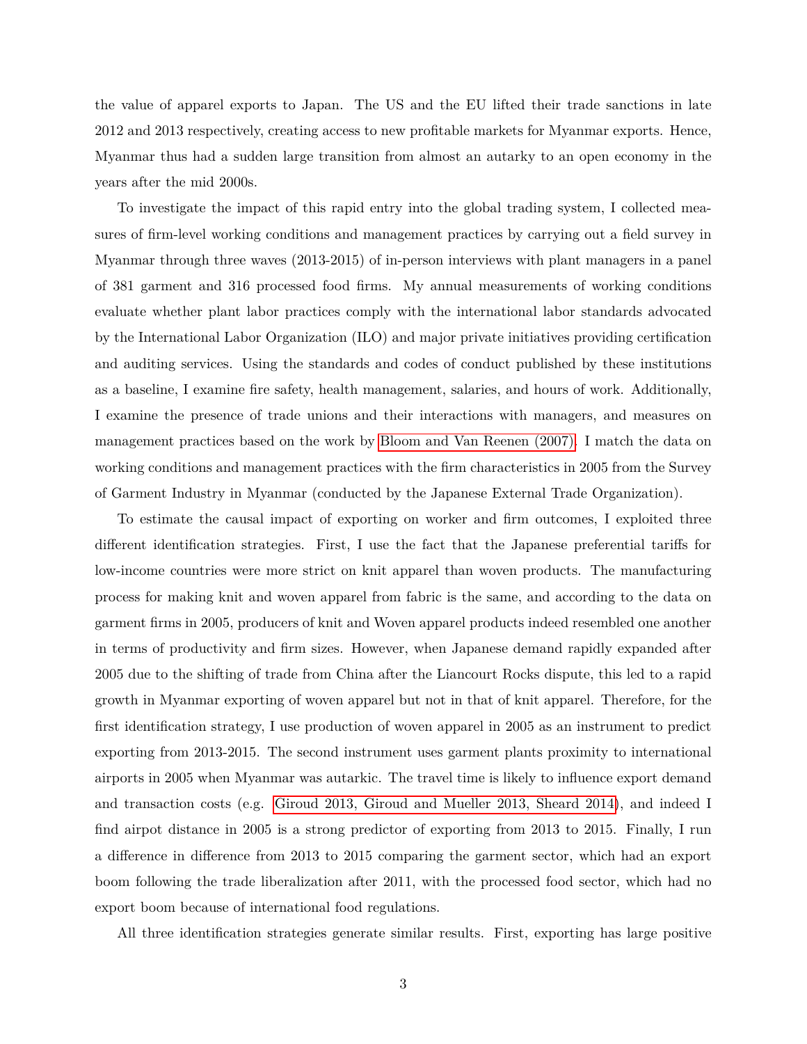the value of apparel exports to Japan. The US and the EU lifted their trade sanctions in late 2012 and 2013 respectively, creating access to new profitable markets for Myanmar exports. Hence, Myanmar thus had a sudden large transition from almost an autarky to an open economy in the years after the mid 2000s.

To investigate the impact of this rapid entry into the global trading system, I collected measures of firm-level working conditions and management practices by carrying out a field survey in Myanmar through three waves (2013-2015) of in-person interviews with plant managers in a panel of 381 garment and 316 processed food firms. My annual measurements of working conditions evaluate whether plant labor practices comply with the international labor standards advocated by the International Labor Organization (ILO) and major private initiatives providing certification and auditing services. Using the standards and codes of conduct published by these institutions as a baseline, I examine fire safety, health management, salaries, and hours of work. Additionally, I examine the presence of trade unions and their interactions with managers, and measures on management practices based on the work by Bloom and Van Reenen (2007). I match the data on working conditions and management practices with the firm characteristics in 2005 from the Survey of Garment Industry in Myanmar (conducted by the Japanese External Trade Organization).

To estimate the causal impact of exporting on worker and firm outcomes, I exploited three different identification strategies. First, I use the fact that the Japanese preferential tariffs for low-income countries were more strict on knit apparel than woven products. The manufacturing process for making knit and woven apparel from fabric is the same, and according to the data on garment firms in 2005, producers of knit and Woven apparel products indeed resembled one another in terms of productivity and firm sizes. However, when Japanese demand rapidly expanded after 2005 due to the shifting of trade from China after the Liancourt Rocks dispute, this led to a rapid growth in Myanmar exporting of woven apparel but not in that of knit apparel. Therefore, for the first identification strategy, I use production of woven apparel in 2005 as an instrument to predict exporting from 2013-2015. The second instrument uses garment plants proximity to international airports in 2005 when Myanmar was autarkic. The travel time is likely to influence export demand and transaction costs (e.g. Giroud 2013, Giroud and Mueller 2013, Sheard 2014), and indeed I find airpot distance in 2005 is a strong predictor of exporting from 2013 to 2015. Finally, I run a difference in difference from 2013 to 2015 comparing the garment sector, which had an export boom following the trade liberalization after 2011, with the processed food sector, which had no export boom because of international food regulations.

All three identification strategies generate similar results. First, exporting has large positive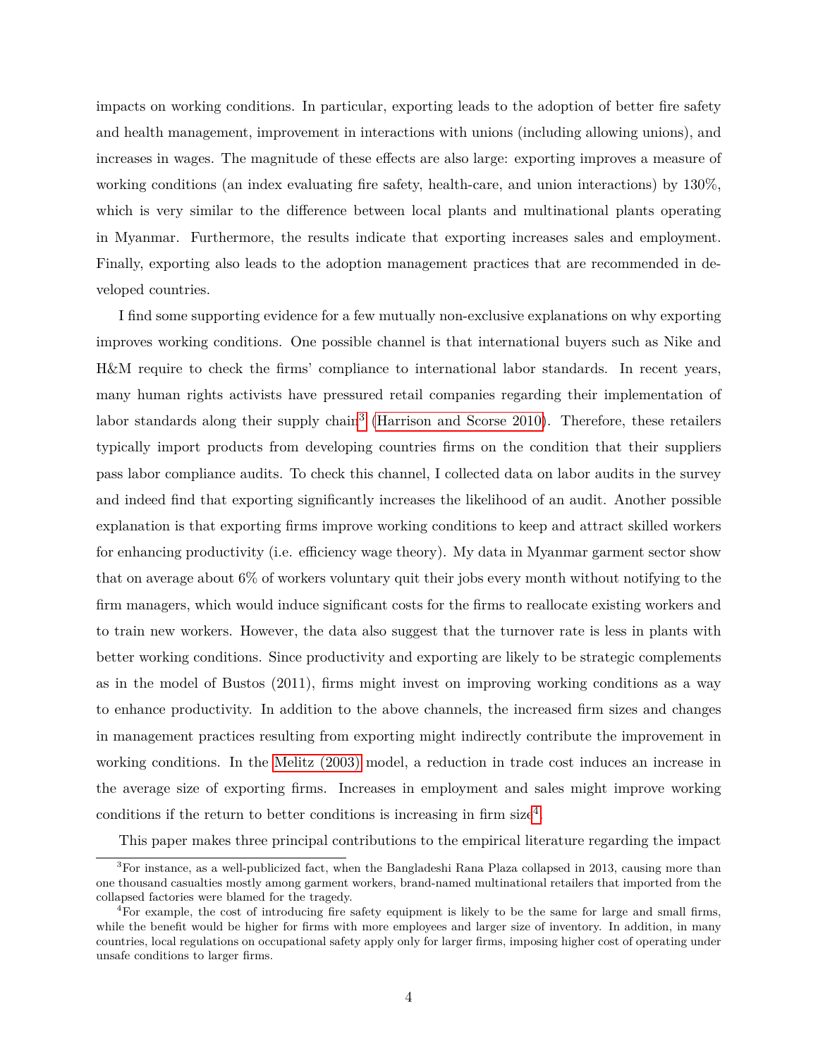impacts on working conditions. In particular, exporting leads to the adoption of better fire safety and health management, improvement in interactions with unions (including allowing unions), and increases in wages. The magnitude of these effects are also large: exporting improves a measure of working conditions (an index evaluating fire safety, health-care, and union interactions) by 130%, which is very similar to the difference between local plants and multinational plants operating in Myanmar. Furthermore, the results indicate that exporting increases sales and employment. Finally, exporting also leads to the adoption management practices that are recommended in developed countries.

I find some supporting evidence for a few mutually non-exclusive explanations on why exporting improves working conditions. One possible channel is that international buyers such as Nike and H&M require to check the firms' compliance to international labor standards. In recent years, many human rights activists have pressured retail companies regarding their implementation of labor standards along their supply chain[3] (Harrison and Scorse 2010). Therefore, these retailers typically import products from developing countries firms on the condition that their suppliers pass labor compliance audits. To check this channel, I collected data on labor audits in the survey and indeed find that exporting significantly increases the likelihood of an audit. Another possible explanation is that exporting firms improve working conditions to keep and attract skilled workers for enhancing productivity (i.e. efficiency wage theory). My data in Myanmar garment sector show that on average about 6% of workers voluntary quit their jobs every month without notifying to the firm managers, which would induce significant costs for the firms to reallocate existing workers and to train new workers. However, the data also suggest that the turnover rate is less in plants with better working conditions. Since productivity and exporting are likely to be strategic complements as in the model of Bustos (2011), firms might invest on improving working conditions as a way to enhance productivity. In addition to the above channels, the increased firm sizes and changes in management practices resulting from exporting might indirectly contribute the improvement in working conditions. In the Melitz (2003) model, a reduction in trade cost induces an increase in the average size of exporting firms. Increases in employment and sales might improve working conditions if the return to better conditions is increasing in firm size[4].

This paper makes three principal contributions to the empirical literature regarding the impact

[3] For instance, as a well-publicized fact, when the Bangladeshi Rana Plaza collapsed in 2013, causing more than one thousand casualties mostly among garment workers, brand-named multinational retailers that imported from the collapsed factories were blamed for the tragedy.

[4] For example, the cost of introducing fire safety equipment is likely to be the same for large and small firms, while the benefit would be higher for firms with more employees and larger size of inventory. In addition, in many countries, local regulations on occupational safety apply only for larger firms, imposing higher cost of operating under unsafe conditions to larger firms.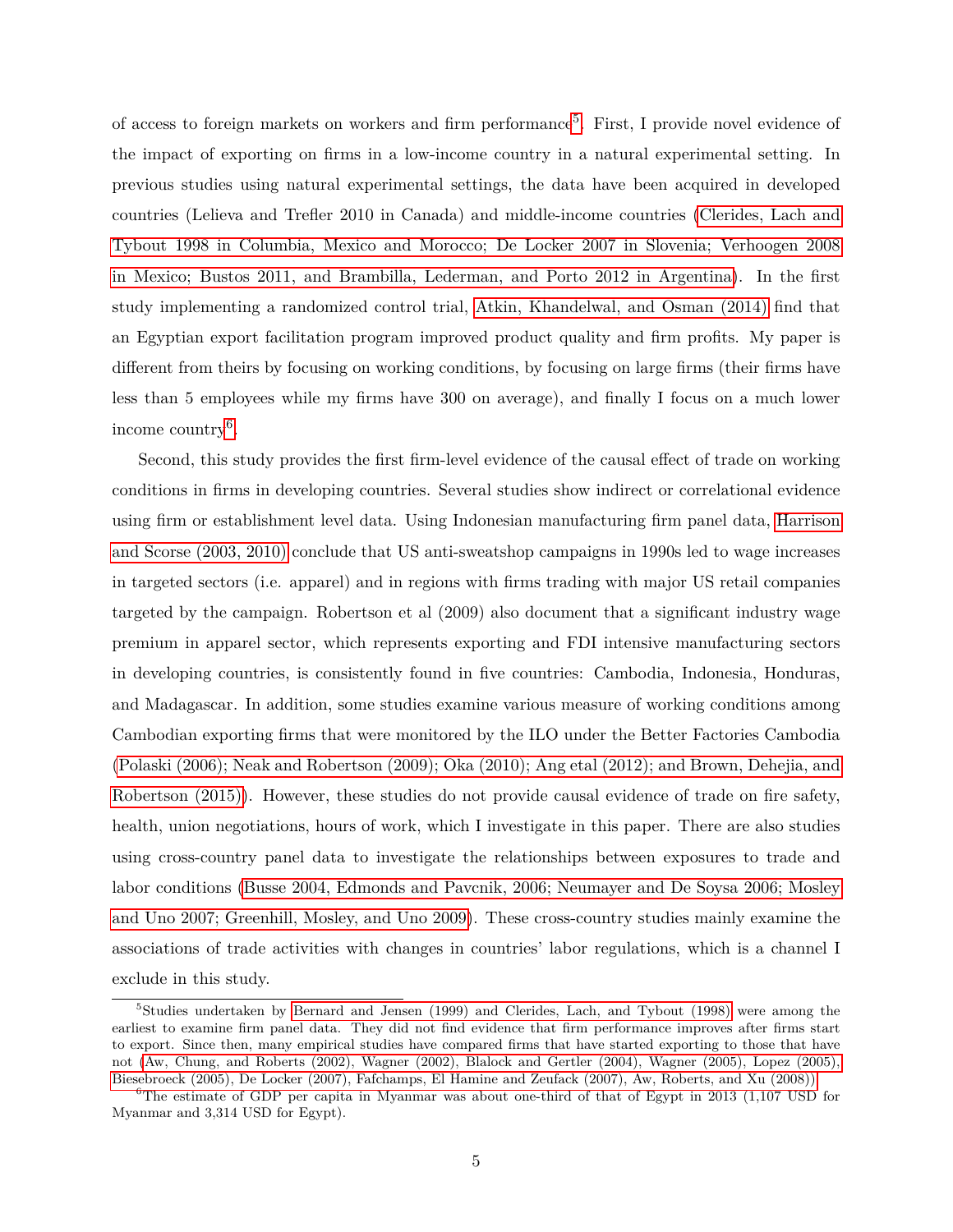of access to foreign markets on workers and firm performance[5]. First, I provide novel evidence of the impact of exporting on firms in a low-income country in a natural experimental setting. In previous studies using natural experimental settings, the data have been acquired in developed countries (Lelieva and Trefler 2010 in Canada) and middle-income countries (Clerides, Lach and Tybout 1998 in Columbia, Mexico and Morocco; De Locker 2007 in Slovenia; Verhoogen 2008 in Mexico; Bustos 2011, and Brambilla, Lederman, and Porto 2012 in Argentina). In the first study implementing a randomized control trial, Atkin, Khandelwal, and Osman (2014) find that an Egyptian export facilitation program improved product quality and firm profits. My paper is different from theirs by focusing on working conditions, by focusing on large firms (their firms have less than 5 employees while my firms have 300 on average), and finally I focus on a much lower income country[6].

Second, this study provides the first firm-level evidence of the causal effect of trade on working conditions in firms in developing countries. Several studies show indirect or correlational evidence using firm or establishment level data. Using Indonesian manufacturing firm panel data, Harrison and Scorse (2003, 2010) conclude that US anti-sweatshop campaigns in 1990s led to wage increases in targeted sectors (i.e. apparel) and in regions with firms trading with major US retail companies targeted by the campaign. Robertson et al (2009) also document that a significant industry wage premium in apparel sector, which represents exporting and FDI intensive manufacturing sectors in developing countries, is consistently found in five countries: Cambodia, Indonesia, Honduras, and Madagascar. In addition, some studies examine various measure of working conditions among Cambodian exporting firms that were monitored by the ILO under the Better Factories Cambodia (Polaski (2006); Neak and Robertson (2009); Oka (2010); Ang etal (2012); and Brown, Dehejia, and Robertson (2015)). However, these studies do not provide causal evidence of trade on fire safety, health, union negotiations, hours of work, which I investigate in this paper. There are also studies using cross-country panel data to investigate the relationships between exposures to trade and labor conditions (Busse 2004, Edmonds and Pavcnik, 2006; Neumayer and De Soysa 2006; Mosley and Uno 2007; Greenhill, Mosley, and Uno 2009). These cross-country studies mainly examine the associations of trade activities with changes in countries' labor regulations, which is a channel I exclude in this study.

[5]Studies undertaken by Bernard and Jensen (1999) and Clerides, Lach, and Tybout (1998) were among the earliest to examine firm panel data. They did not find evidence that firm performance improves after firms start to export. Since then, many empirical studies have compared firms that have started exporting to those that have not (Aw, Chung, and Roberts (2002), Wagner (2002), Blalock and Gertler (2004), Wagner (2005), Lopez (2005), Biesebroeck (2005), De Locker (2007), Fafchamps, El Hamine and Zeufack (2007), Aw, Roberts, and Xu (2008)).

[6]The estimate of GDP per capita in Myanmar was about one-third of that of Egypt in 2013 (1,107 USD for Myanmar and 3,314 USD for Egypt).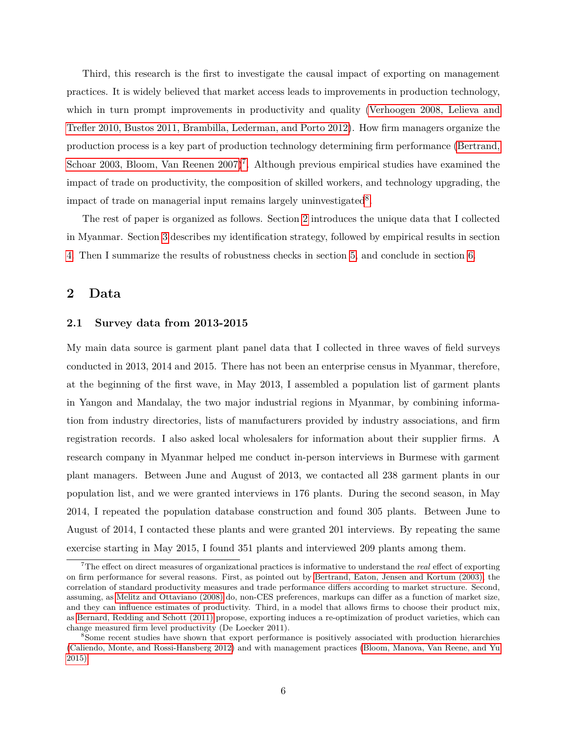Third, this research is the first to investigate the causal impact of exporting on management practices. It is widely believed that market access leads to improvements in production technology, which in turn prompt improvements in productivity and quality (Verhoogen 2008, Lelieva and Trefler 2010, Bustos 2011, Brambilla, Lederman, and Porto 2012). How firm managers organize the production process is a key part of production technology determining firm performance (Bertrand, Schoar 2003, Bloom, Van Reenen 2007)[7]. Although previous empirical studies have examined the impact of trade on productivity, the composition of skilled workers, and technology upgrading, the impact of trade on managerial input remains largely uninvestigated[8].

The rest of paper is organized as follows. Section 2 introduces the unique data that I collected in Myanmar. Section 3 describes my identification strategy, followed by empirical results in section 4. Then I summarize the results of robustness checks in section 5, and conclude in section 6.

## 2 Data

### 2.1 Survey data from 2013-2015

My main data source is garment plant panel data that I collected in three waves of field surveys conducted in 2013, 2014 and 2015. There has not been an enterprise census in Myanmar, therefore, at the beginning of the first wave, in May 2013, I assembled a population list of garment plants in Yangon and Mandalay, the two major industrial regions in Myanmar, by combining information from industry directories, lists of manufacturers provided by industry associations, and firm registration records. I also asked local wholesalers for information about their supplier firms. A research company in Myanmar helped me conduct in-person interviews in Burmese with garment plant managers. Between June and August of 2013, we contacted all 238 garment plants in our population list, and we were granted interviews in 176 plants. During the second season, in May 2014, I repeated the population database construction and found 305 plants. Between June to August of 2014, I contacted these plants and were granted 201 interviews. By repeating the same exercise starting in May 2015, I found 351 plants and interviewed 209 plants among them.

[7] The effect on direct measures of organizational practices is informative to understand the *real* effect of exporting on firm performance for several reasons. First, as pointed out by Bertrand, Eaton, Jensen and Kortum (2003), the correlation of standard productivity measures and trade performance differs according to market structure. Second, assuming, as Melitz and Ottaviano (2008) do, non-CES preferences, markups can differ as a function of market size, and they can influence estimates of productivity. Third, in a model that allows firms to choose their product mix, as Bernard, Redding and Schott (2011) propose, exporting induces a re-optimization of product varieties, which can change measured firm level productivity (De Loecker 2011).

[8] Some recent studies have shown that export performance is positively associated with production hierarchies (Caliendo, Monte, and Rossi-Hansberg 2012) and with management practices (Bloom, Manova, Van Reene, and Yu 2015).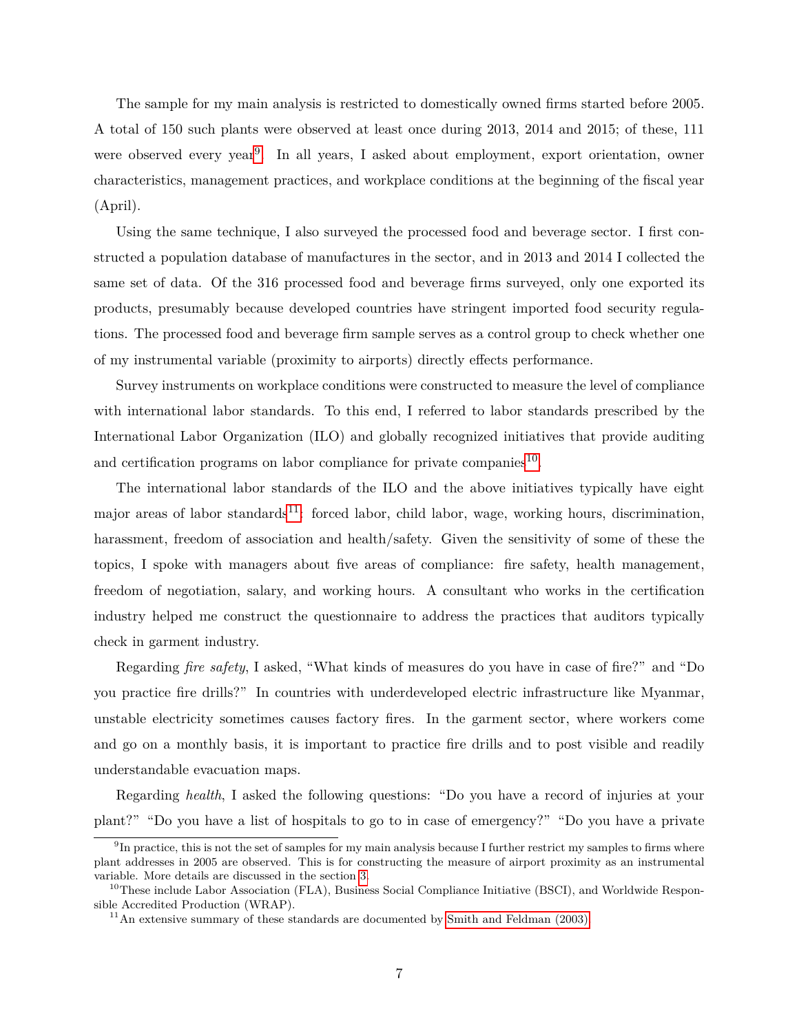The sample for my main analysis is restricted to domestically owned firms started before 2005. A total of 150 such plants were observed at least once during 2013, 2014 and 2015; of these, 111 were observed every year[9]. In all years, I asked about employment, export orientation, owner characteristics, management practices, and workplace conditions at the beginning of the fiscal year (April).

Using the same technique, I also surveyed the processed food and beverage sector. I first constructed a population database of manufactures in the sector, and in 2013 and 2014 I collected the same set of data. Of the 316 processed food and beverage firms surveyed, only one exported its products, presumably because developed countries have stringent imported food security regulations. The processed food and beverage firm sample serves as a control group to check whether one of my instrumental variable (proximity to airports) directly effects performance.

Survey instruments on workplace conditions were constructed to measure the level of compliance with international labor standards. To this end, I referred to labor standards prescribed by the International Labor Organization (ILO) and globally recognized initiatives that provide auditing and certification programs on labor compliance for private companies[10].

The international labor standards of the ILO and the above initiatives typically have eight major areas of labor standards[11]: forced labor, child labor, wage, working hours, discrimination, harassment, freedom of association and health/safety. Given the sensitivity of some of these the topics, I spoke with managers about five areas of compliance: fire safety, health management, freedom of negotiation, salary, and working hours. A consultant who works in the certification industry helped me construct the questionnaire to address the practices that auditors typically check in garment industry.

Regarding *fire safety*, I asked, "What kinds of measures do you have in case of fire?" and "Do you practice fire drills?" In countries with underdeveloped electric infrastructure like Myanmar, unstable electricity sometimes causes factory fires. In the garment sector, where workers come and go on a monthly basis, it is important to practice fire drills and to post visible and readily understandable evacuation maps.

Regarding *health*, I asked the following questions: "Do you have a record of injuries at your plant?" "Do you have a list of hospitals to go to in case of emergency?" "Do you have a private

---

[9] In practice, this is not the set of samples for my main analysis because I further restrict my samples to firms where plant addresses in 2005 are observed. This is for constructing the measure of airport proximity as an instrumental variable. More details are discussed in the section 3.

[10] These include Labor Association (FLA), Business Social Compliance Initiative (BSCI), and Worldwide Responsible Accredited Production (WRAP).

[11] An extensive summary of these standards are documented by Smith and Feldman (2003).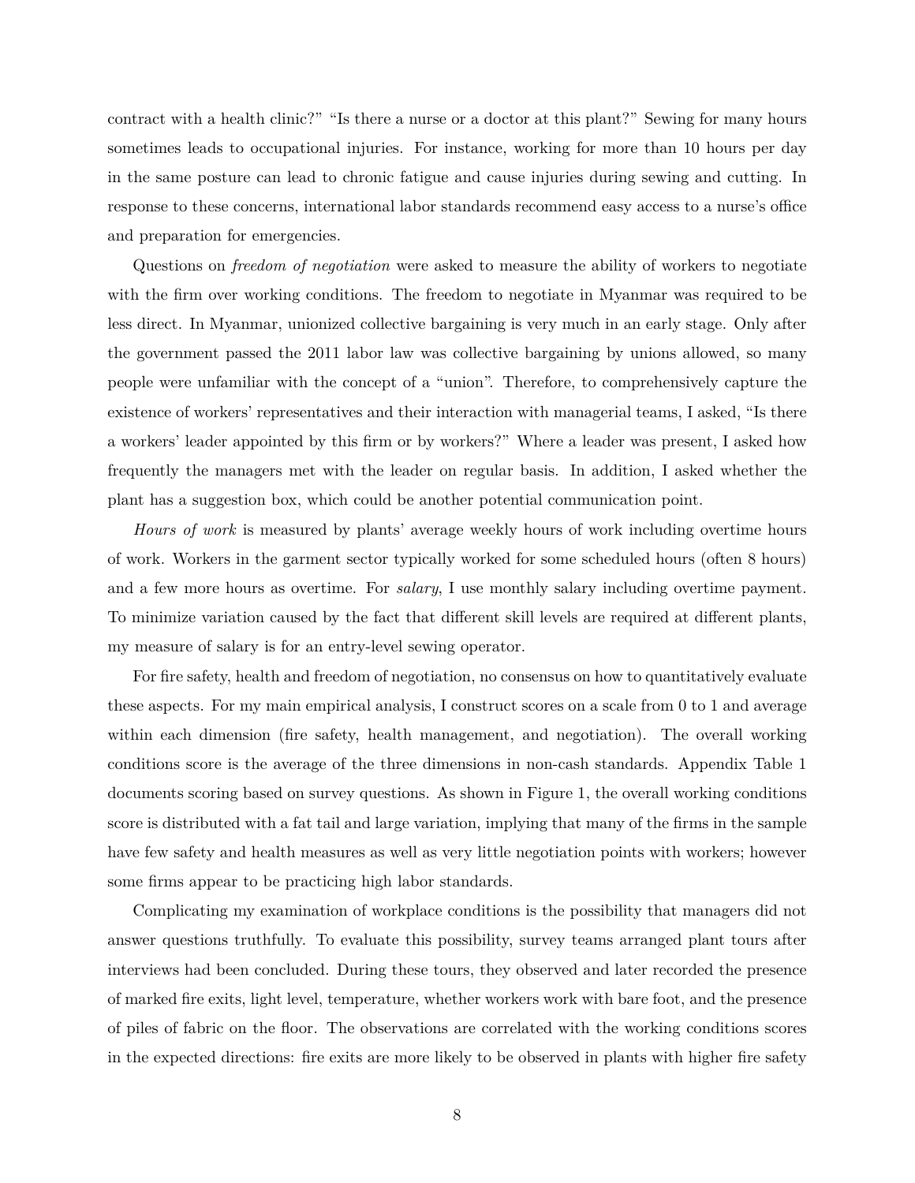contract with a health clinic?" "Is there a nurse or a doctor at this plant?" Sewing for many hours sometimes leads to occupational injuries. For instance, working for more than 10 hours per day in the same posture can lead to chronic fatigue and cause injuries during sewing and cutting. In response to these concerns, international labor standards recommend easy access to a nurse's office and preparation for emergencies.

Questions on *freedom of negotiation* were asked to measure the ability of workers to negotiate with the firm over working conditions. The freedom to negotiate in Myanmar was required to be less direct. In Myanmar, unionized collective bargaining is very much in an early stage. Only after the government passed the 2011 labor law was collective bargaining by unions allowed, so many people were unfamiliar with the concept of a "union". Therefore, to comprehensively capture the existence of workers' representatives and their interaction with managerial teams, I asked, "Is there a workers' leader appointed by this firm or by workers?" Where a leader was present, I asked how frequently the managers met with the leader on regular basis. In addition, I asked whether the plant has a suggestion box, which could be another potential communication point.

*Hours of work* is measured by plants' average weekly hours of work including overtime hours of work. Workers in the garment sector typically worked for some scheduled hours (often 8 hours) and a few more hours as overtime. For *salary*, I use monthly salary including overtime payment. To minimize variation caused by the fact that different skill levels are required at different plants, my measure of salary is for an entry-level sewing operator.

For fire safety, health and freedom of negotiation, no consensus on how to quantitatively evaluate these aspects. For my main empirical analysis, I construct scores on a scale from 0 to 1 and average within each dimension (fire safety, health management, and negotiation). The overall working conditions score is the average of the three dimensions in non-cash standards. Appendix Table 1 documents scoring based on survey questions. As shown in Figure 1, the overall working conditions score is distributed with a fat tail and large variation, implying that many of the firms in the sample have few safety and health measures as well as very little negotiation points with workers; however some firms appear to be practicing high labor standards.

Complicating my examination of workplace conditions is the possibility that managers did not answer questions truthfully. To evaluate this possibility, survey teams arranged plant tours after interviews had been concluded. During these tours, they observed and later recorded the presence of marked fire exits, light level, temperature, whether workers work with bare foot, and the presence of piles of fabric on the floor. The observations are correlated with the working conditions scores in the expected directions: fire exits are more likely to be observed in plants with higher fire safety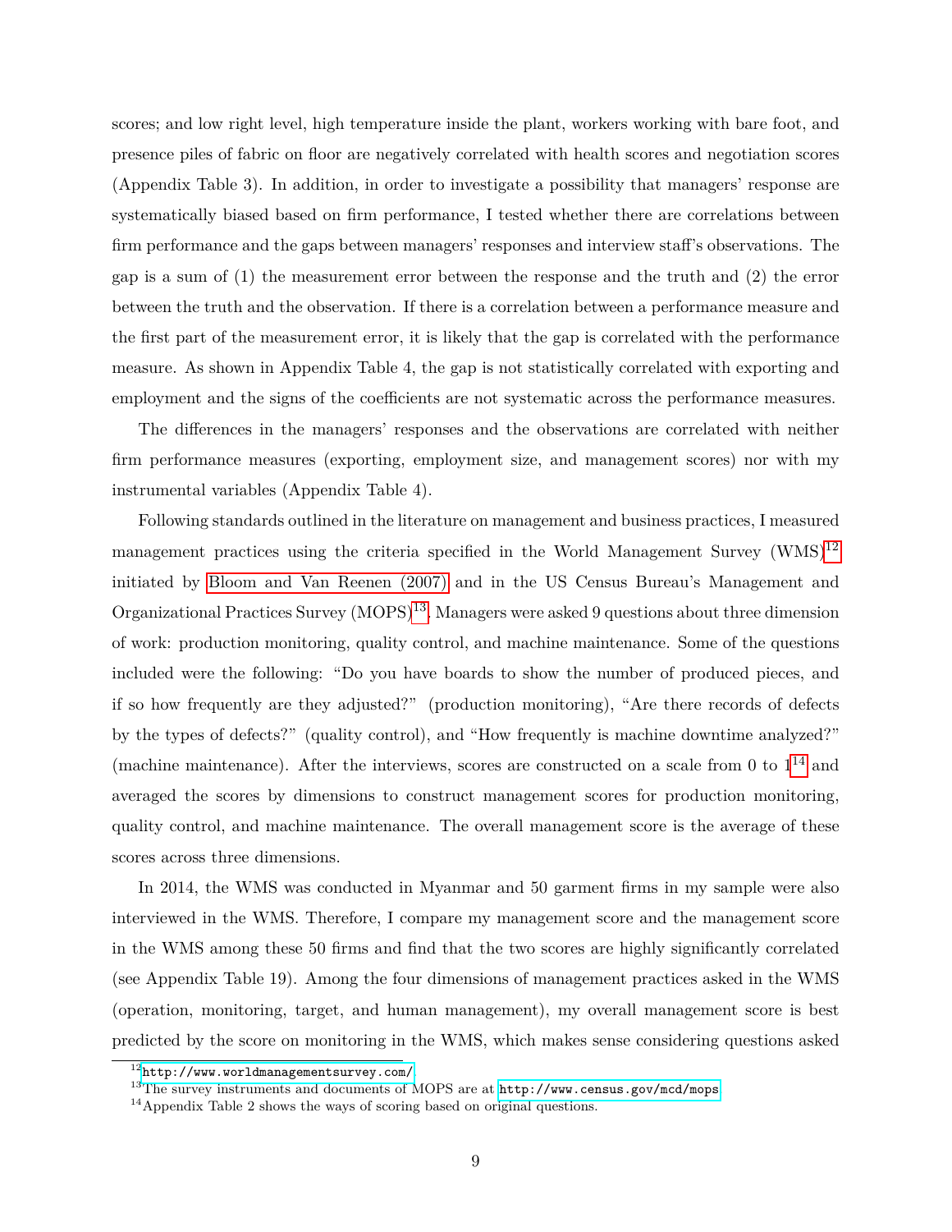scores; and low right level, high temperature inside the plant, workers working with bare foot, and presence piles of fabric on floor are negatively correlated with health scores and negotiation scores (Appendix Table 3). In addition, in order to investigate a possibility that managers' response are systematically biased based on firm performance, I tested whether there are correlations between firm performance and the gaps between managers' responses and interview staff's observations. The gap is a sum of (1) the measurement error between the response and the truth and (2) the error between the truth and the observation. If there is a correlation between a performance measure and the first part of the measurement error, it is likely that the gap is correlated with the performance measure. As shown in Appendix Table 4, the gap is not statistically correlated with exporting and employment and the signs of the coefficients are not systematic across the performance measures.

The differences in the managers' responses and the observations are correlated with neither firm performance measures (exporting, employment size, and management scores) nor with my instrumental variables (Appendix Table 4).

Following standards outlined in the literature on management and business practices, I measured management practices using the criteria specified in the World Management Survey (WMS)[12] initiated by Bloom and Van Reenen (2007) and in the US Census Bureau's Management and Organizational Practices Survey (MOPS)[13]. Managers were asked 9 questions about three dimension of work: production monitoring, quality control, and machine maintenance. Some of the questions included were the following: "Do you have boards to show the number of produced pieces, and if so how frequently are they adjusted?" (production monitoring), "Are there records of defects by the types of defects?" (quality control), and "How frequently is machine downtime analyzed?" (machine maintenance). After the interviews, scores are constructed on a scale from 0 to 1[14] and averaged the scores by dimensions to construct management scores for production monitoring, quality control, and machine maintenance. The overall management score is the average of these scores across three dimensions.

In 2014, the WMS was conducted in Myanmar and 50 garment firms in my sample were also interviewed in the WMS. Therefore, I compare my management score and the management score in the WMS among these 50 firms and find that the two scores are highly significantly correlated (see Appendix Table 19). Among the four dimensions of management practices asked in the WMS (operation, monitoring, target, and human management), my overall management score is best predicted by the score on monitoring in the WMS, which makes sense considering questions asked

[12] http://www.worldmanagementsurvey.com/.

[13] The survey instruments and documents of MOPS are at http://www.census.gov/mcd/mops

[14] Appendix Table 2 shows the ways of scoring based on original questions.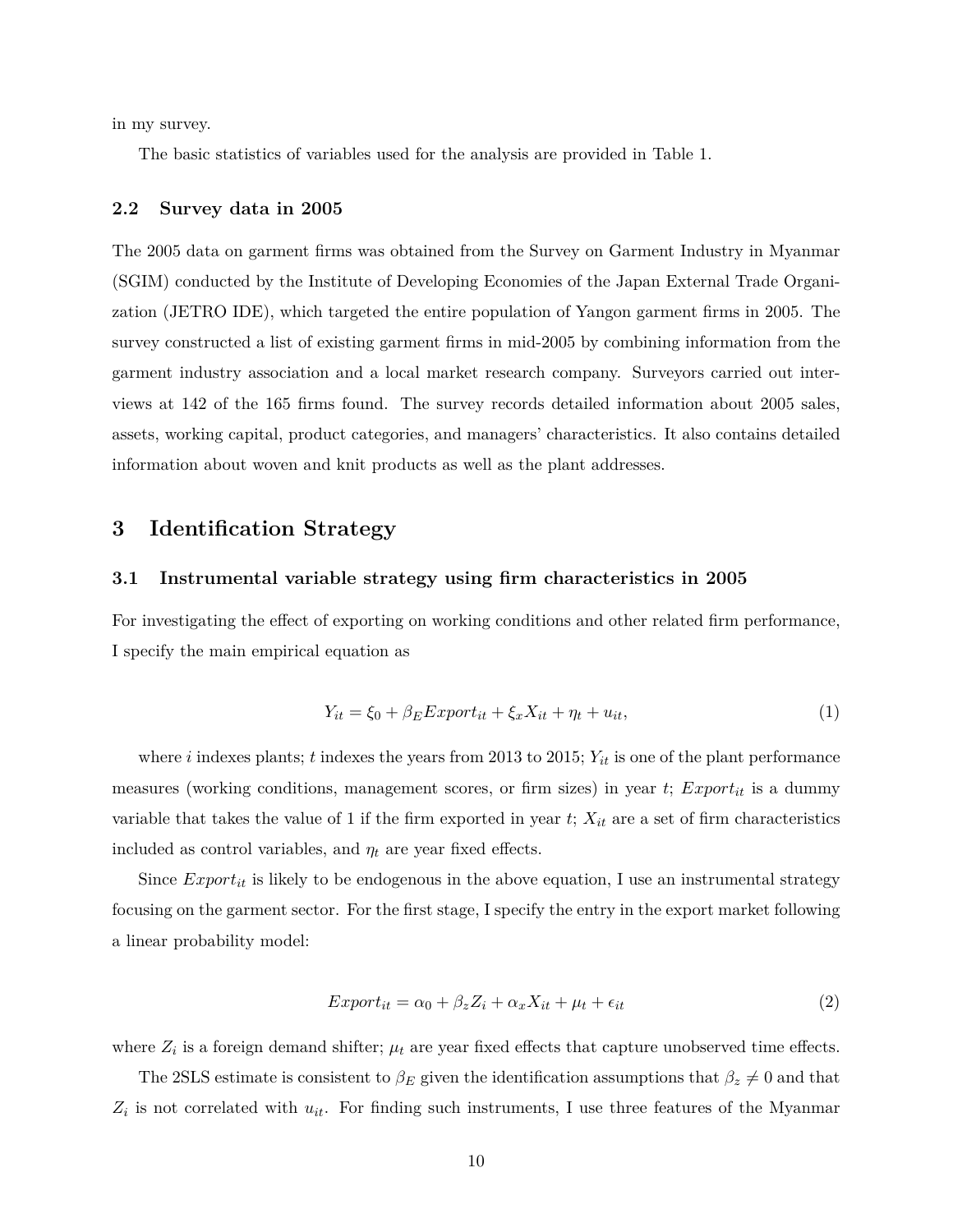in my survey.

The basic statistics of variables used for the analysis are provided in Table 1.

### 2.2 Survey data in 2005

The 2005 data on garment firms was obtained from the Survey on Garment Industry in Myanmar (SGIM) conducted by the Institute of Developing Economies of the Japan External Trade Organization (JETRO IDE), which targeted the entire population of Yangon garment firms in 2005. The survey constructed a list of existing garment firms in mid-2005 by combining information from the garment industry association and a local market research company. Surveyors carried out interviews at 142 of the 165 firms found. The survey records detailed information about 2005 sales, assets, working capital, product categories, and managers' characteristics. It also contains detailed information about woven and knit products as well as the plant addresses.

## 3 Identification Strategy

### 3.1 Instrumental variable strategy using firm characteristics in 2005

For investigating the effect of exporting on working conditions and other related firm performance, I specify the main empirical equation as

$$Y_{it} = \xi_0 + \beta_E Export_{it} + \xi_x X_{it} + \eta_t + u_{it}, \tag{1}$$

where $i$ indexes plants; $t$ indexes the years from 2013 to 2015; $Y_{it}$ is one of the plant performance measures (working conditions, management scores, or firm sizes) in year $t$; $Export_{it}$ is a dummy variable that takes the value of 1 if the firm exported in year $t$; $X_{it}$ are a set of firm characteristics included as control variables, and $\eta_t$ are year fixed effects.

Since $Export_{it}$ is likely to be endogenous in the above equation, I use an instrumental strategy focusing on the garment sector. For the first stage, I specify the entry in the export market following a linear probability model:

$$Export_{it} = \alpha_0 + \beta_z Z_i + \alpha_x X_{it} + \mu_t + \epsilon_{it} \tag{2}$$

where $Z_i$ is a foreign demand shifter; $\mu_t$ are year fixed effects that capture unobserved time effects.

The 2SLS estimate is consistent to $\beta_E$ given the identification assumptions that $\beta_z \neq 0$ and that $Z_i$ is not correlated with $u_{it}$. For finding such instruments, I use three features of the Myanmar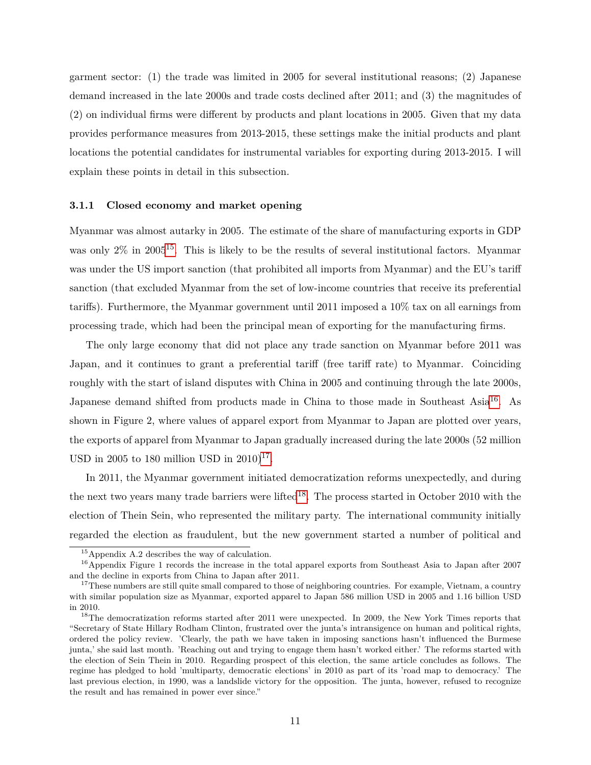garment sector: (1) the trade was limited in 2005 for several institutional reasons; (2) Japanese demand increased in the late 2000s and trade costs declined after 2011; and (3) the magnitudes of (2) on individual firms were different by products and plant locations in 2005. Given that my data provides performance measures from 2013-2015, these settings make the initial products and plant locations the potential candidates for instrumental variables for exporting during 2013-2015. I will explain these points in detail in this subsection.

### 3.1.1 Closed economy and market opening

Myanmar was almost autarky in 2005. The estimate of the share of manufacturing exports in GDP was only 2% in 2005[15]. This is likely to be the results of several institutional factors. Myanmar was under the US import sanction (that prohibited all imports from Myanmar) and the EU's tariff sanction (that excluded Myanmar from the set of low-income countries that receive its preferential tariffs). Furthermore, the Myanmar government until 2011 imposed a 10% tax on all earnings from processing trade, which had been the principal mean of exporting for the manufacturing firms.

The only large economy that did not place any trade sanction on Myanmar before 2011 was Japan, and it continues to grant a preferential tariff (free tariff rate) to Myanmar. Coinciding roughly with the start of island disputes with China in 2005 and continuing through the late 2000s, Japanese demand shifted from products made in China to those made in Southeast Asia[16]. As shown in Figure 2, where values of apparel export from Myanmar to Japan are plotted over years, the exports of apparel from Myanmar to Japan gradually increased during the late 2000s (52 million USD in 2005 to 180 million USD in 2010)[17].

In 2011, the Myanmar government initiated democratization reforms unexpectedly, and during the next two years many trade barriers were lifted[18]. The process started in October 2010 with the election of Thein Sein, who represented the military party. The international community initially regarded the election as fraudulent, but the new government started a number of political and

[15] Appendix A.2 describes the way of calculation.

[16] Appendix Figure 1 records the increase in the total apparel exports from Southeast Asia to Japan after 2007 and the decline in exports from China to Japan after 2011.

[17] These numbers are still quite small compared to those of neighboring countries. For example, Vietnam, a country with similar population size as Myanmar, exported apparel to Japan 586 million USD in 2005 and 1.16 billion USD in 2010.

[18] The democratization reforms started after 2011 were unexpected. In 2009, the New York Times reports that "Secretary of State Hillary Rodham Clinton, frustrated over the junta's intransigence on human and political rights, ordered the policy review. 'Clearly, the path we have taken in imposing sanctions hasn't influenced the Burmese junta,' she said last month. 'Reaching out and trying to engage them hasn't worked either.' The reforms started with the election of Sein Thein in 2010. Regarding prospect of this election, the same article concludes as follows. The regime has pledged to hold 'multiparty, democratic elections' in 2010 as part of its 'road map to democracy.' The last previous election, in 1990, was a landslide victory for the opposition. The junta, however, refused to recognize the result and has remained in power ever since."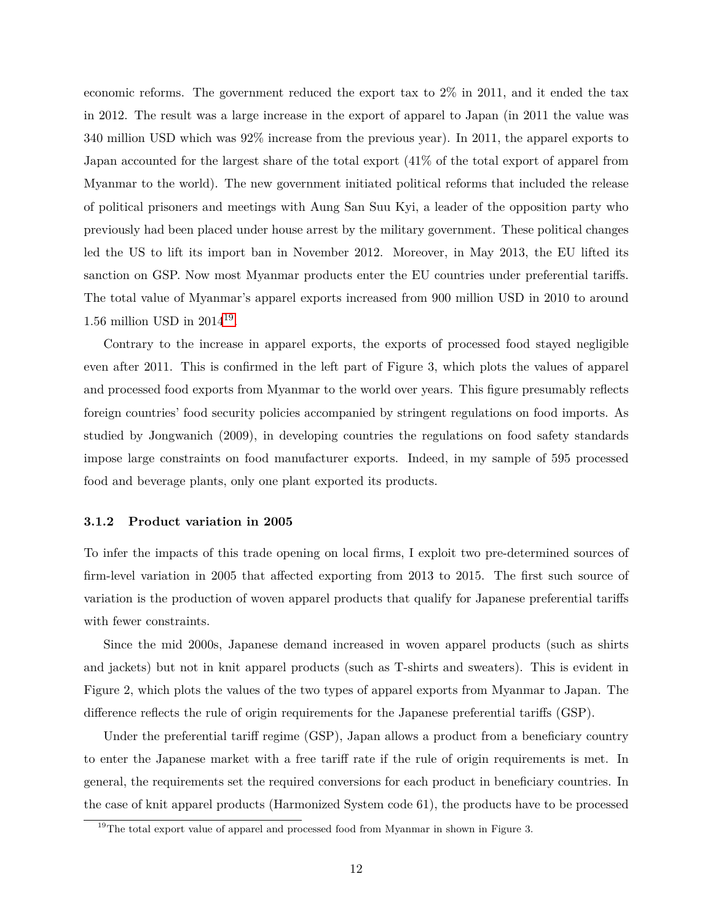economic reforms. The government reduced the export tax to 2% in 2011, and it ended the tax in 2012. The result was a large increase in the export of apparel to Japan (in 2011 the value was 340 million USD which was 92% increase from the previous year). In 2011, the apparel exports to Japan accounted for the largest share of the total export (41% of the total export of apparel from Myanmar to the world). The new government initiated political reforms that included the release of political prisoners and meetings with Aung San Suu Kyi, a leader of the opposition party who previously had been placed under house arrest by the military government. These political changes led the US to lift its import ban in November 2012. Moreover, in May 2013, the EU lifted its sanction on GSP. Now most Myanmar products enter the EU countries under preferential tariffs. The total value of Myanmar's apparel exports increased from 900 million USD in 2010 to around 1.56 million USD in 2014[19].

Contrary to the increase in apparel exports, the exports of processed food stayed negligible even after 2011. This is confirmed in the left part of Figure 3, which plots the values of apparel and processed food exports from Myanmar to the world over years. This figure presumably reflects foreign countries' food security policies accompanied by stringent regulations on food imports. As studied by Jongwanich (2009), in developing countries the regulations on food safety standards impose large constraints on food manufacturer exports. Indeed, in my sample of 595 processed food and beverage plants, only one plant exported its products.

### 3.1.2 Product variation in 2005

To infer the impacts of this trade opening on local firms, I exploit two pre-determined sources of firm-level variation in 2005 that affected exporting from 2013 to 2015. The first such source of variation is the production of woven apparel products that qualify for Japanese preferential tariffs with fewer constraints.

Since the mid 2000s, Japanese demand increased in woven apparel products (such as shirts and jackets) but not in knit apparel products (such as T-shirts and sweaters). This is evident in Figure 2, which plots the values of the two types of apparel exports from Myanmar to Japan. The difference reflects the rule of origin requirements for the Japanese preferential tariffs (GSP).

Under the preferential tariff regime (GSP), Japan allows a product from a beneficiary country to enter the Japanese market with a free tariff rate if the rule of origin requirements is met. In general, the requirements set the required conversions for each product in beneficiary countries. In the case of knit apparel products (Harmonized System code 61), the products have to be processed

[19] The total export value of apparel and processed food from Myanmar in shown in Figure 3.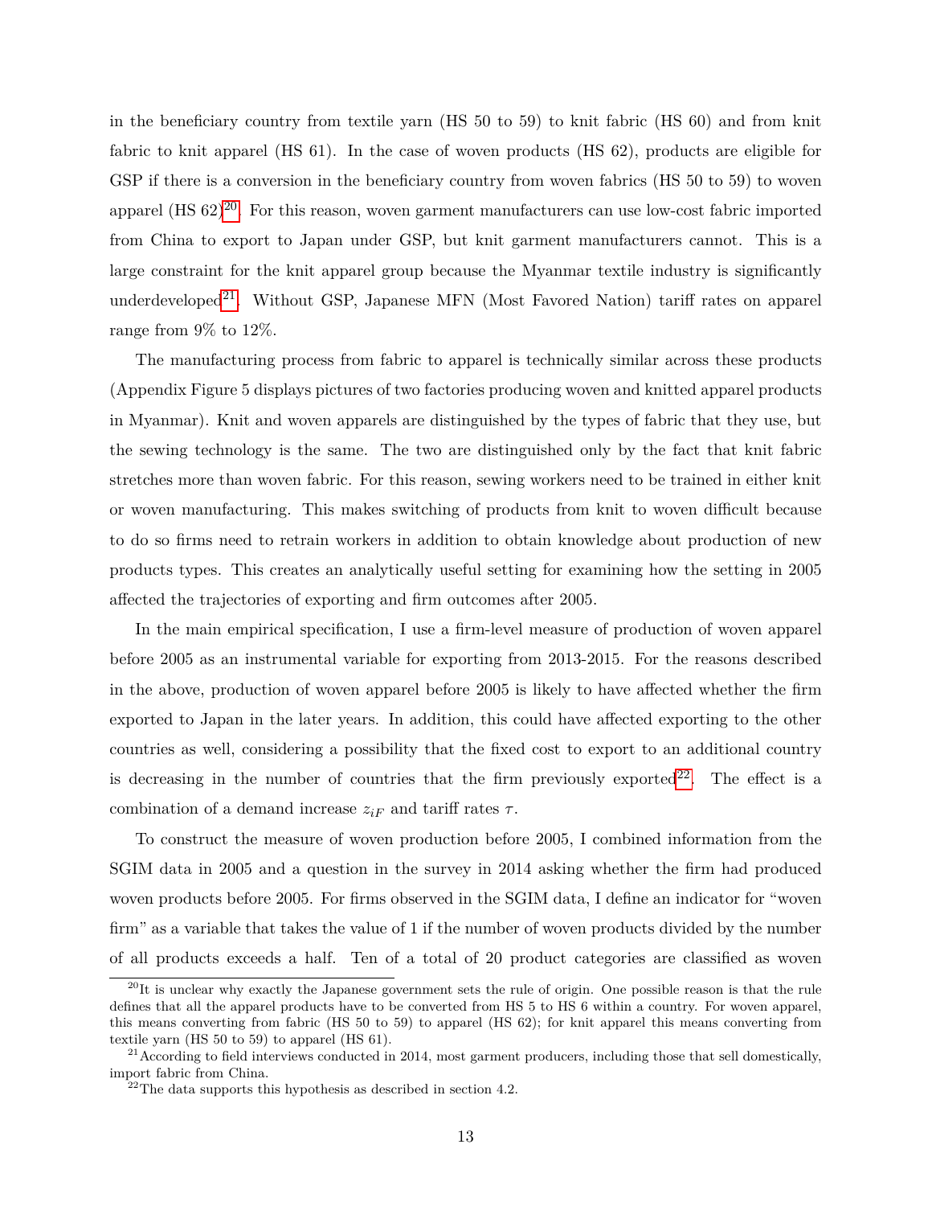in the beneficiary country from textile yarn (HS 50 to 59) to knit fabric (HS 60) and from knit fabric to knit apparel (HS 61). In the case of woven products (HS 62), products are eligible for GSP if there is a conversion in the beneficiary country from woven fabrics (HS 50 to 59) to woven apparel (HS 62)[20]. For this reason, woven garment manufacturers can use low-cost fabric imported from China to export to Japan under GSP, but knit garment manufacturers cannot. This is a large constraint for the knit apparel group because the Myanmar textile industry is significantly underdeveloped[21]. Without GSP, Japanese MFN (Most Favored Nation) tariff rates on apparel range from 9% to 12%.

The manufacturing process from fabric to apparel is technically similar across these products (Appendix Figure 5 displays pictures of two factories producing woven and knitted apparel products in Myanmar). Knit and woven apparels are distinguished by the types of fabric that they use, but the sewing technology is the same. The two are distinguished only by the fact that knit fabric stretches more than woven fabric. For this reason, sewing workers need to be trained in either knit or woven manufacturing. This makes switching of products from knit to woven difficult because to do so firms need to retrain workers in addition to obtain knowledge about production of new products types. This creates an analytically useful setting for examining how the setting in 2005 affected the trajectories of exporting and firm outcomes after 2005.

In the main empirical specification, I use a firm-level measure of production of woven apparel before 2005 as an instrumental variable for exporting from 2013-2015. For the reasons described in the above, production of woven apparel before 2005 is likely to have affected whether the firm exported to Japan in the later years. In addition, this could have affected exporting to the other countries as well, considering a possibility that the fixed cost to export to an additional country is decreasing in the number of countries that the firm previously exported[22]. The effect is a combination of a demand increase $z_{iF}$ and tariff rates $\tau$.

To construct the measure of woven production before 2005, I combined information from the SGIM data in 2005 and a question in the survey in 2014 asking whether the firm had produced woven products before 2005. For firms observed in the SGIM data, I define an indicator for "woven firm" as a variable that takes the value of 1 if the number of woven products divided by the number of all products exceeds a half. Ten of a total of 20 product categories are classified as woven

[20] It is unclear why exactly the Japanese government sets the rule of origin. One possible reason is that the rule defines that all the apparel products have to be converted from HS 5 to HS 6 within a country. For woven apparel, this means converting from fabric (HS 50 to 59) to apparel (HS 62); for knit apparel this means converting from textile yarn (HS 50 to 59) to apparel (HS 61).

[21] According to field interviews conducted in 2014, most garment producers, including those that sell domestically, import fabric from China.

[22] The data supports this hypothesis as described in section 4.2.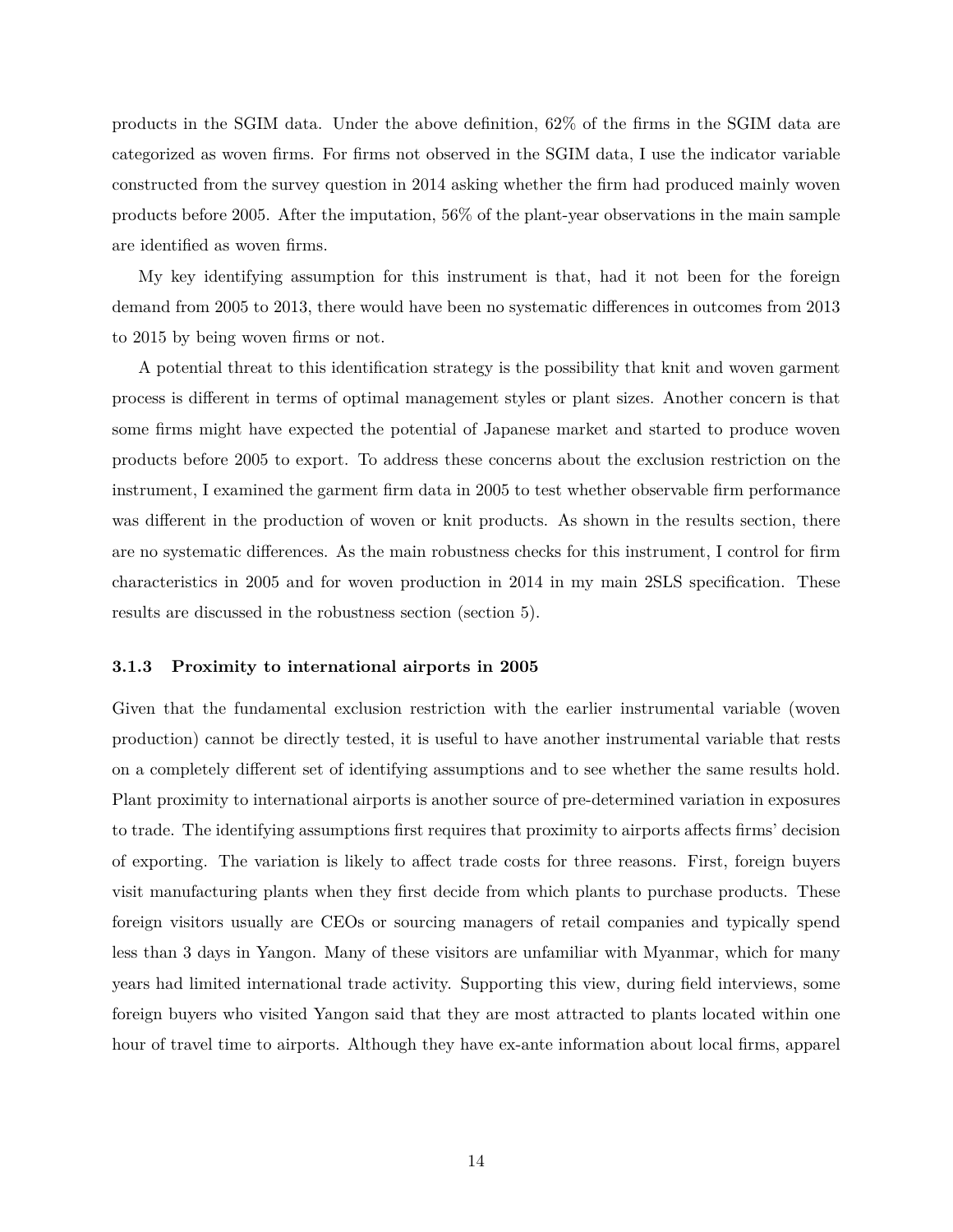products in the SGIM data. Under the above definition, 62% of the firms in the SGIM data are categorized as woven firms. For firms not observed in the SGIM data, I use the indicator variable constructed from the survey question in 2014 asking whether the firm had produced mainly woven products before 2005. After the imputation, 56% of the plant-year observations in the main sample are identified as woven firms.

My key identifying assumption for this instrument is that, had it not been for the foreign demand from 2005 to 2013, there would have been no systematic differences in outcomes from 2013 to 2015 by being woven firms or not.

A potential threat to this identification strategy is the possibility that knit and woven garment process is different in terms of optimal management styles or plant sizes. Another concern is that some firms might have expected the potential of Japanese market and started to produce woven products before 2005 to export. To address these concerns about the exclusion restriction on the instrument, I examined the garment firm data in 2005 to test whether observable firm performance was different in the production of woven or knit products. As shown in the results section, there are no systematic differences. As the main robustness checks for this instrument, I control for firm characteristics in 2005 and for woven production in 2014 in my main 2SLS specification. These results are discussed in the robustness section (section 5).

### 3.1.3 Proximity to international airports in 2005

Given that the fundamental exclusion restriction with the earlier instrumental variable (woven production) cannot be directly tested, it is useful to have another instrumental variable that rests on a completely different set of identifying assumptions and to see whether the same results hold. Plant proximity to international airports is another source of pre-determined variation in exposures to trade. The identifying assumptions first requires that proximity to airports affects firms' decision of exporting. The variation is likely to affect trade costs for three reasons. First, foreign buyers visit manufacturing plants when they first decide from which plants to purchase products. These foreign visitors usually are CEOs or sourcing managers of retail companies and typically spend less than 3 days in Yangon. Many of these visitors are unfamiliar with Myanmar, which for many years had limited international trade activity. Supporting this view, during field interviews, some foreign buyers who visited Yangon said that they are most attracted to plants located within one hour of travel time to airports. Although they have ex-ante information about local firms, apparel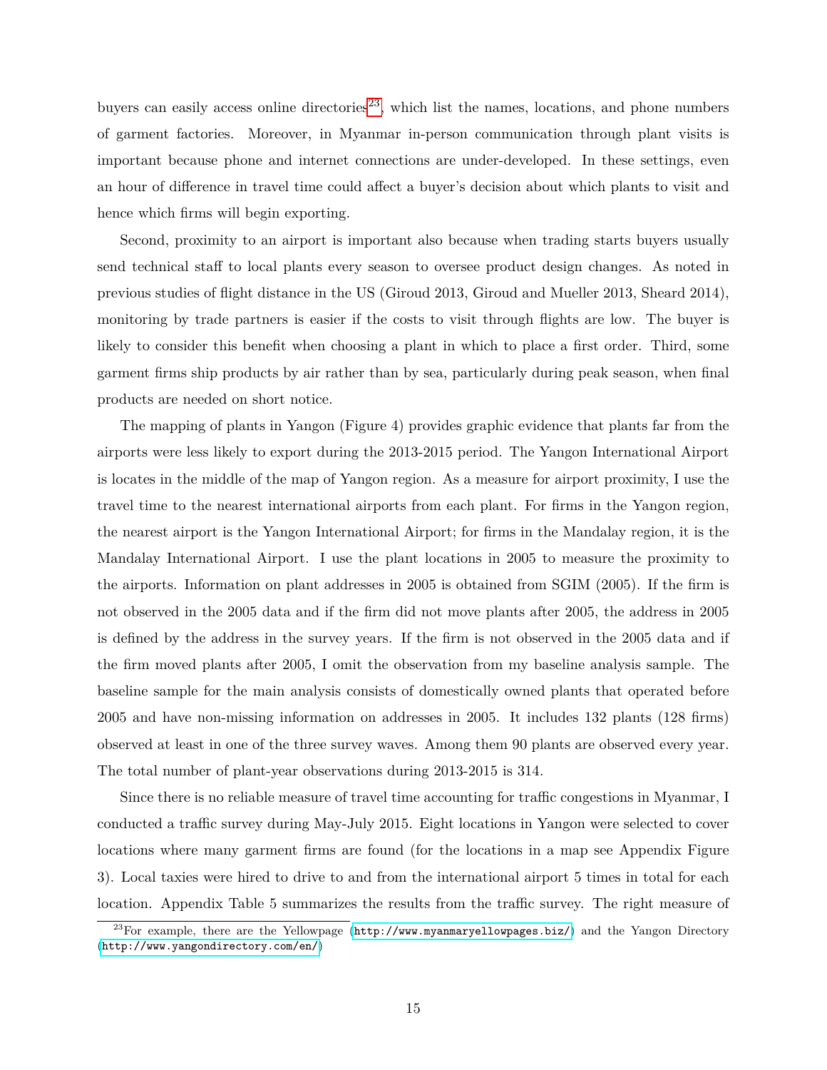buyers can easily access online directories[23], which list the names, locations, and phone numbers of garment factories. Moreover, in Myanmar in-person communication through plant visits is important because phone and internet connections are under-developed. In these settings, even an hour of difference in travel time could affect a buyer's decision about which plants to visit and hence which firms will begin exporting.

Second, proximity to an airport is important also because when trading starts buyers usually send technical staff to local plants every season to oversee product design changes. As noted in previous studies of flight distance in the US (Giroud 2013, Giroud and Mueller 2013, Sheard 2014), monitoring by trade partners is easier if the costs to visit through flights are low. The buyer is likely to consider this benefit when choosing a plant in which to place a first order. Third, some garment firms ship products by air rather than by sea, particularly during peak season, when final products are needed on short notice.

The mapping of plants in Yangon (Figure 4) provides graphic evidence that plants far from the airports were less likely to export during the 2013-2015 period. The Yangon International Airport is locates in the middle of the map of Yangon region. As a measure for airport proximity, I use the travel time to the nearest international airports from each plant. For firms in the Yangon region, the nearest airport is the Yangon International Airport; for firms in the Mandalay region, it is the Mandalay International Airport. I use the plant locations in 2005 to measure the proximity to the airports. Information on plant addresses in 2005 is obtained from SGIM (2005). If the firm is not observed in the 2005 data and if the firm did not move plants after 2005, the address in 2005 is defined by the address in the survey years. If the firm is not observed in the 2005 data and if the firm moved plants after 2005, I omit the observation from my baseline analysis sample. The baseline sample for the main analysis consists of domestically owned plants that operated before 2005 and have non-missing information on addresses in 2005. It includes 132 plants (128 firms) observed at least in one of the three survey waves. Among them 90 plants are observed every year. The total number of plant-year observations during 2013-2015 is 314.

Since there is no reliable measure of travel time accounting for traffic congestions in Myanmar, I conducted a traffic survey during May-July 2015. Eight locations in Yangon were selected to cover locations where many garment firms are found (for the locations in a map see Appendix Figure 3). Local taxies were hired to drive to and from the international airport 5 times in total for each location. Appendix Table 5 summarizes the results from the traffic survey. The right measure of

[23] For example, there are the Yellowpage (http://www.myanmaryellowpages.biz/) and the Yangon Directory (http://www.yangondirectory.com/en/)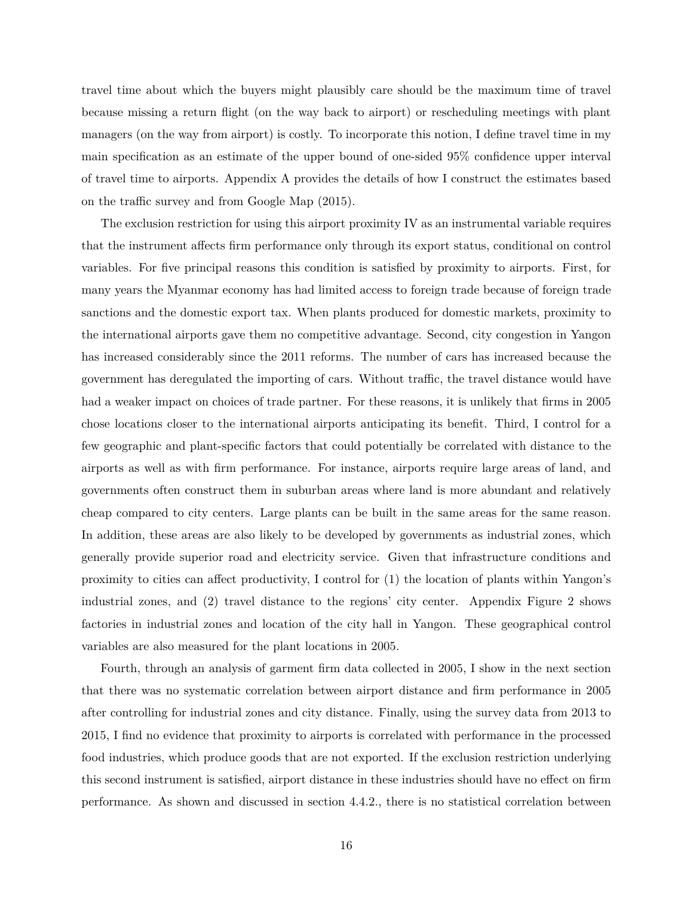travel time about which the buyers might plausibly care should be the maximum time of travel because missing a return flight (on the way back to airport) or rescheduling meetings with plant managers (on the way from airport) is costly. To incorporate this notion, I define travel time in my main specification as an estimate of the upper bound of one-sided 95% confidence upper interval of travel time to airports. Appendix A provides the details of how I construct the estimates based on the traffic survey and from Google Map (2015).

The exclusion restriction for using this airport proximity IV as an instrumental variable requires that the instrument affects firm performance only through its export status, conditional on control variables. For five principal reasons this condition is satisfied by proximity to airports. First, for many years the Myanmar economy has had limited access to foreign trade because of foreign trade sanctions and the domestic export tax. When plants produced for domestic markets, proximity to the international airports gave them no competitive advantage. Second, city congestion in Yangon has increased considerably since the 2011 reforms. The number of cars has increased because the government has deregulated the importing of cars. Without traffic, the travel distance would have had a weaker impact on choices of trade partner. For these reasons, it is unlikely that firms in 2005 chose locations closer to the international airports anticipating its benefit. Third, I control for a few geographic and plant-specific factors that could potentially be correlated with distance to the airports as well as with firm performance. For instance, airports require large areas of land, and governments often construct them in suburban areas where land is more abundant and relatively cheap compared to city centers. Large plants can be built in the same areas for the same reason. In addition, these areas are also likely to be developed by governments as industrial zones, which generally provide superior road and electricity service. Given that infrastructure conditions and proximity to cities can affect productivity, I control for (1) the location of plants within Yangon's industrial zones, and (2) travel distance to the regions' city center. Appendix Figure 2 shows factories in industrial zones and location of the city hall in Yangon. These geographical control variables are also measured for the plant locations in 2005.

Fourth, through an analysis of garment firm data collected in 2005, I show in the next section that there was no systematic correlation between airport distance and firm performance in 2005 after controlling for industrial zones and city distance. Finally, using the survey data from 2013 to 2015, I find no evidence that proximity to airports is correlated with performance in the processed food industries, which produce goods that are not exported. If the exclusion restriction underlying this second instrument is satisfied, airport distance in these industries should have no effect on firm performance. As shown and discussed in section 4.4.2., there is no statistical correlation between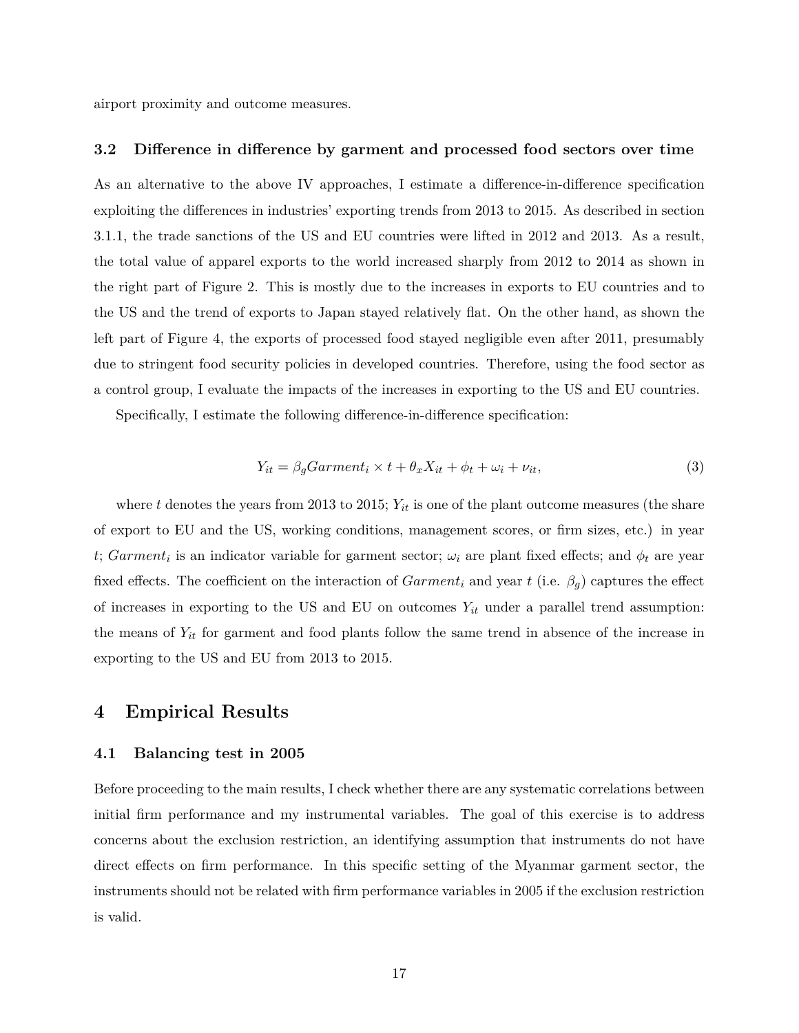airport proximity and outcome measures.

### 3.2 Difference in difference by garment and processed food sectors over time

As an alternative to the above IV approaches, I estimate a difference-in-difference specification exploiting the differences in industries' exporting trends from 2013 to 2015. As described in section 3.1.1, the trade sanctions of the US and EU countries were lifted in 2012 and 2013. As a result, the total value of apparel exports to the world increased sharply from 2012 to 2014 as shown in the right part of Figure 2. This is mostly due to the increases in exports to EU countries and to the US and the trend of exports to Japan stayed relatively flat. On the other hand, as shown the left part of Figure 4, the exports of processed food stayed negligible even after 2011, presumably due to stringent food security policies in developed countries. Therefore, using the food sector as a control group, I evaluate the impacts of the increases in exporting to the US and EU countries.

Specifically, I estimate the following difference-in-difference specification:

$$Y_{it} = \beta_g Garment_i \times t + \theta_x X_{it} + \phi_t + \omega_i + \nu_{it}, \tag{3}$$

where $t$ denotes the years from 2013 to 2015; $Y_{it}$ is one of the plant outcome measures (the share of export to EU and the US, working conditions, management scores, or firm sizes, etc.) in year $t$; $Garment_i$ is an indicator variable for garment sector; $\omega_i$ are plant fixed effects; and $\phi_t$ are year fixed effects. The coefficient on the interaction of $Garment_i$ and year $t$ (i.e. $\beta_g$) captures the effect of increases in exporting to the US and EU on outcomes $Y_{it}$ under a parallel trend assumption: the means of $Y_{it}$ for garment and food plants follow the same trend in absence of the increase in exporting to the US and EU from 2013 to 2015.

## 4 Empirical Results

### 4.1 Balancing test in 2005

Before proceeding to the main results, I check whether there are any systematic correlations between initial firm performance and my instrumental variables. The goal of this exercise is to address concerns about the exclusion restriction, an identifying assumption that instruments do not have direct effects on firm performance. In this specific setting of the Myanmar garment sector, the instruments should not be related with firm performance variables in 2005 if the exclusion restriction is valid.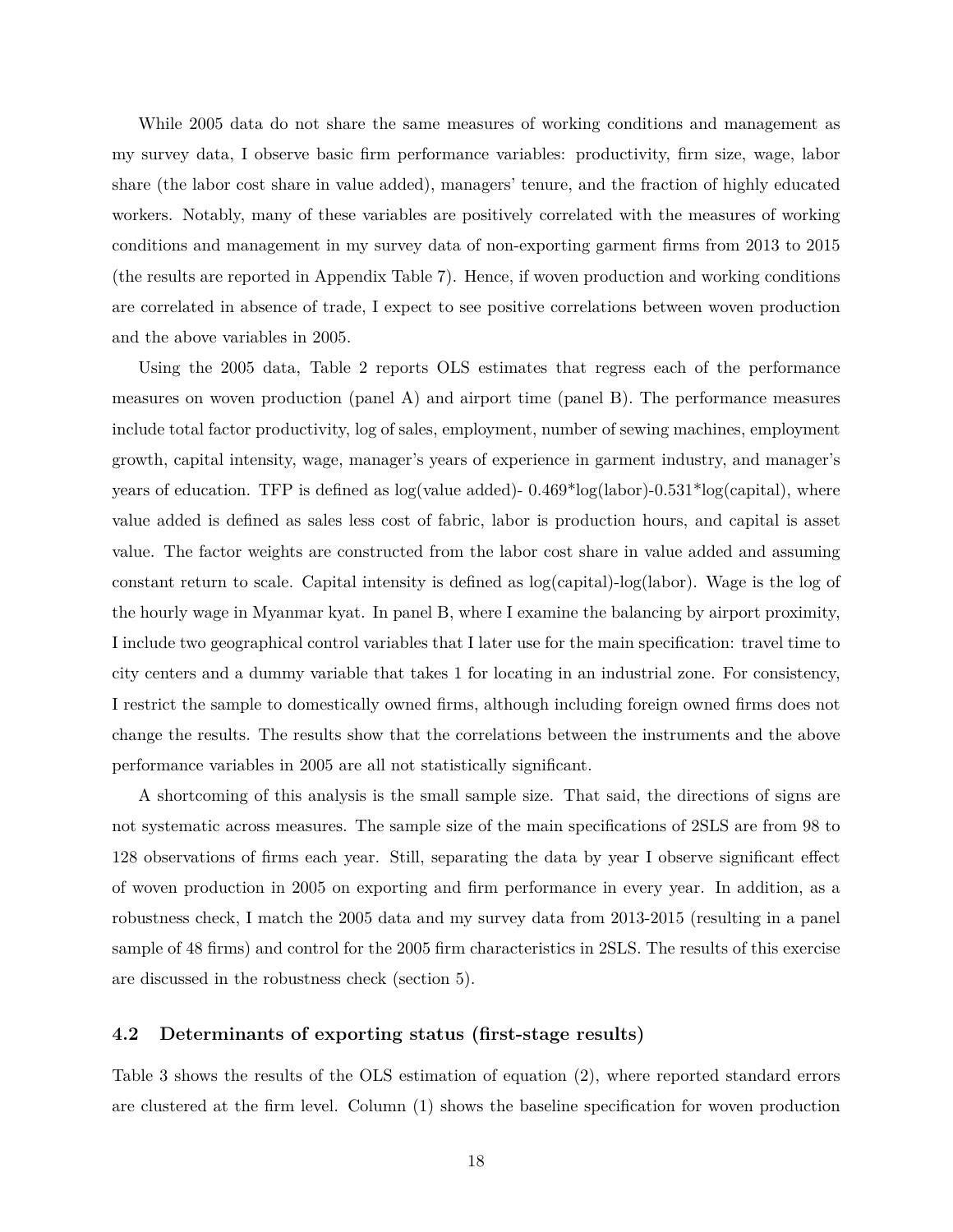While 2005 data do not share the same measures of working conditions and management as my survey data, I observe basic firm performance variables: productivity, firm size, wage, labor share (the labor cost share in value added), managers' tenure, and the fraction of highly educated workers. Notably, many of these variables are positively correlated with the measures of working conditions and management in my survey data of non-exporting garment firms from 2013 to 2015 (the results are reported in Appendix Table 7). Hence, if woven production and working conditions are correlated in absence of trade, I expect to see positive correlations between woven production and the above variables in 2005.

Using the 2005 data, Table 2 reports OLS estimates that regress each of the performance measures on woven production (panel A) and airport time (panel B). The performance measures include total factor productivity, log of sales, employment, number of sewing machines, employment growth, capital intensity, wage, manager's years of experience in garment industry, and manager's years of education. TFP is defined as log(value added)- 0.469*log(labor)-0.531*log(capital), where value added is defined as sales less cost of fabric, labor is production hours, and capital is asset value. The factor weights are constructed from the labor cost share in value added and assuming constant return to scale. Capital intensity is defined as log(capital)-log(labor). Wage is the log of the hourly wage in Myanmar kyat. In panel B, where I examine the balancing by airport proximity, I include two geographical control variables that I later use for the main specification: travel time to city centers and a dummy variable that takes 1 for locating in an industrial zone. For consistency, I restrict the sample to domestically owned firms, although including foreign owned firms does not change the results. The results show that the correlations between the instruments and the above performance variables in 2005 are all not statistically significant.

A shortcoming of this analysis is the small sample size. That said, the directions of signs are not systematic across measures. The sample size of the main specifications of 2SLS are from 98 to 128 observations of firms each year. Still, separating the data by year I observe significant effect of woven production in 2005 on exporting and firm performance in every year. In addition, as a robustness check, I match the 2005 data and my survey data from 2013-2015 (resulting in a panel sample of 48 firms) and control for the 2005 firm characteristics in 2SLS. The results of this exercise are discussed in the robustness check (section 5).

## 4.2 Determinants of exporting status (first-stage results)

Table 3 shows the results of the OLS estimation of equation (2), where reported standard errors are clustered at the firm level. Column (1) shows the baseline specification for woven production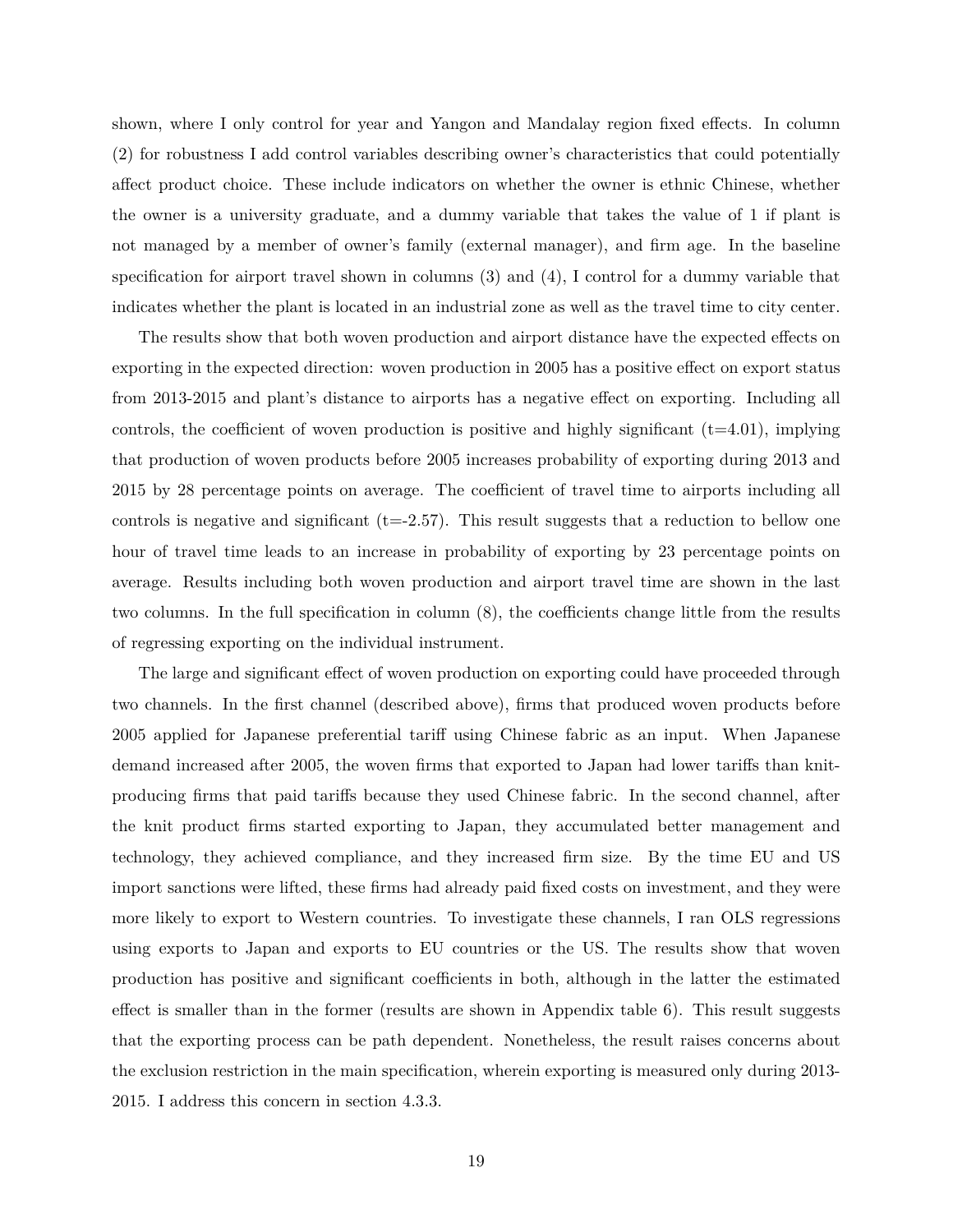shown, where I only control for year and Yangon and Mandalay region fixed effects. In column (2) for robustness I add control variables describing owner's characteristics that could potentially affect product choice. These include indicators on whether the owner is ethnic Chinese, whether the owner is a university graduate, and a dummy variable that takes the value of 1 if plant is not managed by a member of owner's family (external manager), and firm age. In the baseline specification for airport travel shown in columns (3) and (4), I control for a dummy variable that indicates whether the plant is located in an industrial zone as well as the travel time to city center.

The results show that both woven production and airport distance have the expected effects on exporting in the expected direction: woven production in 2005 has a positive effect on export status from 2013-2015 and plant's distance to airports has a negative effect on exporting. Including all controls, the coefficient of woven production is positive and highly significant (t=4.01), implying that production of woven products before 2005 increases probability of exporting during 2013 and 2015 by 28 percentage points on average. The coefficient of travel time to airports including all controls is negative and significant (t=-2.57). This result suggests that a reduction to bellow one hour of travel time leads to an increase in probability of exporting by 23 percentage points on average. Results including both woven production and airport travel time are shown in the last two columns. In the full specification in column (8), the coefficients change little from the results of regressing exporting on the individual instrument.

The large and significant effect of woven production on exporting could have proceeded through two channels. In the first channel (described above), firms that produced woven products before 2005 applied for Japanese preferential tariff using Chinese fabric as an input. When Japanese demand increased after 2005, the woven firms that exported to Japan had lower tariffs than knit-producing firms that paid tariffs because they used Chinese fabric. In the second channel, after the knit product firms started exporting to Japan, they accumulated better management and technology, they achieved compliance, and they increased firm size. By the time EU and US import sanctions were lifted, these firms had already paid fixed costs on investment, and they were more likely to export to Western countries. To investigate these channels, I ran OLS regressions using exports to Japan and exports to EU countries or the US. The results show that woven production has positive and significant coefficients in both, although in the latter the estimated effect is smaller than in the former (results are shown in Appendix table 6). This result suggests that the exporting process can be path dependent. Nonetheless, the result raises concerns about the exclusion restriction in the main specification, wherein exporting is measured only during 2013-2015. I address this concern in section 4.3.3.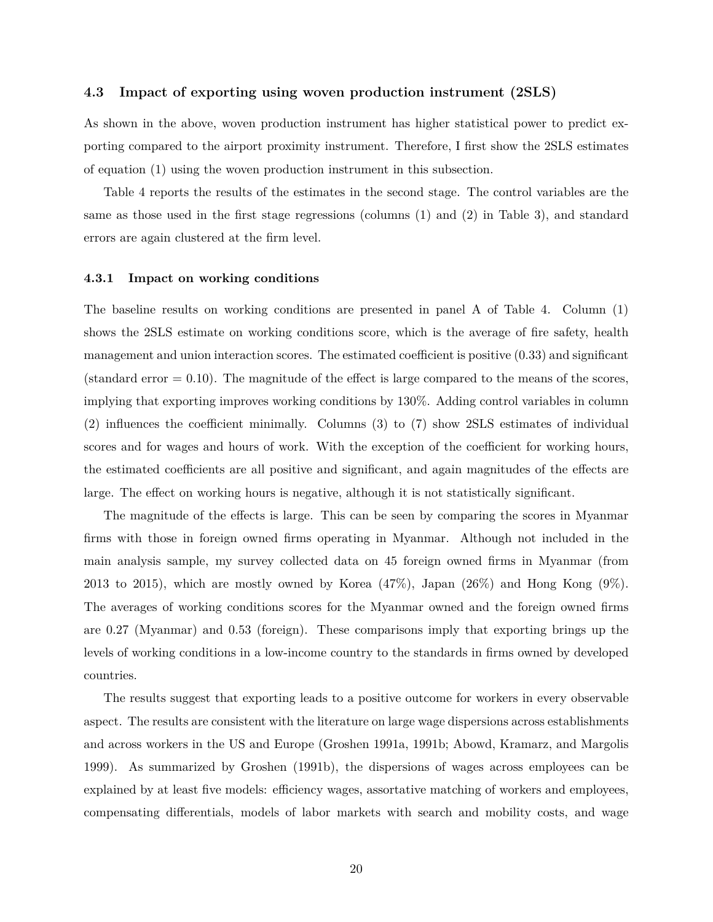### 4.3 Impact of exporting using woven production instrument (2SLS)

As shown in the above, woven production instrument has higher statistical power to predict exporting compared to the airport proximity instrument. Therefore, I first show the 2SLS estimates of equation (1) using the woven production instrument in this subsection.

Table 4 reports the results of the estimates in the second stage. The control variables are the same as those used in the first stage regressions (columns (1) and (2) in Table 3), and standard errors are again clustered at the firm level.

#### 4.3.1 Impact on working conditions

The baseline results on working conditions are presented in panel A of Table 4. Column (1) shows the 2SLS estimate on working conditions score, which is the average of fire safety, health management and union interaction scores. The estimated coefficient is positive (0.33) and significant (standard error = 0.10). The magnitude of the effect is large compared to the means of the scores, implying that exporting improves working conditions by 130%. Adding control variables in column (2) influences the coefficient minimally. Columns (3) to (7) show 2SLS estimates of individual scores and for wages and hours of work. With the exception of the coefficient for working hours, the estimated coefficients are all positive and significant, and again magnitudes of the effects are large. The effect on working hours is negative, although it is not statistically significant.

The magnitude of the effects is large. This can be seen by comparing the scores in Myanmar firms with those in foreign owned firms operating in Myanmar. Although not included in the main analysis sample, my survey collected data on 45 foreign owned firms in Myanmar (from 2013 to 2015), which are mostly owned by Korea (47%), Japan (26%) and Hong Kong (9%). The averages of working conditions scores for the Myanmar owned and the foreign owned firms are 0.27 (Myanmar) and 0.53 (foreign). These comparisons imply that exporting brings up the levels of working conditions in a low-income country to the standards in firms owned by developed countries.

The results suggest that exporting leads to a positive outcome for workers in every observable aspect. The results are consistent with the literature on large wage dispersions across establishments and across workers in the US and Europe (Groshen 1991a, 1991b; Abowd, Kramarz, and Margolis 1999). As summarized by Groshen (1991b), the dispersions of wages across employees can be explained by at least five models: efficiency wages, assortative matching of workers and employees, compensating differentials, models of labor markets with search and mobility costs, and wage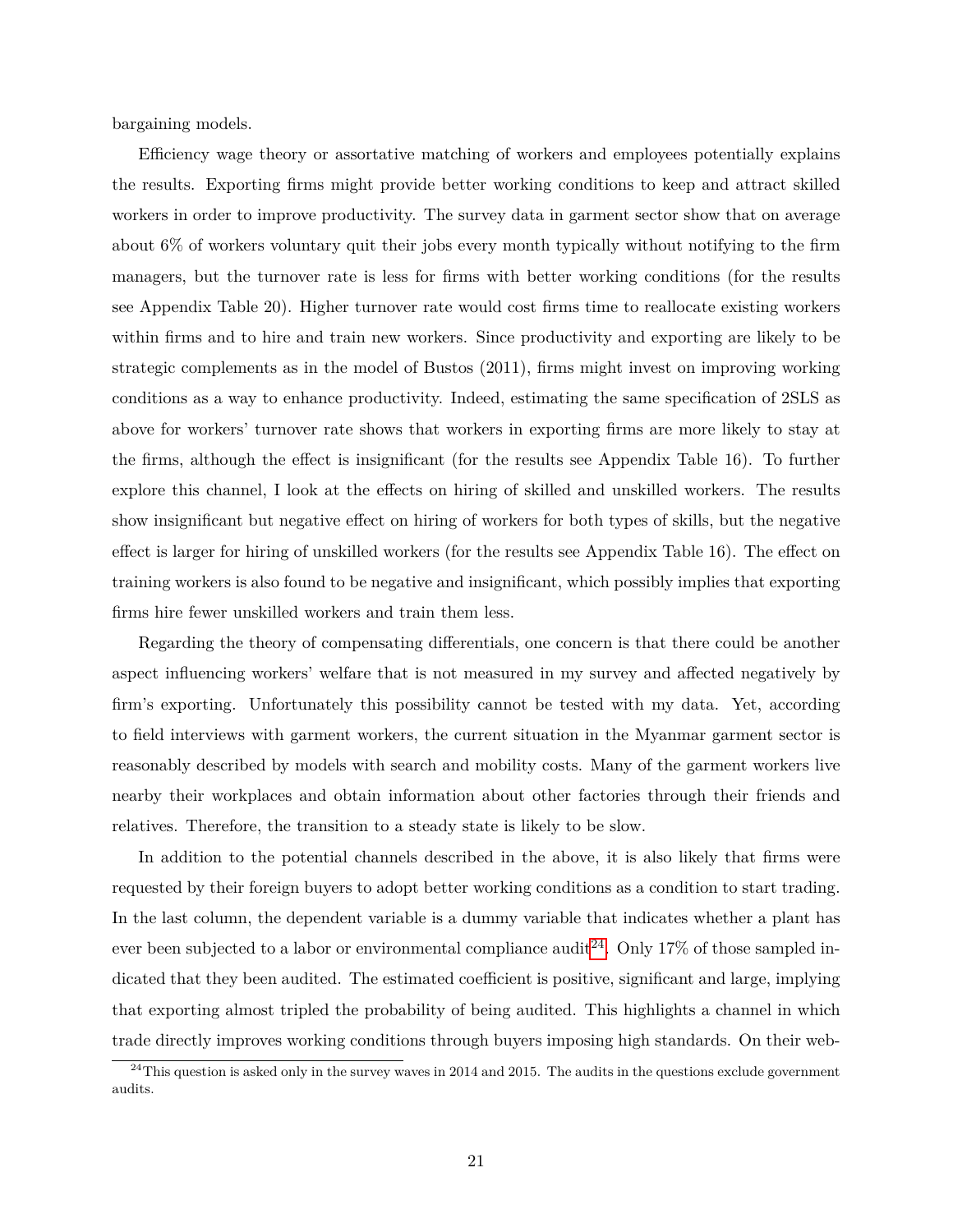bargaining models.

Efficiency wage theory or assortative matching of workers and employees potentially explains the results. Exporting firms might provide better working conditions to keep and attract skilled workers in order to improve productivity. The survey data in garment sector show that on average about 6% of workers voluntary quit their jobs every month typically without notifying to the firm managers, but the turnover rate is less for firms with better working conditions (for the results see Appendix Table 20). Higher turnover rate would cost firms time to reallocate existing workers within firms and to hire and train new workers. Since productivity and exporting are likely to be strategic complements as in the model of Bustos (2011), firms might invest on improving working conditions as a way to enhance productivity. Indeed, estimating the same specification of 2SLS as above for workers' turnover rate shows that workers in exporting firms are more likely to stay at the firms, although the effect is insignificant (for the results see Appendix Table 16). To further explore this channel, I look at the effects on hiring of skilled and unskilled workers. The results show insignificant but negative effect on hiring of workers for both types of skills, but the negative effect is larger for hiring of unskilled workers (for the results see Appendix Table 16). The effect on training workers is also found to be negative and insignificant, which possibly implies that exporting firms hire fewer unskilled workers and train them less.

Regarding the theory of compensating differentials, one concern is that there could be another aspect influencing workers' welfare that is not measured in my survey and affected negatively by firm's exporting. Unfortunately this possibility cannot be tested with my data. Yet, according to field interviews with garment workers, the current situation in the Myanmar garment sector is reasonably described by models with search and mobility costs. Many of the garment workers live nearby their workplaces and obtain information about other factories through their friends and relatives. Therefore, the transition to a steady state is likely to be slow.

In addition to the potential channels described in the above, it is also likely that firms were requested by their foreign buyers to adopt better working conditions as a condition to start trading. In the last column, the dependent variable is a dummy variable that indicates whether a plant has ever been subjected to a labor or environmental compliance audit[24]. Only 17% of those sampled indicated that they been audited. The estimated coefficient is positive, significant and large, implying that exporting almost tripled the probability of being audited. This highlights a channel in which trade directly improves working conditions through buyers imposing high standards. On their web-

[24]This question is asked only in the survey waves in 2014 and 2015. The audits in the questions exclude government audits.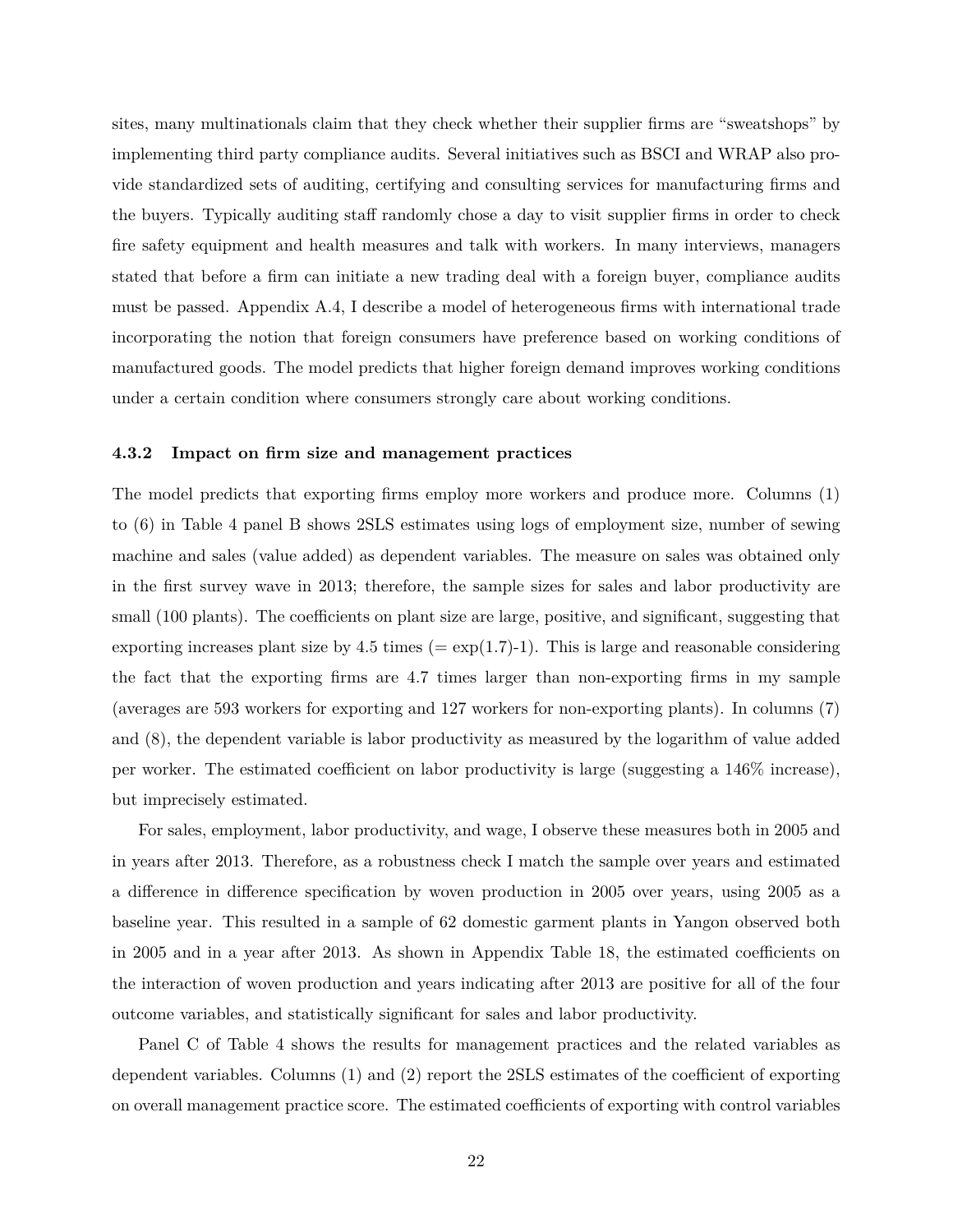sites, many multinationals claim that they check whether their supplier firms are "sweatshops" by implementing third party compliance audits. Several initiatives such as BSCI and WRAP also provide standardized sets of auditing, certifying and consulting services for manufacturing firms and the buyers. Typically auditing staff randomly chose a day to visit supplier firms in order to check fire safety equipment and health measures and talk with workers. In many interviews, managers stated that before a firm can initiate a new trading deal with a foreign buyer, compliance audits must be passed. Appendix A.4, I describe a model of heterogeneous firms with international trade incorporating the notion that foreign consumers have preference based on working conditions of manufactured goods. The model predicts that higher foreign demand improves working conditions under a certain condition where consumers strongly care about working conditions.

### 4.3.2 Impact on firm size and management practices

The model predicts that exporting firms employ more workers and produce more. Columns (1) to (6) in Table 4 panel B shows 2SLS estimates using logs of employment size, number of sewing machine and sales (value added) as dependent variables. The measure on sales was obtained only in the first survey wave in 2013; therefore, the sample sizes for sales and labor productivity are small (100 plants). The coefficients on plant size are large, positive, and significant, suggesting that exporting increases plant size by 4.5 times (= exp(1.7)-1). This is large and reasonable considering the fact that the exporting firms are 4.7 times larger than non-exporting firms in my sample (averages are 593 workers for exporting and 127 workers for non-exporting plants). In columns (7) and (8), the dependent variable is labor productivity as measured by the logarithm of value added per worker. The estimated coefficient on labor productivity is large (suggesting a 146% increase), but imprecisely estimated.

For sales, employment, labor productivity, and wage, I observe these measures both in 2005 and in years after 2013. Therefore, as a robustness check I match the sample over years and estimated a difference in difference specification by woven production in 2005 over years, using 2005 as a baseline year. This resulted in a sample of 62 domestic garment plants in Yangon observed both in 2005 and in a year after 2013. As shown in Appendix Table 18, the estimated coefficients on the interaction of woven production and years indicating after 2013 are positive for all of the four outcome variables, and statistically significant for sales and labor productivity.

Panel C of Table 4 shows the results for management practices and the related variables as dependent variables. Columns (1) and (2) report the 2SLS estimates of the coefficient of exporting on overall management practice score. The estimated coefficients of exporting with control variables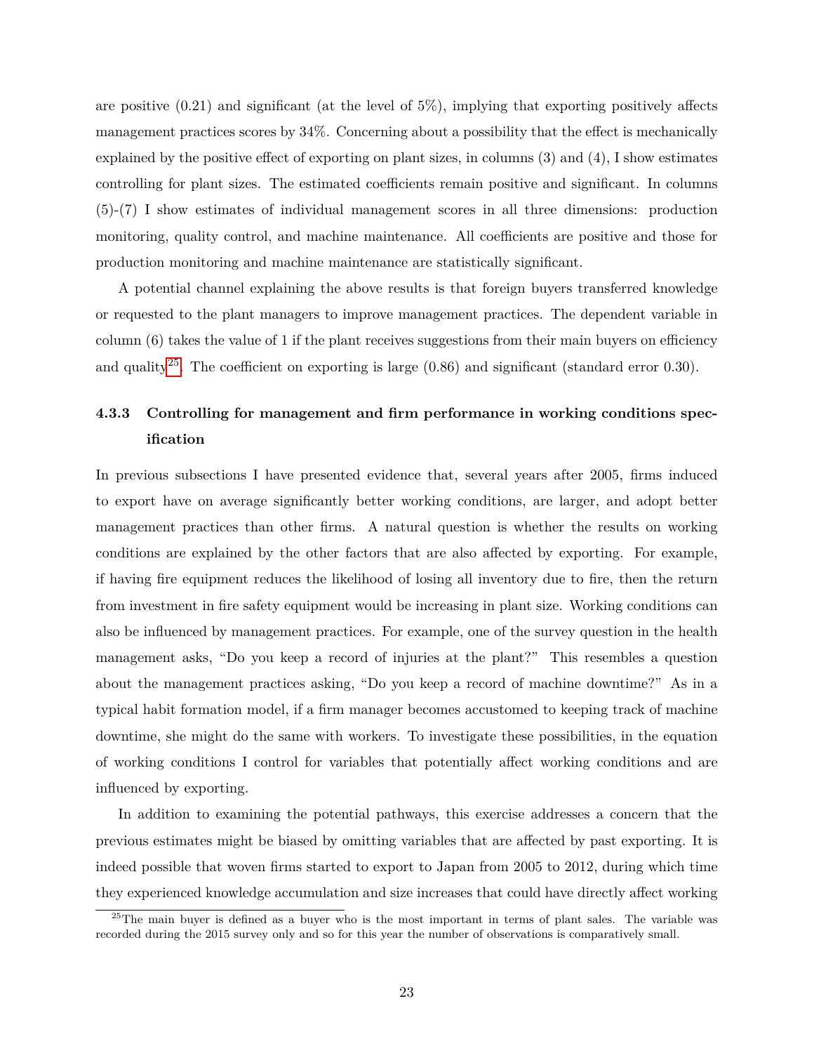are positive (0.21) and significant (at the level of 5%), implying that exporting positively affects management practices scores by 34%. Concerning about a possibility that the effect is mechanically explained by the positive effect of exporting on plant sizes, in columns (3) and (4), I show estimates controlling for plant sizes. The estimated coefficients remain positive and significant. In columns (5)-(7) I show estimates of individual management scores in all three dimensions: production monitoring, quality control, and machine maintenance. All coefficients are positive and those for production monitoring and machine maintenance are statistically significant.

A potential channel explaining the above results is that foreign buyers transferred knowledge or requested to the plant managers to improve management practices. The dependent variable in column (6) takes the value of 1 if the plant receives suggestions from their main buyers on efficiency and quality[25]. The coefficient on exporting is large (0.86) and significant (standard error 0.30).

### 4.3.3 Controlling for management and firm performance in working conditions specification

In previous subsections I have presented evidence that, several years after 2005, firms induced to export have on average significantly better working conditions, are larger, and adopt better management practices than other firms. A natural question is whether the results on working conditions are explained by the other factors that are also affected by exporting. For example, if having fire equipment reduces the likelihood of losing all inventory due to fire, then the return from investment in fire safety equipment would be increasing in plant size. Working conditions can also be influenced by management practices. For example, one of the survey question in the health management asks, "Do you keep a record of injuries at the plant?" This resembles a question about the management practices asking, "Do you keep a record of machine downtime?" As in a typical habit formation model, if a firm manager becomes accustomed to keeping track of machine downtime, she might do the same with workers. To investigate these possibilities, in the equation of working conditions I control for variables that potentially affect working conditions and are influenced by exporting.

In addition to examining the potential pathways, this exercise addresses a concern that the previous estimates might be biased by omitting variables that are affected by past exporting. It is indeed possible that woven firms started to export to Japan from 2005 to 2012, during which time they experienced knowledge accumulation and size increases that could have directly affect working

[25]The main buyer is defined as a buyer who is the most important in terms of plant sales. The variable was recorded during the 2015 survey only and so for this year the number of observations is comparatively small.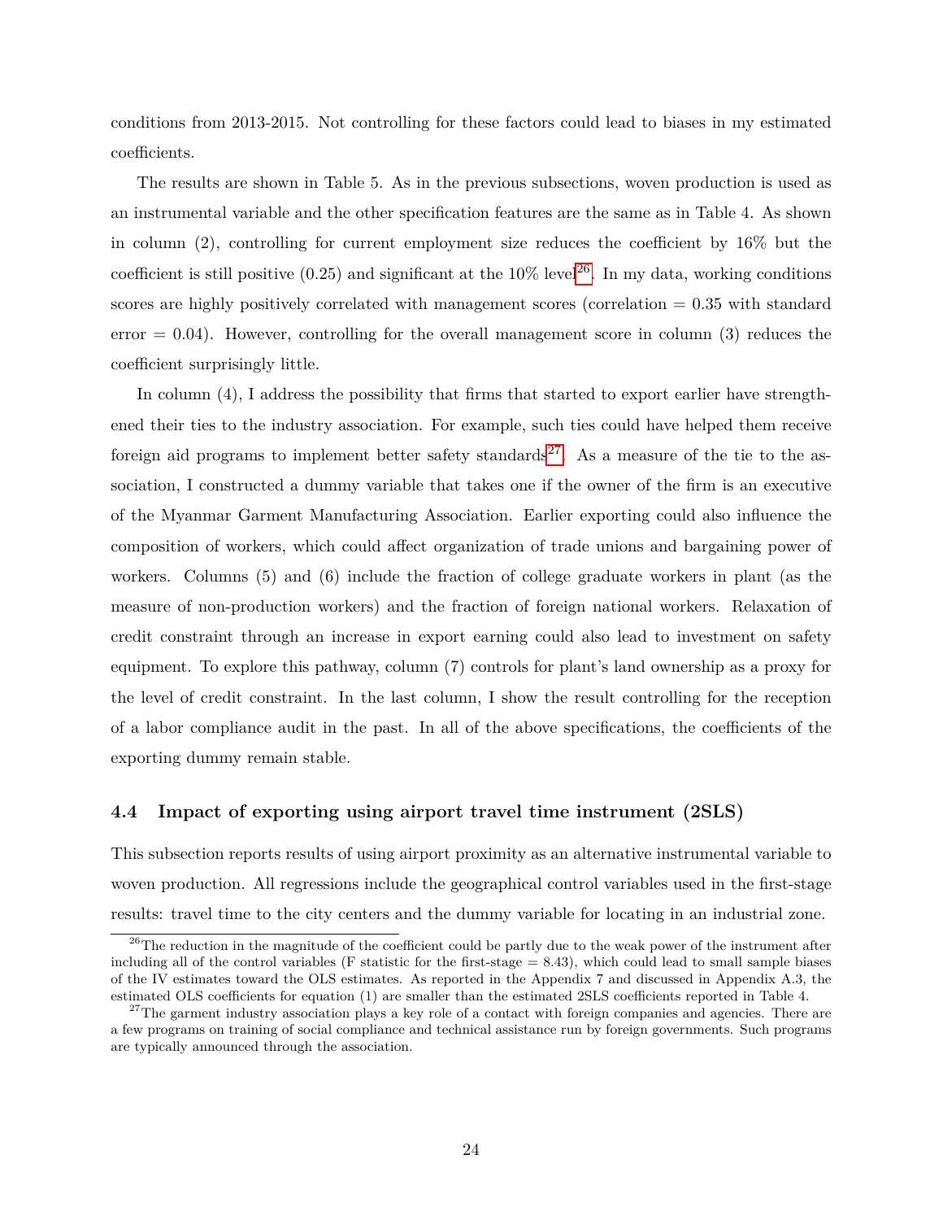conditions from 2013-2015. Not controlling for these factors could lead to biases in my estimated coefficients.

The results are shown in Table 5. As in the previous subsections, woven production is used as an instrumental variable and the other specification features are the same as in Table 4. As shown in column (2), controlling for current employment size reduces the coefficient by 16% but the coefficient is still positive (0.25) and significant at the 10% level[26]. In my data, working conditions scores are highly positively correlated with management scores (correlation = 0.35 with standard error = 0.04). However, controlling for the overall management score in column (3) reduces the coefficient surprisingly little.

In column (4), I address the possibility that firms that started to export earlier have strengthened their ties to the industry association. For example, such ties could have helped them receive foreign aid programs to implement better safety standards[27]. As a measure of the tie to the association, I constructed a dummy variable that takes one if the owner of the firm is an executive of the Myanmar Garment Manufacturing Association. Earlier exporting could also influence the composition of workers, which could affect organization of trade unions and bargaining power of workers. Columns (5) and (6) include the fraction of college graduate workers in plant (as the measure of non-production workers) and the fraction of foreign national workers. Relaxation of credit constraint through an increase in export earning could also lead to investment on safety equipment. To explore this pathway, column (7) controls for plant's land ownership as a proxy for the level of credit constraint. In the last column, I show the result controlling for the reception of a labor compliance audit in the past. In all of the above specifications, the coefficients of the exporting dummy remain stable.

### 4.4 Impact of exporting using airport travel time instrument (2SLS)

This subsection reports results of using airport proximity as an alternative instrumental variable to woven production. All regressions include the geographical control variables used in the first-stage results: travel time to the city centers and the dummy variable for locating in an industrial zone.

---

[26]The reduction in the magnitude of the coefficient could be partly due to the weak power of the instrument after including all of the control variables (F statistic for the first-stage = 8.43), which could lead to small sample biases of the IV estimates toward the OLS estimates. As reported in the Appendix 7 and discussed in Appendix A.3, the estimated OLS coefficients for equation (1) are smaller than the estimated 2SLS coefficients reported in Table 4.

[27]The garment industry association plays a key role of a contact with foreign companies and agencies. There are a few programs on training of social compliance and technical assistance run by foreign governments. Such programs are typically announced through the association.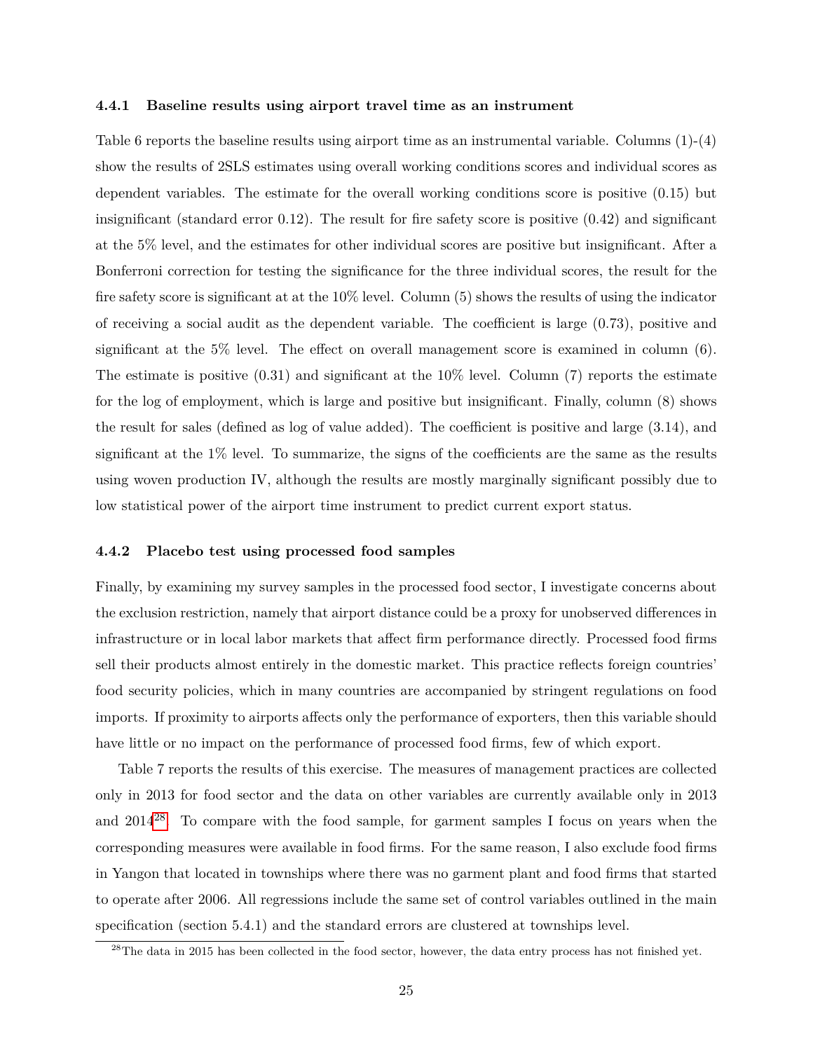### 4.4.1 Baseline results using airport travel time as an instrument

Table 6 reports the baseline results using airport time as an instrumental variable. Columns (1)-(4) show the results of 2SLS estimates using overall working conditions scores and individual scores as dependent variables. The estimate for the overall working conditions score is positive (0.15) but insignificant (standard error 0.12). The result for fire safety score is positive (0.42) and significant at the 5% level, and the estimates for other individual scores are positive but insignificant. After a Bonferroni correction for testing the significance for the three individual scores, the result for the fire safety score is significant at at the 10% level. Column (5) shows the results of using the indicator of receiving a social audit as the dependent variable. The coefficient is large (0.73), positive and significant at the 5% level. The effect on overall management score is examined in column (6). The estimate is positive (0.31) and significant at the 10% level. Column (7) reports the estimate for the log of employment, which is large and positive but insignificant. Finally, column (8) shows the result for sales (defined as log of value added). The coefficient is positive and large (3.14), and significant at the 1% level. To summarize, the signs of the coefficients are the same as the results using woven production IV, although the results are mostly marginally significant possibly due to low statistical power of the airport time instrument to predict current export status.

### 4.4.2 Placebo test using processed food samples

Finally, by examining my survey samples in the processed food sector, I investigate concerns about the exclusion restriction, namely that airport distance could be a proxy for unobserved differences in infrastructure or in local labor markets that affect firm performance directly. Processed food firms sell their products almost entirely in the domestic market. This practice reflects foreign countries' food security policies, which in many countries are accompanied by stringent regulations on food imports. If proximity to airports affects only the performance of exporters, then this variable should have little or no impact on the performance of processed food firms, few of which export.

Table 7 reports the results of this exercise. The measures of management practices are collected only in 2013 for food sector and the data on other variables are currently available only in 2013 and 2014[28]. To compare with the food sample, for garment samples I focus on years when the corresponding measures were available in food firms. For the same reason, I also exclude food firms in Yangon that located in townships where there was no garment plant and food firms that started to operate after 2006. All regressions include the same set of control variables outlined in the main specification (section 5.4.1) and the standard errors are clustered at townships level.

[28] The data in 2015 has been collected in the food sector, however, the data entry process has not finished yet.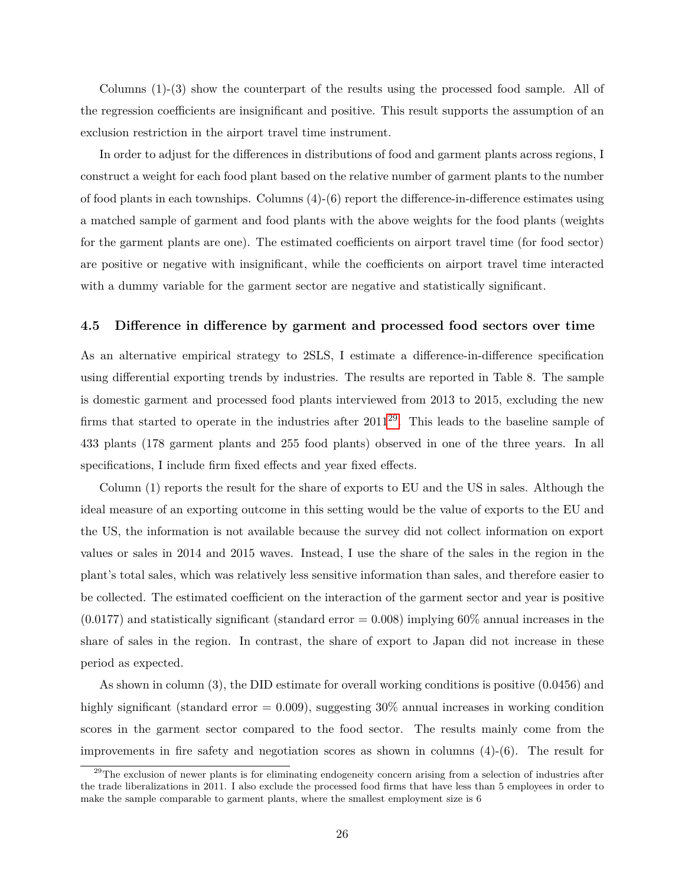Columns (1)-(3) show the counterpart of the results using the processed food sample. All of the regression coefficients are insignificant and positive. This result supports the assumption of an exclusion restriction in the airport travel time instrument.

In order to adjust for the differences in distributions of food and garment plants across regions, I construct a weight for each food plant based on the relative number of garment plants to the number of food plants in each townships. Columns (4)-(6) report the difference-in-difference estimates using a matched sample of garment and food plants with the above weights for the food plants (weights for the garment plants are one). The estimated coefficients on airport travel time (for food sector) are positive or negative with insignificant, while the coefficients on airport travel time interacted with a dummy variable for the garment sector are negative and statistically significant.

### 4.5 Difference in difference by garment and processed food sectors over time

As an alternative empirical strategy to 2SLS, I estimate a difference-in-difference specification using differential exporting trends by industries. The results are reported in Table 8. The sample is domestic garment and processed food plants interviewed from 2013 to 2015, excluding the new firms that started to operate in the industries after 2011[29]. This leads to the baseline sample of 433 plants (178 garment plants and 255 food plants) observed in one of the three years. In all specifications, I include firm fixed effects and year fixed effects.

Column (1) reports the result for the share of exports to EU and the US in sales. Although the ideal measure of an exporting outcome in this setting would be the value of exports to the EU and the US, the information is not available because the survey did not collect information on export values or sales in 2014 and 2015 waves. Instead, I use the share of the sales in the region in the plant's total sales, which was relatively less sensitive information than sales, and therefore easier to be collected. The estimated coefficient on the interaction of the garment sector and year is positive (0.0177) and statistically significant (standard error = 0.008) implying 60% annual increases in the share of sales in the region. In contrast, the share of export to Japan did not increase in these period as expected.

As shown in column (3), the DID estimate for overall working conditions is positive (0.0456) and highly significant (standard error = 0.009), suggesting 30% annual increases in working condition scores in the garment sector compared to the food sector. The results mainly come from the improvements in fire safety and negotiation scores as shown in columns (4)-(6). The result for

[29] The exclusion of newer plants is for eliminating endogeneity concern arising from a selection of industries after the trade liberalizations in 2011. I also exclude the processed food firms that have less than 5 employees in order to make the sample comparable to garment plants, where the smallest employment size is 6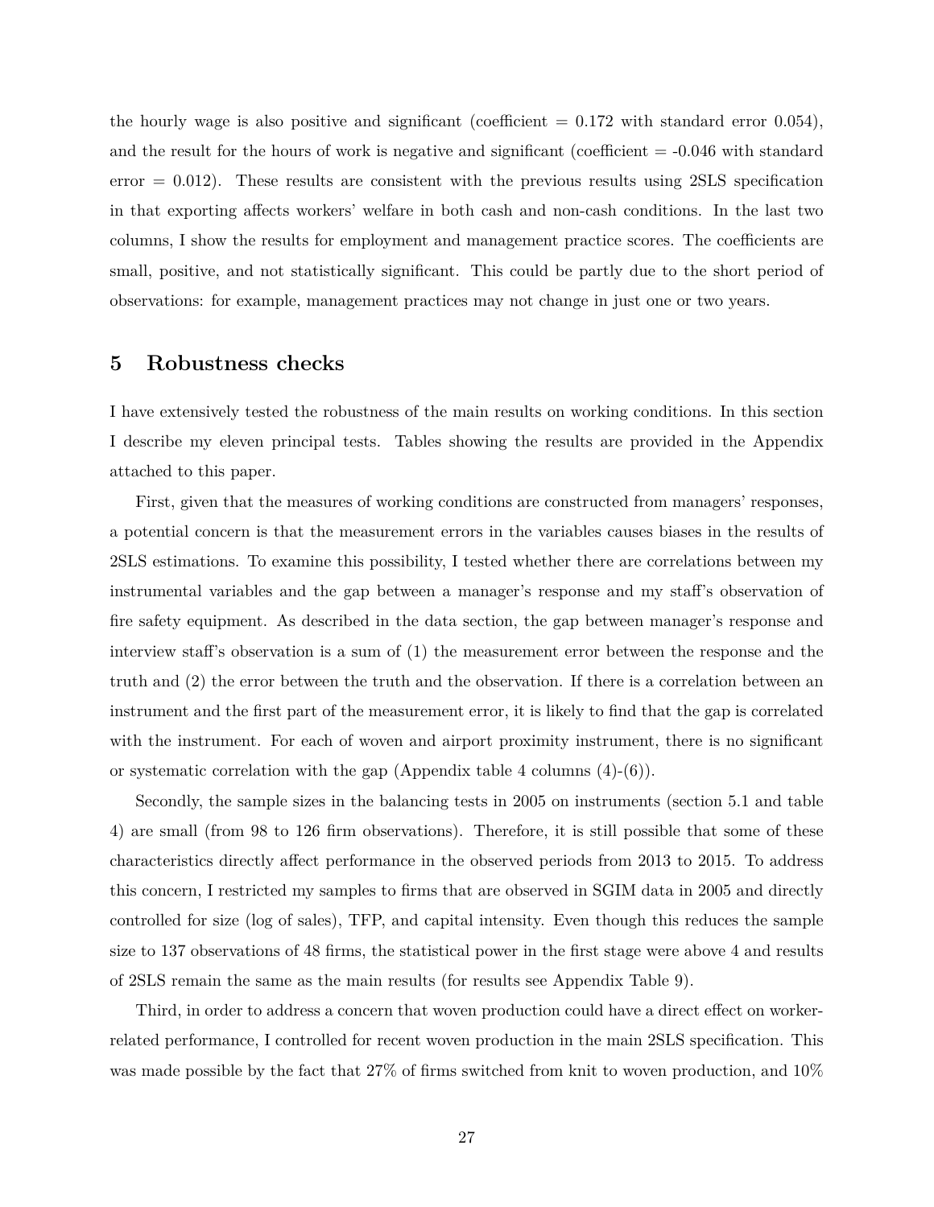the hourly wage is also positive and significant (coefficient = 0.172 with standard error 0.054), and the result for the hours of work is negative and significant (coefficient = -0.046 with standard error = 0.012). These results are consistent with the previous results using 2SLS specification in that exporting affects workers' welfare in both cash and non-cash conditions. In the last two columns, I show the results for employment and management practice scores. The coefficients are small, positive, and not statistically significant. This could be partly due to the short period of observations: for example, management practices may not change in just one or two years.

## 5 Robustness checks

I have extensively tested the robustness of the main results on working conditions. In this section I describe my eleven principal tests. Tables showing the results are provided in the Appendix attached to this paper.

First, given that the measures of working conditions are constructed from managers' responses, a potential concern is that the measurement errors in the variables causes biases in the results of 2SLS estimations. To examine this possibility, I tested whether there are correlations between my instrumental variables and the gap between a manager's response and my staff's observation of fire safety equipment. As described in the data section, the gap between manager's response and interview staff's observation is a sum of (1) the measurement error between the response and the truth and (2) the error between the truth and the observation. If there is a correlation between an instrument and the first part of the measurement error, it is likely to find that the gap is correlated with the instrument. For each of woven and airport proximity instrument, there is no significant or systematic correlation with the gap (Appendix table 4 columns (4)-(6)).

Secondly, the sample sizes in the balancing tests in 2005 on instruments (section 5.1 and table 4) are small (from 98 to 126 firm observations). Therefore, it is still possible that some of these characteristics directly affect performance in the observed periods from 2013 to 2015. To address this concern, I restricted my samples to firms that are observed in SGIM data in 2005 and directly controlled for size (log of sales), TFP, and capital intensity. Even though this reduces the sample size to 137 observations of 48 firms, the statistical power in the first stage were above 4 and results of 2SLS remain the same as the main results (for results see Appendix Table 9).

Third, in order to address a concern that woven production could have a direct effect on worker-related performance, I controlled for recent woven production in the main 2SLS specification. This was made possible by the fact that 27% of firms switched from knit to woven production, and 10%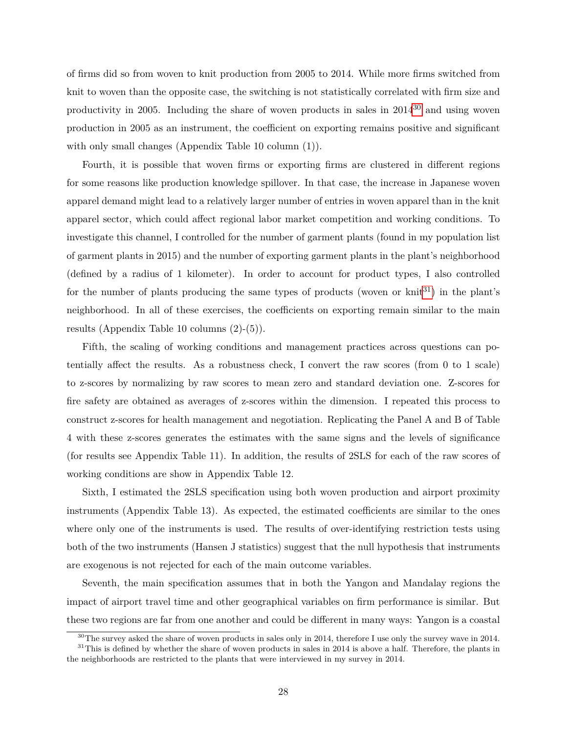of firms did so from woven to knit production from 2005 to 2014. While more firms switched from knit to woven than the opposite case, the switching is not statistically correlated with firm size and productivity in 2005. Including the share of woven products in sales in 2014[30] and using woven production in 2005 as an instrument, the coefficient on exporting remains positive and significant with only small changes (Appendix Table 10 column (1)).

Fourth, it is possible that woven firms or exporting firms are clustered in different regions for some reasons like production knowledge spillover. In that case, the increase in Japanese woven apparel demand might lead to a relatively larger number of entries in woven apparel than in the knit apparel sector, which could affect regional labor market competition and working conditions. To investigate this channel, I controlled for the number of garment plants (found in my population list of garment plants in 2015) and the number of exporting garment plants in the plant's neighborhood (defined by a radius of 1 kilometer). In order to account for product types, I also controlled for the number of plants producing the same types of products (woven or knit[31]) in the plant's neighborhood. In all of these exercises, the coefficients on exporting remain similar to the main results (Appendix Table 10 columns (2)-(5)).

Fifth, the scaling of working conditions and management practices across questions can potentially affect the results. As a robustness check, I convert the raw scores (from 0 to 1 scale) to z-scores by normalizing by raw scores to mean zero and standard deviation one. Z-scores for fire safety are obtained as averages of z-scores within the dimension. I repeated this process to construct z-scores for health management and negotiation. Replicating the Panel A and B of Table 4 with these z-scores generates the estimates with the same signs and the levels of significance (for results see Appendix Table 11). In addition, the results of 2SLS for each of the raw scores of working conditions are show in Appendix Table 12.

Sixth, I estimated the 2SLS specification using both woven production and airport proximity instruments (Appendix Table 13). As expected, the estimated coefficients are similar to the ones where only one of the instruments is used. The results of over-identifying restriction tests using both of the two instruments (Hansen J statistics) suggest that the null hypothesis that instruments are exogenous is not rejected for each of the main outcome variables.

Seventh, the main specification assumes that in both the Yangon and Mandalay regions the impact of airport travel time and other geographical variables on firm performance is similar. But these two regions are far from one another and could be different in many ways: Yangon is a coastal

[30] The survey asked the share of woven products in sales only in 2014, therefore I use only the survey wave in 2014.

[31] This is defined by whether the share of woven products in sales in 2014 is above a half. Therefore, the plants in the neighborhoods are restricted to the plants that were interviewed in my survey in 2014.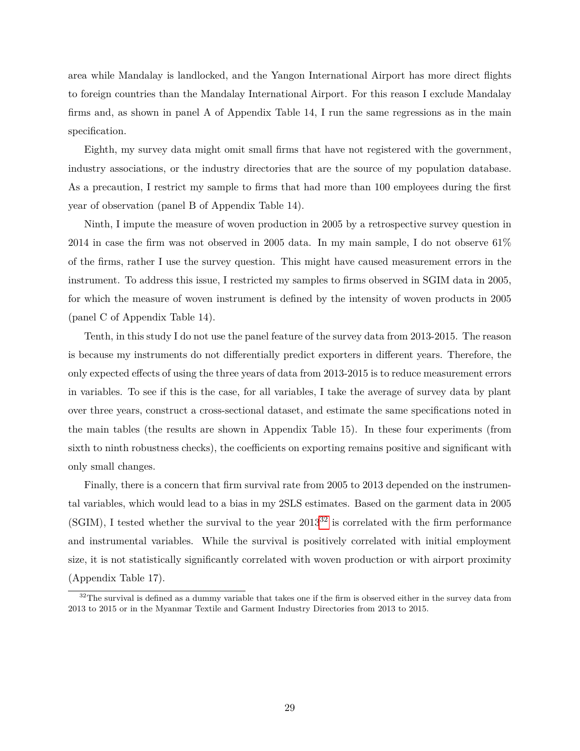area while Mandalay is landlocked, and the Yangon International Airport has more direct flights to foreign countries than the Mandalay International Airport. For this reason I exclude Mandalay firms and, as shown in panel A of Appendix Table 14, I run the same regressions as in the main specification.

Eighth, my survey data might omit small firms that have not registered with the government, industry associations, or the industry directories that are the source of my population database. As a precaution, I restrict my sample to firms that had more than 100 employees during the first year of observation (panel B of Appendix Table 14).

Ninth, I impute the measure of woven production in 2005 by a retrospective survey question in 2014 in case the firm was not observed in 2005 data. In my main sample, I do not observe 61% of the firms, rather I use the survey question. This might have caused measurement errors in the instrument. To address this issue, I restricted my samples to firms observed in SGIM data in 2005, for which the measure of woven instrument is defined by the intensity of woven products in 2005 (panel C of Appendix Table 14).

Tenth, in this study I do not use the panel feature of the survey data from 2013-2015. The reason is because my instruments do not differentially predict exporters in different years. Therefore, the only expected effects of using the three years of data from 2013-2015 is to reduce measurement errors in variables. To see if this is the case, for all variables, I take the average of survey data by plant over three years, construct a cross-sectional dataset, and estimate the same specifications noted in the main tables (the results are shown in Appendix Table 15). In these four experiments (from sixth to ninth robustness checks), the coefficients on exporting remains positive and significant with only small changes.

Finally, there is a concern that firm survival rate from 2005 to 2013 depended on the instrumental variables, which would lead to a bias in my 2SLS estimates. Based on the garment data in 2005 (SGIM), I tested whether the survival to the year 2013[32] is correlated with the firm performance and instrumental variables. While the survival is positively correlated with initial employment size, it is not statistically significantly correlated with woven production or with airport proximity (Appendix Table 17).

[32] The survival is defined as a dummy variable that takes one if the firm is observed either in the survey data from 2013 to 2015 or in the Myanmar Textile and Garment Industry Directories from 2013 to 2015.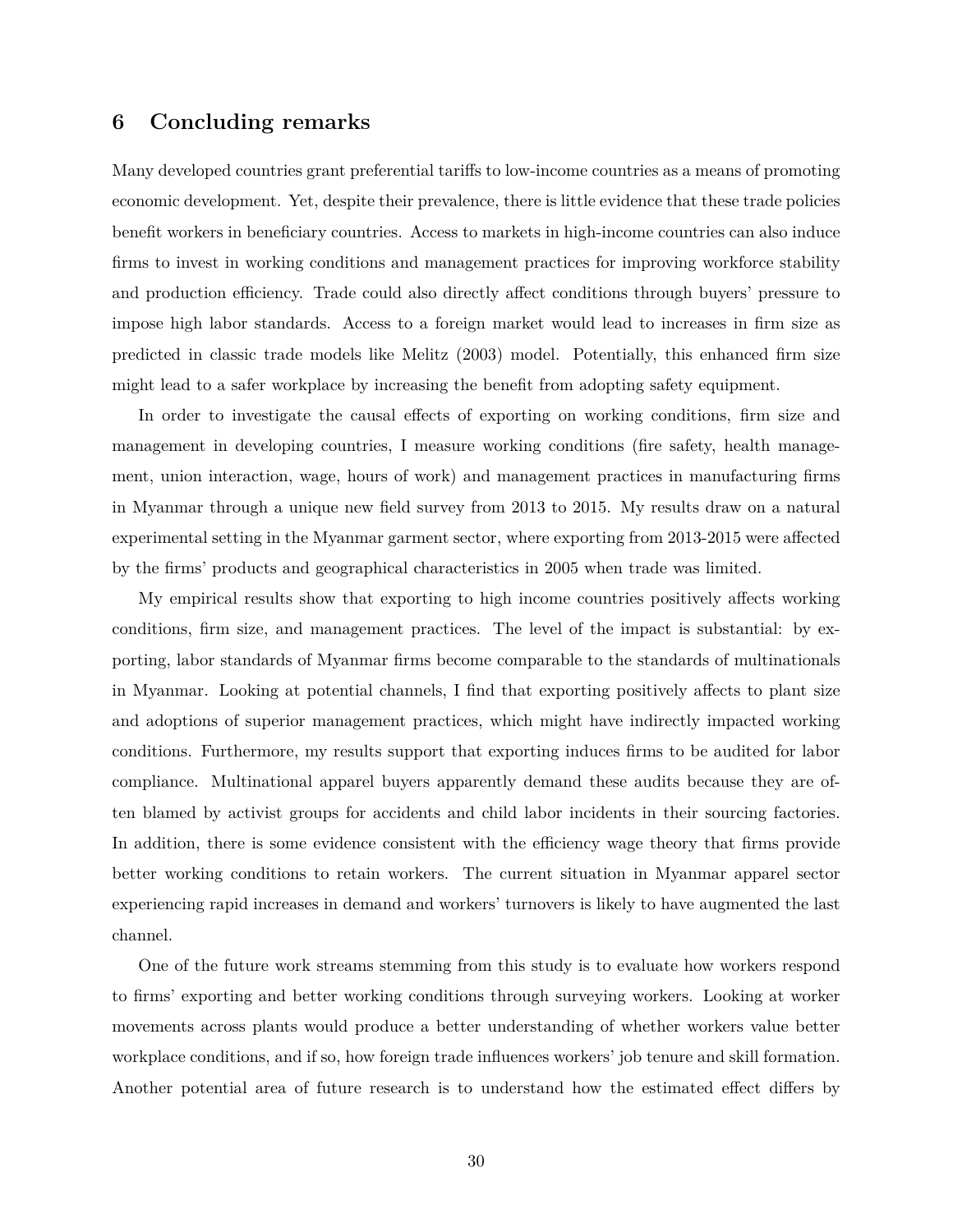# 6 Concluding remarks

Many developed countries grant preferential tariffs to low-income countries as a means of promoting economic development. Yet, despite their prevalence, there is little evidence that these trade policies benefit workers in beneficiary countries. Access to markets in high-income countries can also induce firms to invest in working conditions and management practices for improving workforce stability and production efficiency. Trade could also directly affect conditions through buyers' pressure to impose high labor standards. Access to a foreign market would lead to increases in firm size as predicted in classic trade models like Melitz (2003) model. Potentially, this enhanced firm size might lead to a safer workplace by increasing the benefit from adopting safety equipment.

In order to investigate the causal effects of exporting on working conditions, firm size and management in developing countries, I measure working conditions (fire safety, health management, union interaction, wage, hours of work) and management practices in manufacturing firms in Myanmar through a unique new field survey from 2013 to 2015. My results draw on a natural experimental setting in the Myanmar garment sector, where exporting from 2013-2015 were affected by the firms' products and geographical characteristics in 2005 when trade was limited.

My empirical results show that exporting to high income countries positively affects working conditions, firm size, and management practices. The level of the impact is substantial: by exporting, labor standards of Myanmar firms become comparable to the standards of multinationals in Myanmar. Looking at potential channels, I find that exporting positively affects to plant size and adoptions of superior management practices, which might have indirectly impacted working conditions. Furthermore, my results support that exporting induces firms to be audited for labor compliance. Multinational apparel buyers apparently demand these audits because they are often blamed by activist groups for accidents and child labor incidents in their sourcing factories. In addition, there is some evidence consistent with the efficiency wage theory that firms provide better working conditions to retain workers. The current situation in Myanmar apparel sector experiencing rapid increases in demand and workers' turnovers is likely to have augmented the last channel.

One of the future work streams stemming from this study is to evaluate how workers respond to firms' exporting and better working conditions through surveying workers. Looking at worker movements across plants would produce a better understanding of whether workers value better workplace conditions, and if so, how foreign trade influences workers' job tenure and skill formation. Another potential area of future research is to understand how the estimated effect differs by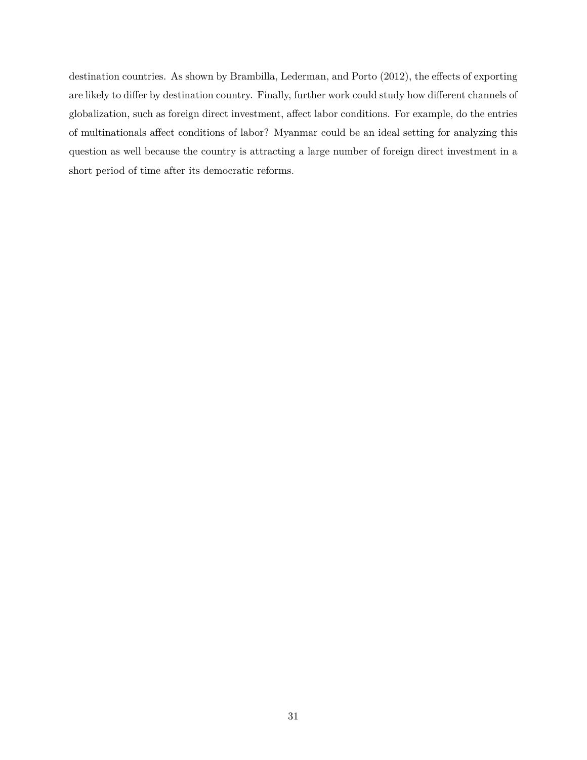destination countries. As shown by Brambilla, Lederman, and Porto (2012), the effects of exporting are likely to differ by destination country. Finally, further work could study how different channels of globalization, such as foreign direct investment, affect labor conditions. For example, do the entries of multinationals affect conditions of labor? Myanmar could be an ideal setting for analyzing this question as well because the country is attracting a large number of foreign direct investment in a short period of time after its democratic reforms.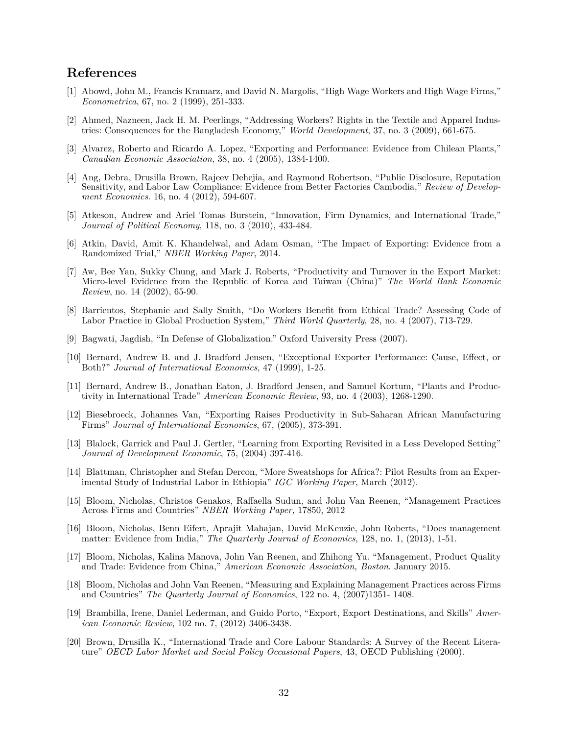## References

[1] Abowd, John M., Francis Kramarz, and David N. Margolis, "High Wage Workers and High Wage Firms," *Econometrica*, 67, no. 2 (1999), 251-333.

[2] Ahmed, Nazneen, Jack H. M. Peerlings, "Addressing Workers? Rights in the Textile and Apparel Industries: Consequences for the Bangladesh Economy," *World Development*, 37, no. 3 (2009), 661-675.

[3] Alvarez, Roberto and Ricardo A. Lopez, "Exporting and Performance: Evidence from Chilean Plants," *Canadian Economic Association*, 38, no. 4 (2005), 1384-1400.

[4] Ang, Debra, Drusilla Brown, Rajeev Dehejia, and Raymond Robertson, "Public Disclosure, Reputation Sensitivity, and Labor Law Compliance: Evidence from Better Factories Cambodia," *Review of Development Economics*. 16, no. 4 (2012), 594-607.

[5] Atkeson, Andrew and Ariel Tomas Burstein, "Innovation, Firm Dynamics, and International Trade," *Journal of Political Economy*, 118, no. 3 (2010), 433-484.

[6] Atkin, David, Amit K. Khandelwal, and Adam Osman, "The Impact of Exporting: Evidence from a Randomized Trial," *NBER Working Paper*, 2014.

[7] Aw, Bee Yan, Sukky Chung, and Mark J. Roberts, "Productivity and Turnover in the Export Market: Micro-level Evidence from the Republic of Korea and Taiwan (China)" *The World Bank Economic Review*, no. 14 (2002), 65-90.

[8] Barrientos, Stephanie and Sally Smith, "Do Workers Benefit from Ethical Trade? Assessing Code of Labor Practice in Global Production System," *Third World Quarterly*, 28, no. 4 (2007), 713-729.

[9] Bagwati, Jagdish, "In Defense of Globalization." Oxford University Press (2007).

[10] Bernard, Andrew B. and J. Bradford Jensen, "Exceptional Exporter Performance: Cause, Effect, or Both?" *Journal of International Economics*, 47 (1999), 1-25.

[11] Bernard, Andrew B., Jonathan Eaton, J. Bradford Jensen, and Samuel Kortum, "Plants and Productivity in International Trade" *American Economic Review*, 93, no. 4 (2003), 1268-1290.

[12] Biesebroeck, Johannes Van, "Exporting Raises Productivity in Sub-Saharan African Manufacturing Firms" *Journal of International Economics*, 67, (2005), 373-391.

[13] Blalock, Garrick and Paul J. Gertler, "Learning from Exporting Revisited in a Less Developed Setting" *Journal of Development Economic*, 75, (2004) 397-416.

[14] Blattman, Christopher and Stefan Dercon, "More Sweatshops for Africa?: Pilot Results from an Experimental Study of Industrial Labor in Ethiopia" *IGC Working Paper*, March (2012).

[15] Bloom, Nicholas, Christos Genakos, Raffaella Sudun, and John Van Reenen, "Management Practices Across Firms and Countries" *NBER Working Paper,* 17850, 2012

[16] Bloom, Nicholas, Benn Eifert, Aprajit Mahajan, David McKenzie, John Roberts, "Does management matter: Evidence from India," *The Quarterly Journal of Economics*, 128, no. 1, (2013), 1-51.

[17] Bloom, Nicholas, Kalina Manova, John Van Reenen, and Zhihong Yu. "Management, Product Quality and Trade: Evidence from China," *American Economic Association, Boston*. January 2015.

[18] Bloom, Nicholas and John Van Reenen, "Measuring and Explaining Management Practices across Firms and Countries" *The Quarterly Journal of Economics*, 122 no. 4, (2007)1351- 1408.

[19] Brambilla, Irene, Daniel Lederman, and Guido Porto, "Export, Export Destinations, and Skills" *American Economic Review*, 102 no. 7, (2012) 3406-3438.

[20] Brown, Drusilla K., "International Trade and Core Labour Standards: A Survey of the Recent Literature" *OECD Labor Market and Social Policy Occasional Papers*, 43, OECD Publishing (2000).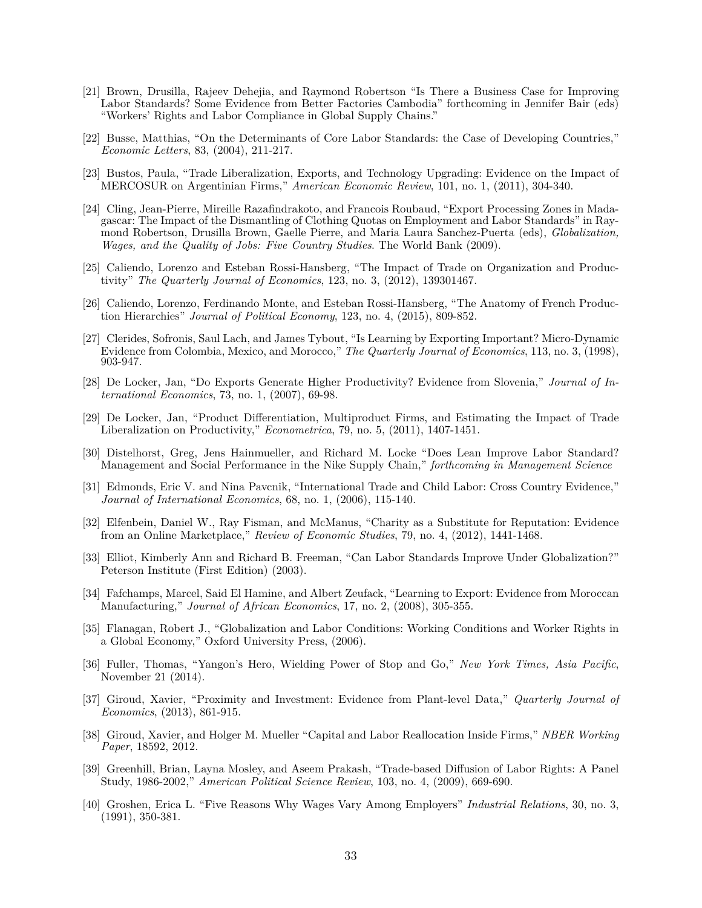[21] Brown, Drusilla, Rajeev Dehejia, and Raymond Robertson "Is There a Business Case for Improving Labor Standards? Some Evidence from Better Factories Cambodia" forthcoming in Jennifer Bair (eds) "Workers' Rights and Labor Compliance in Global Supply Chains."

[22] Busse, Matthias, "On the Determinants of Core Labor Standards: the Case of Developing Countries," *Economic Letters*, 83, (2004), 211-217.

[23] Bustos, Paula, "Trade Liberalization, Exports, and Technology Upgrading: Evidence on the Impact of MERCOSUR on Argentinian Firms," *American Economic Review*, 101, no. 1, (2011), 304-340.

[24] Cling, Jean-Pierre, Mireille Razafindrakoto, and Francois Roubaud, "Export Processing Zones in Madagascar: The Impact of the Dismantling of Clothing Quotas on Employment and Labor Standards" in Raymond Robertson, Drusilla Brown, Gaelle Pierre, and Maria Laura Sanchez-Puerta (eds), *Globalization, Wages, and the Quality of Jobs: Five Country Studies*. The World Bank (2009).

[25] Caliendo, Lorenzo and Esteban Rossi-Hansberg, "The Impact of Trade on Organization and Productivity" *The Quarterly Journal of Economics*, 123, no. 3, (2012), 139301467.

[26] Caliendo, Lorenzo, Ferdinando Monte, and Esteban Rossi-Hansberg, "The Anatomy of French Production Hierarchies" *Journal of Political Economy*, 123, no. 4, (2015), 809-852.

[27] Clerides, Sofronis, Saul Lach, and James Tybout, "Is Learning by Exporting Important? Micro-Dynamic Evidence from Colombia, Mexico, and Morocco," *The Quarterly Journal of Economics*, 113, no. 3, (1998), 903-947.

[28] De Locker, Jan, "Do Exports Generate Higher Productivity? Evidence from Slovenia," *Journal of International Economics*, 73, no. 1, (2007), 69-98.

[29] De Locker, Jan, "Product Differentiation, Multiproduct Firms, and Estimating the Impact of Trade Liberalization on Productivity," *Econometrica*, 79, no. 5, (2011), 1407-1451.

[30] Distelhorst, Greg, Jens Hainmueller, and Richard M. Locke "Does Lean Improve Labor Standard? Management and Social Performance in the Nike Supply Chain," *forthcoming in Management Science*

[31] Edmonds, Eric V. and Nina Pavcnik, "International Trade and Child Labor: Cross Country Evidence," *Journal of International Economics*, 68, no. 1, (2006), 115-140.

[32] Elfenbein, Daniel W., Ray Fisman, and McManus, "Charity as a Substitute for Reputation: Evidence from an Online Marketplace," *Review of Economic Studies*, 79, no. 4, (2012), 1441-1468.

[33] Elliot, Kimberly Ann and Richard B. Freeman, "Can Labor Standards Improve Under Globalization?" Peterson Institute (First Edition) (2003).

[34] Fafchamps, Marcel, Said El Hamine, and Albert Zeufack, "Learning to Export: Evidence from Moroccan Manufacturing," *Journal of African Economics*, 17, no. 2, (2008), 305-355.

[35] Flanagan, Robert J., "Globalization and Labor Conditions: Working Conditions and Worker Rights in a Global Economy," Oxford University Press, (2006).

[36] Fuller, Thomas, "Yangon's Hero, Wielding Power of Stop and Go," *New York Times, Asia Pacific*, November 21 (2014).

[37] Giroud, Xavier, "Proximity and Investment: Evidence from Plant-level Data," *Quarterly Journal of Economics*, (2013), 861-915.

[38] Giroud, Xavier, and Holger M. Mueller "Capital and Labor Reallocation Inside Firms," *NBER Working Paper*, 18592, 2012.

[39] Greenhill, Brian, Layna Mosley, and Aseem Prakash, "Trade-based Diffusion of Labor Rights: A Panel Study, 1986-2002," *American Political Science Review*, 103, no. 4, (2009), 669-690.

[40] Groshen, Erica L. "Five Reasons Why Wages Vary Among Employers" *Industrial Relations*, 30, no. 3, (1991), 350-381.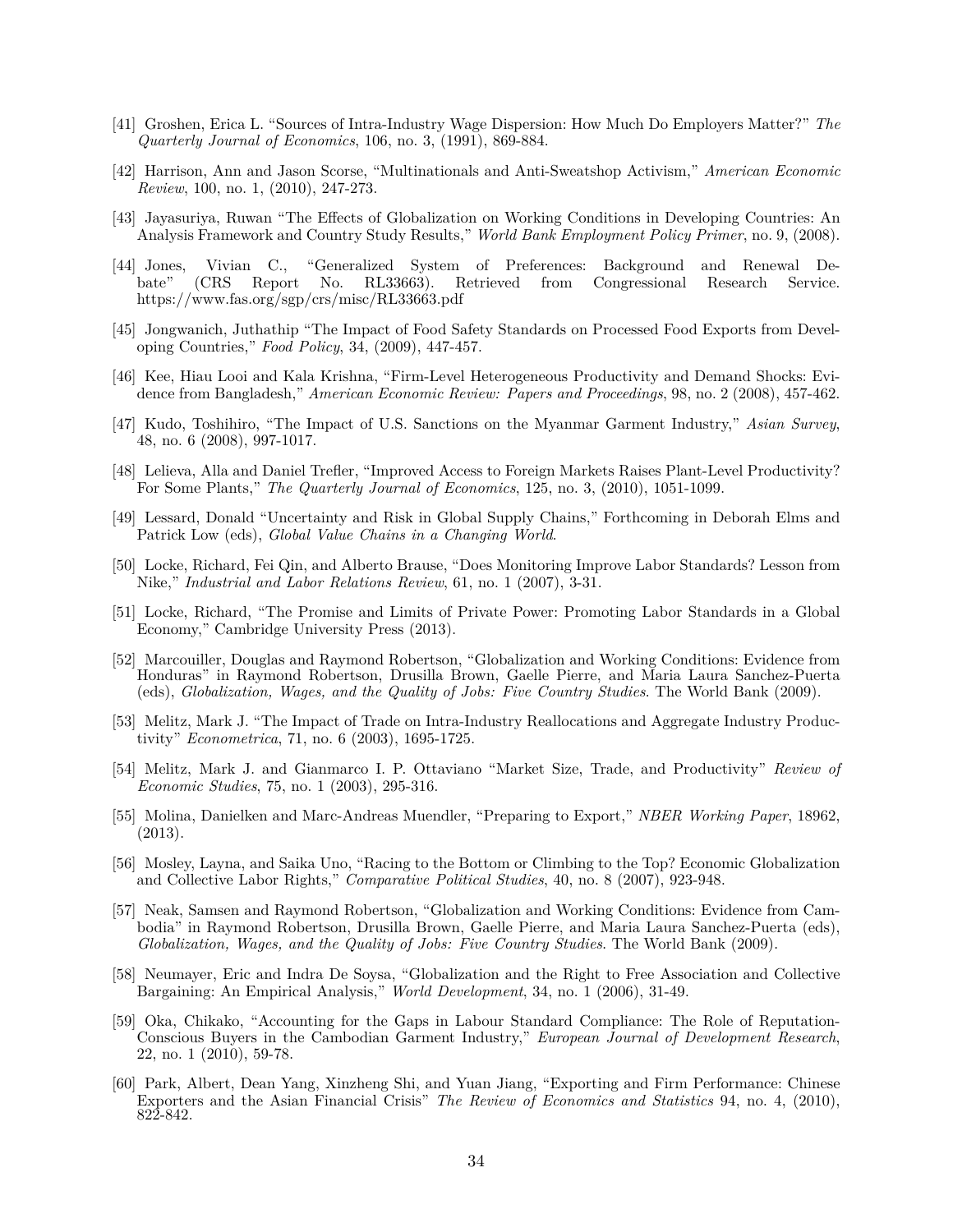[41] Groshen, Erica L. "Sources of Intra-Industry Wage Dispersion: How Much Do Employers Matter?" *The Quarterly Journal of Economics*, 106, no. 3, (1991), 869-884.

[42] Harrison, Ann and Jason Scorse, "Multinationals and Anti-Sweatshop Activism," *American Economic Review*, 100, no. 1, (2010), 247-273.

[43] Jayasuriya, Ruwan "The Effects of Globalization on Working Conditions in Developing Countries: An Analysis Framework and Country Study Results," *World Bank Employment Policy Primer*, no. 9, (2008).

[44] Jones, Vivian C., "Generalized System of Preferences: Background and Renewal Debate" (CRS Report No. RL33663). Retrieved from Congressional Research Service. https://www.fas.org/sgp/crs/misc/RL33663.pdf

[45] Jongwanich, Juthathip "The Impact of Food Safety Standards on Processed Food Exports from Developing Countries," *Food Policy*, 34, (2009), 447-457.

[46] Kee, Hiau Looi and Kala Krishna, "Firm-Level Heterogeneous Productivity and Demand Shocks: Evidence from Bangladesh," *American Economic Review: Papers and Proceedings*, 98, no. 2 (2008), 457-462.

[47] Kudo, Toshihiro, "The Impact of U.S. Sanctions on the Myanmar Garment Industry," *Asian Survey*, 48, no. 6 (2008), 997-1017.

[48] Lelieva, Alla and Daniel Trefler, "Improved Access to Foreign Markets Raises Plant-Level Productivity? For Some Plants," *The Quarterly Journal of Economics*, 125, no. 3, (2010), 1051-1099.

[49] Lessard, Donald "Uncertainty and Risk in Global Supply Chains," Forthcoming in Deborah Elms and Patrick Low (eds), *Global Value Chains in a Changing World*.

[50] Locke, Richard, Fei Qin, and Alberto Brause, "Does Monitoring Improve Labor Standards? Lesson from Nike," *Industrial and Labor Relations Review*, 61, no. 1 (2007), 3-31.

[51] Locke, Richard, "The Promise and Limits of Private Power: Promoting Labor Standards in a Global Economy," Cambridge University Press (2013).

[52] Marcouiller, Douglas and Raymond Robertson, "Globalization and Working Conditions: Evidence from Honduras" in Raymond Robertson, Drusilla Brown, Gaelle Pierre, and Maria Laura Sanchez-Puerta (eds), *Globalization, Wages, and the Quality of Jobs: Five Country Studies*. The World Bank (2009).

[53] Melitz, Mark J. "The Impact of Trade on Intra-Industry Reallocations and Aggregate Industry Productivity" *Econometrica*, 71, no. 6 (2003), 1695-1725.

[54] Melitz, Mark J. and Gianmarco I. P. Ottaviano "Market Size, Trade, and Productivity" *Review of Economic Studies*, 75, no. 1 (2003), 295-316.

[55] Molina, Danielken and Marc-Andreas Muendler, "Preparing to Export," *NBER Working Paper*, 18962, (2013).

[56] Mosley, Layna, and Saika Uno, "Racing to the Bottom or Climbing to the Top? Economic Globalization and Collective Labor Rights," *Comparative Political Studies*, 40, no. 8 (2007), 923-948.

[57] Neak, Samsen and Raymond Robertson, "Globalization and Working Conditions: Evidence from Cambodia" in Raymond Robertson, Drusilla Brown, Gaelle Pierre, and Maria Laura Sanchez-Puerta (eds), *Globalization, Wages, and the Quality of Jobs: Five Country Studies*. The World Bank (2009).

[58] Neumayer, Eric and Indra De Soysa, "Globalization and the Right to Free Association and Collective Bargaining: An Empirical Analysis," *World Development*, 34, no. 1 (2006), 31-49.

[59] Oka, Chikako, "Accounting for the Gaps in Labour Standard Compliance: The Role of Reputation-Conscious Buyers in the Cambodian Garment Industry," *European Journal of Development Research*, 22, no. 1 (2010), 59-78.

[60] Park, Albert, Dean Yang, Xinzheng Shi, and Yuan Jiang, "Exporting and Firm Performance: Chinese Exporters and the Asian Financial Crisis" *The Review of Economics and Statistics* 94, no. 4, (2010), 822-842.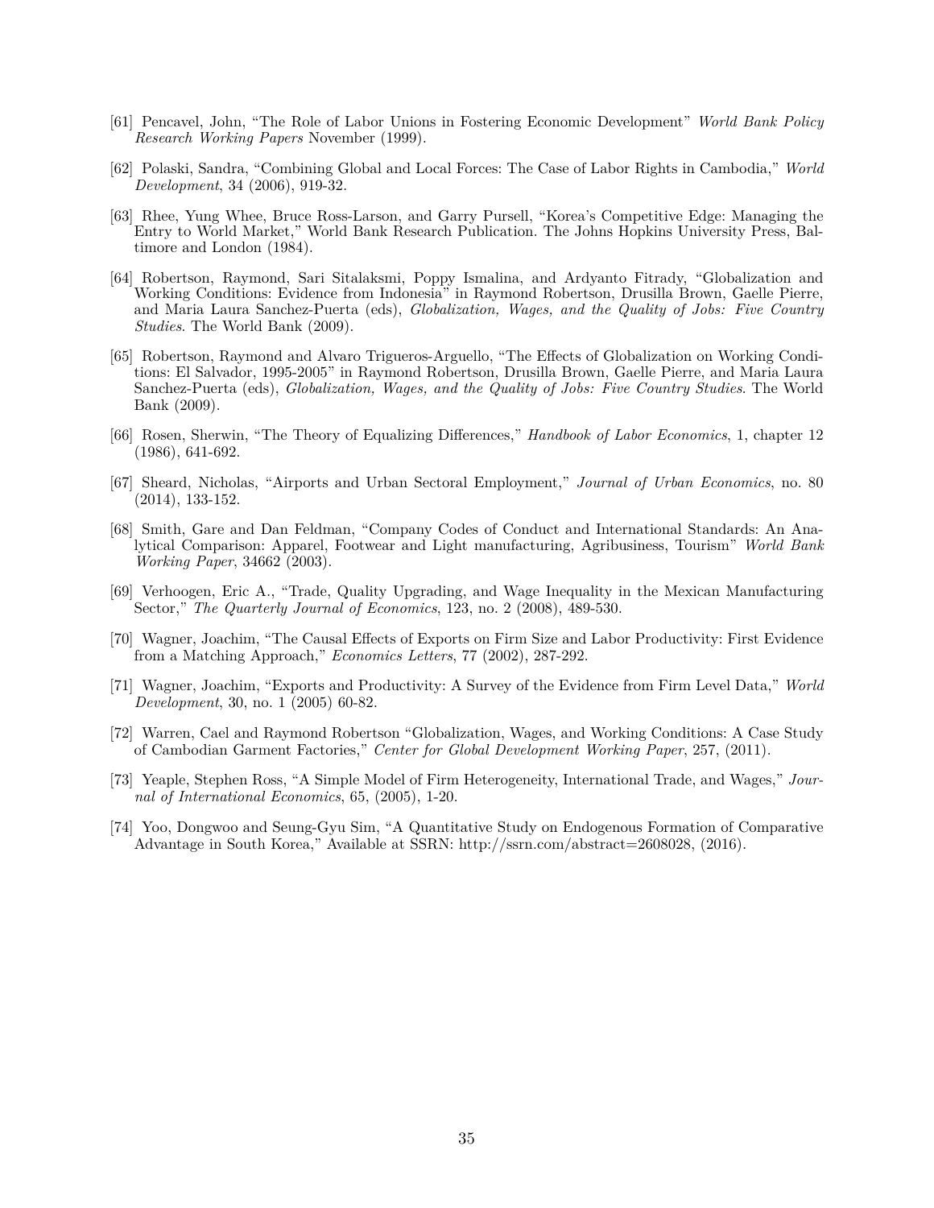[61] Pencavel, John, "The Role of Labor Unions in Fostering Economic Development" *World Bank Policy Research Working Papers* November (1999).

[62] Polaski, Sandra, "Combining Global and Local Forces: The Case of Labor Rights in Cambodia," *World Development*, 34 (2006), 919-32.

[63] Rhee, Yung Whee, Bruce Ross-Larson, and Garry Pursell, "Korea's Competitive Edge: Managing the Entry to World Market," World Bank Research Publication. The Johns Hopkins University Press, Baltimore and London (1984).

[64] Robertson, Raymond, Sari Sitalaksmi, Poppy Ismalina, and Ardyanto Fitrady, "Globalization and Working Conditions: Evidence from Indonesia" in Raymond Robertson, Drusilla Brown, Gaelle Pierre, and Maria Laura Sanchez-Puerta (eds), *Globalization, Wages, and the Quality of Jobs: Five Country Studies*. The World Bank (2009).

[65] Robertson, Raymond and Alvaro Trigueros-Arguello, "The Effects of Globalization on Working Conditions: El Salvador, 1995-2005" in Raymond Robertson, Drusilla Brown, Gaelle Pierre, and Maria Laura Sanchez-Puerta (eds), *Globalization, Wages, and the Quality of Jobs: Five Country Studies*. The World Bank (2009).

[66] Rosen, Sherwin, "The Theory of Equalizing Differences," *Handbook of Labor Economics*, 1, chapter 12 (1986), 641-692.

[67] Sheard, Nicholas, "Airports and Urban Sectoral Employment," *Journal of Urban Economics*, no. 80 (2014), 133-152.

[68] Smith, Gare and Dan Feldman, "Company Codes of Conduct and International Standards: An Analytical Comparison: Apparel, Footwear and Light manufacturing, Agribusiness, Tourism" *World Bank Working Paper*, 34662 (2003).

[69] Verhoogen, Eric A., "Trade, Quality Upgrading, and Wage Inequality in the Mexican Manufacturing Sector," *The Quarterly Journal of Economics*, 123, no. 2 (2008), 489-530.

[70] Wagner, Joachim, "The Causal Effects of Exports on Firm Size and Labor Productivity: First Evidence from a Matching Approach," *Economics Letters*, 77 (2002), 287-292.

[71] Wagner, Joachim, "Exports and Productivity: A Survey of the Evidence from Firm Level Data," *World Development*, 30, no. 1 (2005) 60-82.

[72] Warren, Cael and Raymond Robertson "Globalization, Wages, and Working Conditions: A Case Study of Cambodian Garment Factories," *Center for Global Development Working Paper*, 257, (2011).

[73] Yeaple, Stephen Ross, "A Simple Model of Firm Heterogeneity, International Trade, and Wages," *Journal of International Economics*, 65, (2005), 1-20.

[74] Yoo, Dongwoo and Seung-Gyu Sim, "A Quantitative Study on Endogenous Formation of Comparative Advantage in South Korea," Available at SSRN: http://ssrn.com/abstract=2608028, (2016).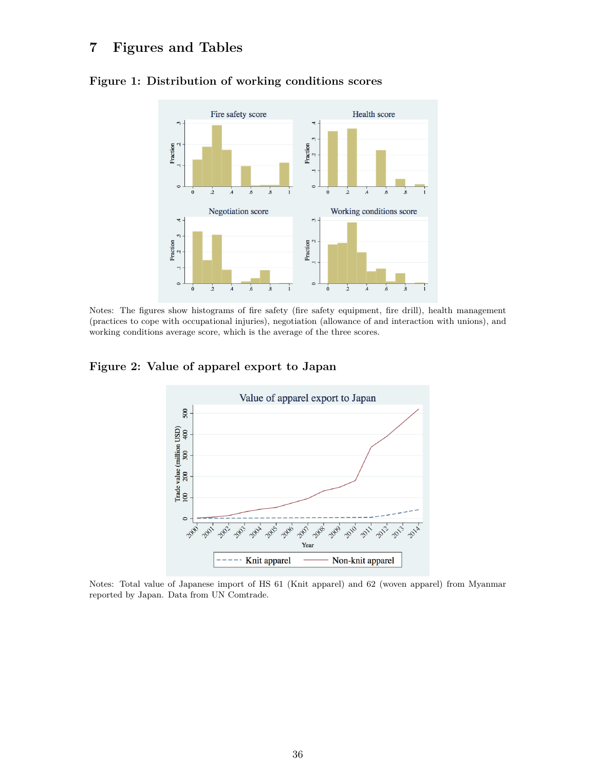# 7 Figures and Tables

### Figure 1: Distribution of working conditions scores

Notes: The figures show histograms of fire safety (fire safety equipment, fire drill), health management (practices to cope with occupational injuries), negotiation (allowance of and interaction with unions), and working conditions average score, which is the average of the three scores.

### Figure 2: Value of apparel export to Japan

Notes: Total value of Japanese import of HS 61 (Knit apparel) and 62 (woven apparel) from Myanmar reported by Japan. Data from UN Comtrade.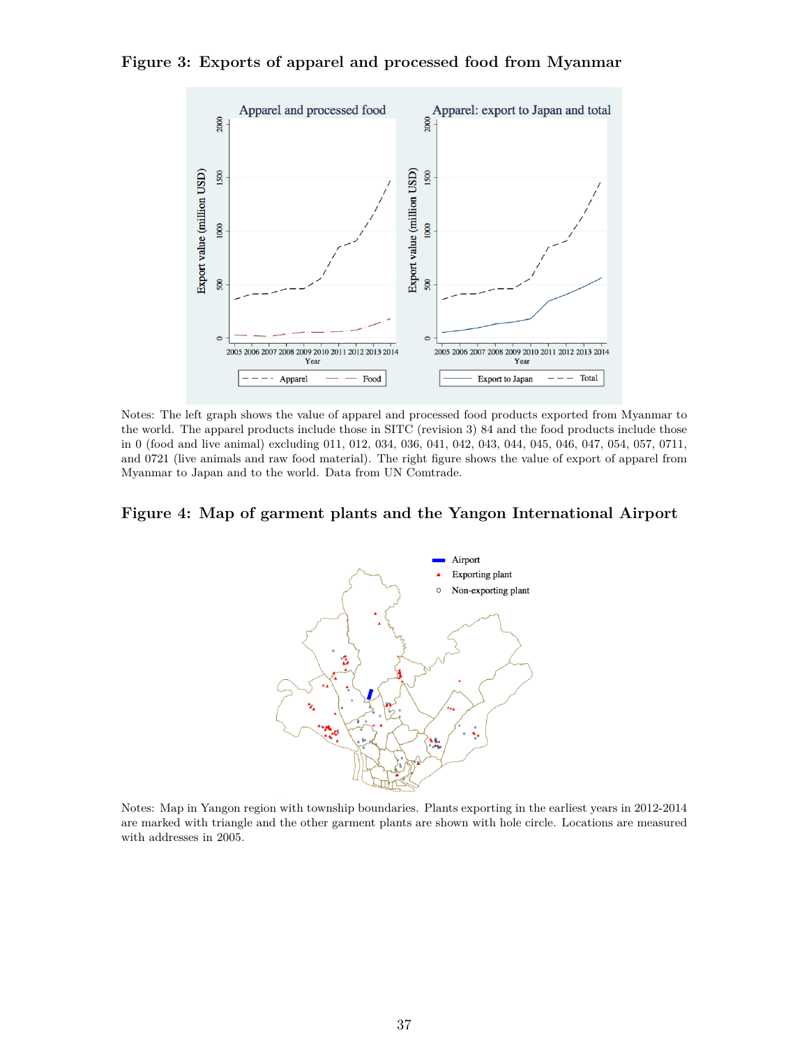**Figure 3: Exports of apparel and processed food from Myanmar**

Notes: The left graph shows the value of apparel and processed food products exported from Myanmar to the world. The apparel products include those in SITC (revision 3) 84 and the food products include those in 0 (food and live animal) excluding 011, 012, 034, 036, 041, 042, 043, 044, 045, 046, 047, 054, 057, 0711, and 0721 (live animals and raw food material). The right figure shows the value of export of apparel from Myanmar to Japan and to the world. Data from UN Comtrade.

**Figure 4: Map of garment plants and the Yangon International Airport**

Notes: Map in Yangon region with township boundaries. Plants exporting in the earliest years in 2012-2014 are marked with triangle and the other garment plants are shown with hole circle. Locations are measured with addresses in 2005.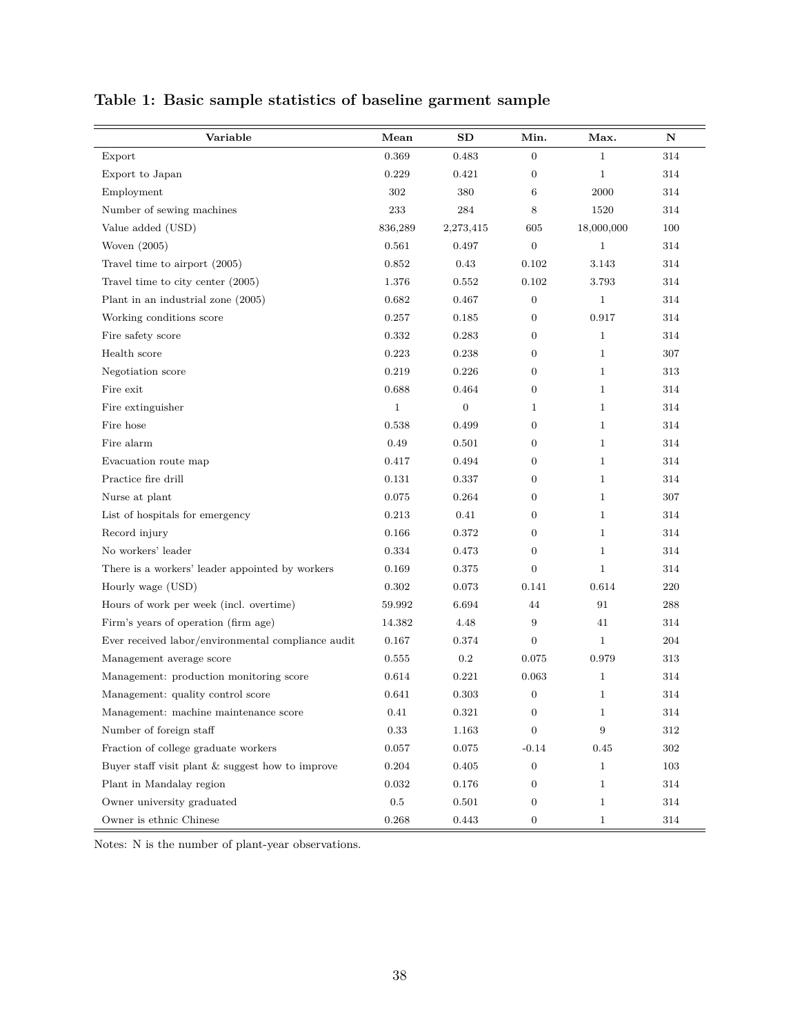**Table 1: Basic sample statistics of baseline garment sample**

| Variable | Mean | SD | Min. | Max. | N |
|---|---|---|---|---|---|
| Export | 0.369 | 0.483 | 0 | 1 | 314 |
| Export to Japan | 0.229 | 0.421 | 0 | 1 | 314 |
| Employment | 302 | 380 | 6 | 2000 | 314 |
| Number of sewing machines | 233 | 284 | 8 | 1520 | 314 |
| Value added (USD) | 836,289 | 2,273,415 | 605 | 18,000,000 | 100 |
| Woven (2005) | 0.561 | 0.497 | 0 | 1 | 314 |
| Travel time to airport (2005) | 0.852 | 0.43 | 0.102 | 3.143 | 314 |
| Travel time to city center (2005) | 1.376 | 0.552 | 0.102 | 3.793 | 314 |
| Plant in an industrial zone (2005) | 0.682 | 0.467 | 0 | 1 | 314 |
| Working conditions score | 0.257 | 0.185 | 0 | 0.917 | 314 |
| Fire safety score | 0.332 | 0.283 | 0 | 1 | 314 |
| Health score | 0.223 | 0.238 | 0 | 1 | 307 |
| Negotiation score | 0.219 | 0.226 | 0 | 1 | 313 |
| Fire exit | 0.688 | 0.464 | 0 | 1 | 314 |
| Fire extinguisher | 1 | 0 | 1 | 1 | 314 |
| Fire hose | 0.538 | 0.499 | 0 | 1 | 314 |
| Fire alarm | 0.49 | 0.501 | 0 | 1 | 314 |
| Evacuation route map | 0.417 | 0.494 | 0 | 1 | 314 |
| Practice fire drill | 0.131 | 0.337 | 0 | 1 | 314 |
| Nurse at plant | 0.075 | 0.264 | 0 | 1 | 307 |
| List of hospitals for emergency | 0.213 | 0.41 | 0 | 1 | 314 |
| Record injury | 0.166 | 0.372 | 0 | 1 | 314 |
| No workers' leader | 0.334 | 0.473 | 0 | 1 | 314 |
| There is a workers' leader appointed by workers | 0.169 | 0.375 | 0 | 1 | 314 |
| Hourly wage (USD) | 0.302 | 0.073 | 0.141 | 0.614 | 220 |
| Hours of work per week (incl. overtime) | 59.992 | 6.694 | 44 | 91 | 288 |
| Firm's years of operation (firm age) | 14.382 | 4.48 | 9 | 41 | 314 |
| Ever received labor/environmental compliance audit | 0.167 | 0.374 | 0 | 1 | 204 |
| Management average score | 0.555 | 0.2 | 0.075 | 0.979 | 313 |
| Management: production monitoring score | 0.614 | 0.221 | 0.063 | 1 | 314 |
| Management: quality control score | 0.641 | 0.303 | 0 | 1 | 314 |
| Management: machine maintenance score | 0.41 | 0.321 | 0 | 1 | 314 |
| Number of foreign staff | 0.33 | 1.163 | 0 | 9 | 312 |
| Fraction of college graduate workers | 0.057 | 0.075 | -0.14 | 0.45 | 302 |
| Buyer staff visit plant & suggest how to improve | 0.204 | 0.405 | 0 | 1 | 103 |
| Plant in Mandalay region | 0.032 | 0.176 | 0 | 1 | 314 |
| Owner university graduated | 0.5 | 0.501 | 0 | 1 | 314 |
| Owner is ethnic Chinese | 0.268 | 0.443 | 0 | 1 | 314 |

Notes: N is the number of plant-year observations.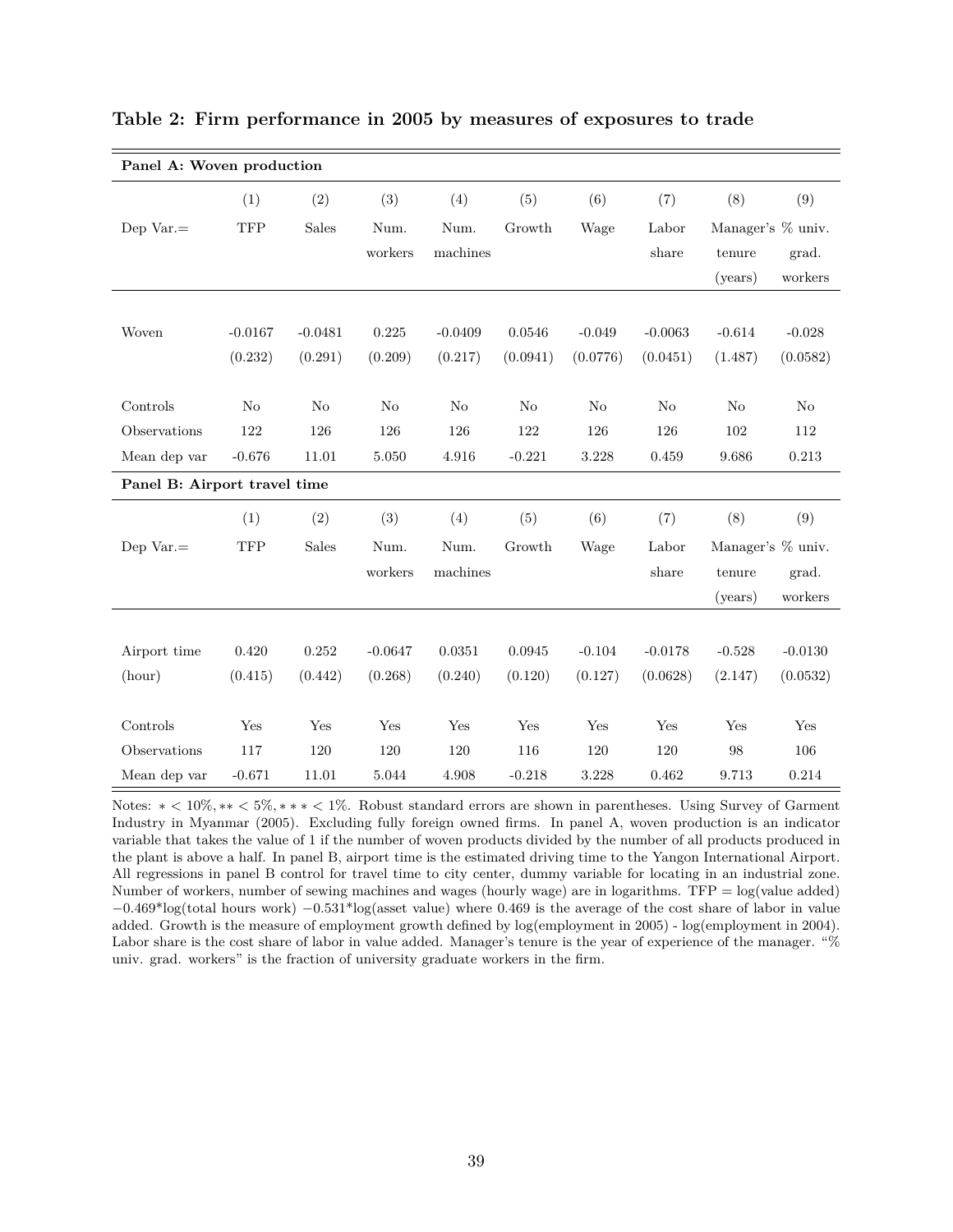**Table 2: Firm performance in 2005 by measures of exposures to trade**

| **Panel A: Woven production** | | | | | | | | | |
|---|---|---|---|---|---|---|---|---|---|
| | (1) | (2) | (3) | (4) | (5) | (6) | (7) | (8) | (9) |
| Dep Var.= | TFP | Sales | Num. workers | Num. machines | Growth | Wage | Labor share | Manager's tenure (years) | % univ. grad. workers |
| Woven | -0.0167 | -0.0481 | 0.225 | -0.0409 | 0.0546 | -0.049 | -0.0063 | -0.614 | -0.028 |
| | (0.232) | (0.291) | (0.209) | (0.217) | (0.0941) | (0.0776) | (0.0451) | (1.487) | (0.0582) |
| Controls | No | No | No | No | No | No | No | No | No |
| Observations | 122 | 126 | 126 | 126 | 122 | 126 | 126 | 102 | 112 |
| Mean dep var | -0.676 | 11.01 | 5.050 | 4.916 | -0.221 | 3.228 | 0.459 | 9.686 | 0.213 |
| **Panel B: Airport travel time** | | | | | | | | | |
| | (1) | (2) | (3) | (4) | (5) | (6) | (7) | (8) | (9) |
| Dep Var.= | TFP | Sales | Num. workers | Num. machines | Growth | Wage | Labor share | Manager's tenure (years) | % univ. grad. workers |
| Airport time (hour) | 0.420 | 0.252 | -0.0647 | 0.0351 | 0.0945 | -0.104 | -0.0178 | -0.528 | -0.0130 |
| | (0.415) | (0.442) | (0.268) | (0.240) | (0.120) | (0.127) | (0.0628) | (2.147) | (0.0532) |
| Controls | Yes | Yes | Yes | Yes | Yes | Yes | Yes | Yes | Yes |
| Observations | 117 | 120 | 120 | 120 | 116 | 120 | 120 | 98 | 106 |
| Mean dep var | -0.671 | 11.01 | 5.044 | 4.908 | -0.218 | 3.228 | 0.462 | 9.713 | 0.214 |

Notes: $* < 10\%, ** < 5\%, *** < 1\%$. Robust standard errors are shown in parentheses. Using Survey of Garment Industry in Myanmar (2005). Excluding fully foreign owned firms. In panel A, woven production is an indicator variable that takes the value of 1 if the number of woven products divided by the number of all products produced in the plant is above a half. In panel B, airport time is the estimated driving time to the Yangon International Airport. All regressions in panel B control for travel time to city center, dummy variable for locating in an industrial zone. Number of workers, number of sewing machines and wages (hourly wage) are in logarithms. TFP = log(value added) $-0.469$*log(total hours work) $-0.531$*log(asset value) where 0.469 is the average of the cost share of labor in value added. Growth is the measure of employment growth defined by log(employment in 2005) - log(employment in 2004). Labor share is the cost share of labor in value added. Manager's tenure is the year of experience of the manager. "% univ. grad. workers" is the fraction of university graduate workers in the firm.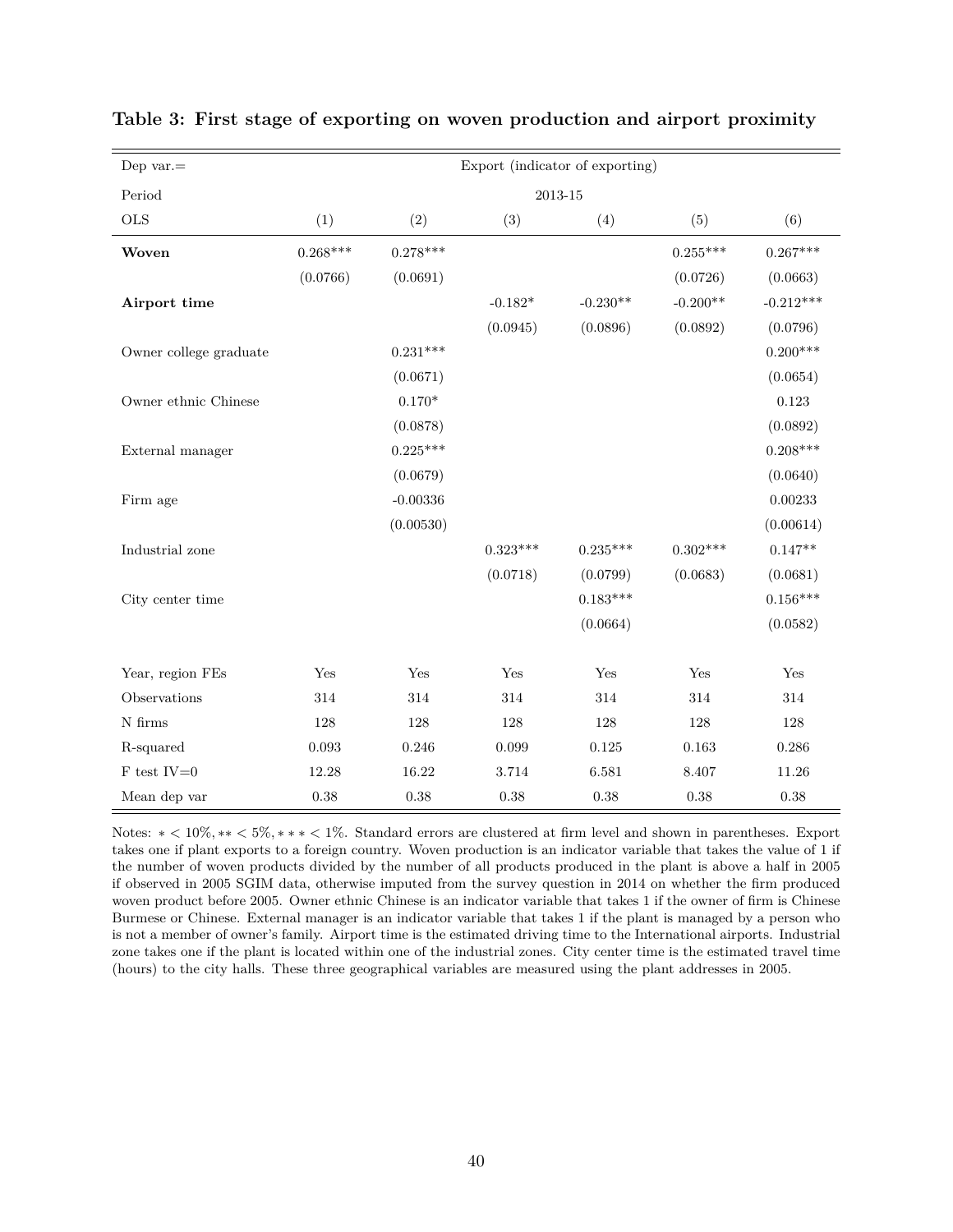**Table 3: First stage of exporting on woven production and airport proximity**

| Dep var.= | Export (indicator of exporting) | | | | | |
|---|---|---|---|---|---|---|
| Period | 2013-15 | | | | | |
| OLS | (1) | (2) | (3) | (4) | (5) | (6) |
| **Woven** | 0.268*** | 0.278*** | | | 0.255*** | 0.267*** |
| | (0.0766) | (0.0691) | | | (0.0726) | (0.0663) |
| **Airport time** | | | -0.182* | -0.230** | -0.200** | -0.212*** |
| | | | (0.0945) | (0.0896) | (0.0892) | (0.0796) |
| Owner college graduate | | 0.231*** | | | | 0.200*** |
| | | (0.0671) | | | | (0.0654) |
| Owner ethnic Chinese | | 0.170* | | | | 0.123 |
| | | (0.0878) | | | | (0.0892) |
| External manager | | 0.225*** | | | | 0.208*** |
| | | (0.0679) | | | | (0.0640) |
| Firm age | | -0.00336 | | | | 0.00233 |
| | | (0.00530) | | | | (0.00614) |
| Industrial zone | | | 0.323*** | 0.235*** | 0.302*** | 0.147** |
| | | | (0.0718) | (0.0799) | (0.0683) | (0.0681) |
| City center time | | | | 0.183*** | | 0.156*** |
| | | | | (0.0664) | | (0.0582) |
| Year, region FEs | Yes | Yes | Yes | Yes | Yes | Yes |
| Observations | 314 | 314 | 314 | 314 | 314 | 314 |
| N firms | 128 | 128 | 128 | 128 | 128 | 128 |
| R-squared | 0.093 | 0.246 | 0.099 | 0.125 | 0.163 | 0.286 |
| F test IV=0 | 12.28 | 16.22 | 3.714 | 6.581 | 8.407 | 11.26 |
| Mean dep var | 0.38 | 0.38 | 0.38 | 0.38 | 0.38 | 0.38 |

Notes: $* < 10\%, ** < 5\%, *** < 1\%$. Standard errors are clustered at firm level and shown in parentheses. Export takes one if plant exports to a foreign country. Woven production is an indicator variable that takes the value of 1 if the number of woven products divided by the number of all products produced in the plant is above a half in 2005 if observed in 2005 SGIM data, otherwise imputed from the survey question in 2014 on whether the firm produced woven product before 2005. Owner ethnic Chinese is an indicator variable that takes 1 if the owner of firm is Chinese Burmese or Chinese. External manager is an indicator variable that takes 1 if the plant is managed by a person who is not a member of owner's family. Airport time is the estimated driving time to the International airports. Industrial zone takes one if the plant is located within one of the industrial zones. City center time is the estimated travel time (hours) to the city halls. These three geographical variables are measured using the plant addresses in 2005.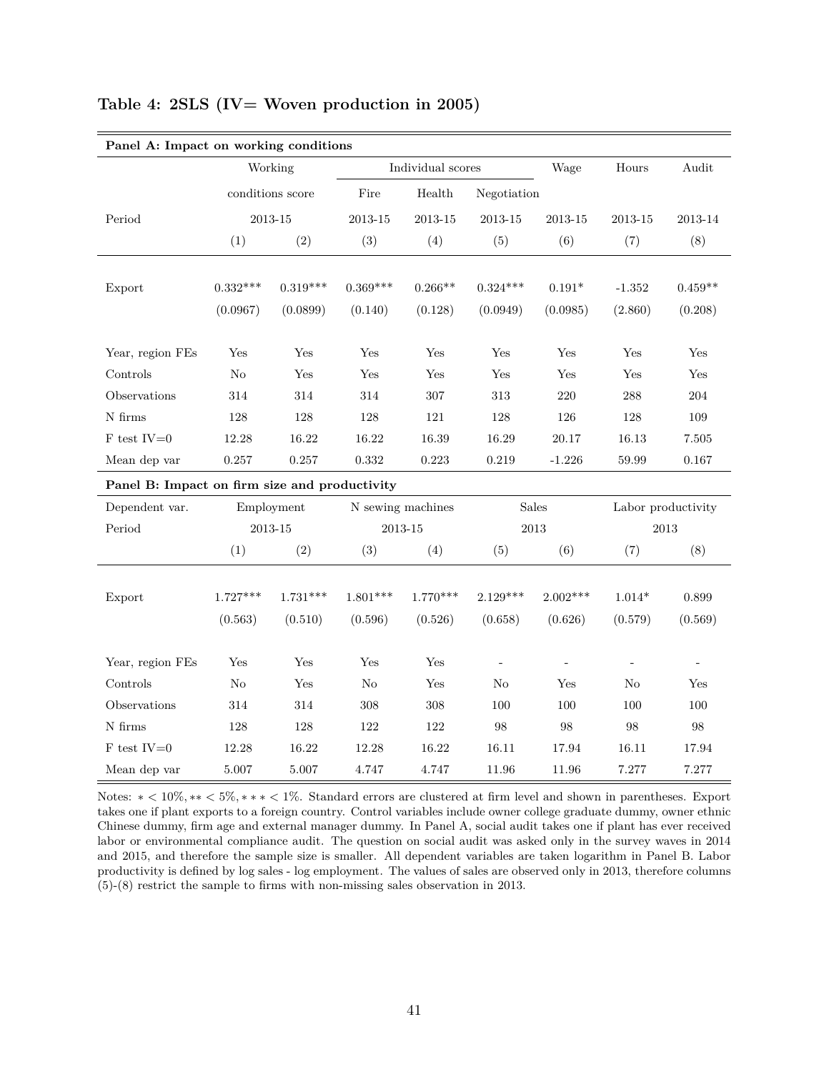**Table 4: 2SLS (IV= Woven production in 2005)**

| **Panel A: Impact on working conditions** | | | | | | | | |
|---|---|---|---|---|---|---|---|---|
| | Working conditions score | | Individual scores | | | Wage | Hours | Audit |
| | | | Fire | Health | Negotiation | | | |
| Period | 2013-15 | | 2013-15 | 2013-15 | 2013-15 | 2013-15 | 2013-15 | 2013-14 |
| | (1) | (2) | (3) | (4) | (5) | (6) | (7) | (8) |
| Export | 0.332*** | 0.319*** | 0.369*** | 0.266** | 0.324*** | 0.191* | -1.352 | 0.459** |
| | (0.0967) | (0.0899) | (0.140) | (0.128) | (0.0949) | (0.0985) | (2.860) | (0.208) |
| Year, region FEs | Yes | Yes | Yes | Yes | Yes | Yes | Yes | Yes |
| Controls | No | Yes | Yes | Yes | Yes | Yes | Yes | Yes |
| Observations | 314 | 314 | 314 | 307 | 313 | 220 | 288 | 204 |
| N firms | 128 | 128 | 128 | 121 | 128 | 126 | 128 | 109 |
| F test IV=0 | 12.28 | 16.22 | 16.22 | 16.39 | 16.29 | 20.17 | 16.13 | 7.505 |
| Mean dep var | 0.257 | 0.257 | 0.332 | 0.223 | 0.219 | -1.226 | 59.99 | 0.167 |

| **Panel B: Impact on firm size and productivity** | | | | | | | | |
|---|---|---|---|---|---|---|---|---|
| Dependent var. | Employment | | N sewing machines | | Sales | | Labor productivity | |
| Period | 2013-15 | | 2013-15 | | 2013 | | 2013 | |
| | (1) | (2) | (3) | (4) | (5) | (6) | (7) | (8) |
| Export | 1.727*** | 1.731*** | 1.801*** | 1.770*** | 2.129*** | 2.002*** | 1.014* | 0.899 |
| | (0.563) | (0.510) | (0.596) | (0.526) | (0.658) | (0.626) | (0.579) | (0.569) |
| Year, region FEs | Yes | Yes | Yes | Yes | - | - | - | - |
| Controls | No | Yes | No | Yes | No | Yes | No | Yes |
| Observations | 314 | 314 | 308 | 308 | 100 | 100 | 100 | 100 |
| N firms | 128 | 128 | 122 | 122 | 98 | 98 | 98 | 98 |
| F test IV=0 | 12.28 | 16.22 | 12.28 | 16.22 | 16.11 | 17.94 | 16.11 | 17.94 |
| Mean dep var | 5.007 | 5.007 | 4.747 | 4.747 | 11.96 | 11.96 | 7.277 | 7.277 |

Notes: $* < 10\%, ** < 5\%, *** < 1\%$. Standard errors are clustered at firm level and shown in parentheses. Export takes one if plant exports to a foreign country. Control variables include owner college graduate dummy, owner ethnic Chinese dummy, firm age and external manager dummy. In Panel A, social audit takes one if plant has ever received labor or environmental compliance audit. The question on social audit was asked only in the survey waves in 2014 and 2015, and therefore the sample size is smaller. All dependent variables are taken logarithm in Panel B. Labor productivity is defined by log sales - log employment. The values of sales are observed only in 2013, therefore columns (5)-(8) restrict the sample to firms with non-missing sales observation in 2013.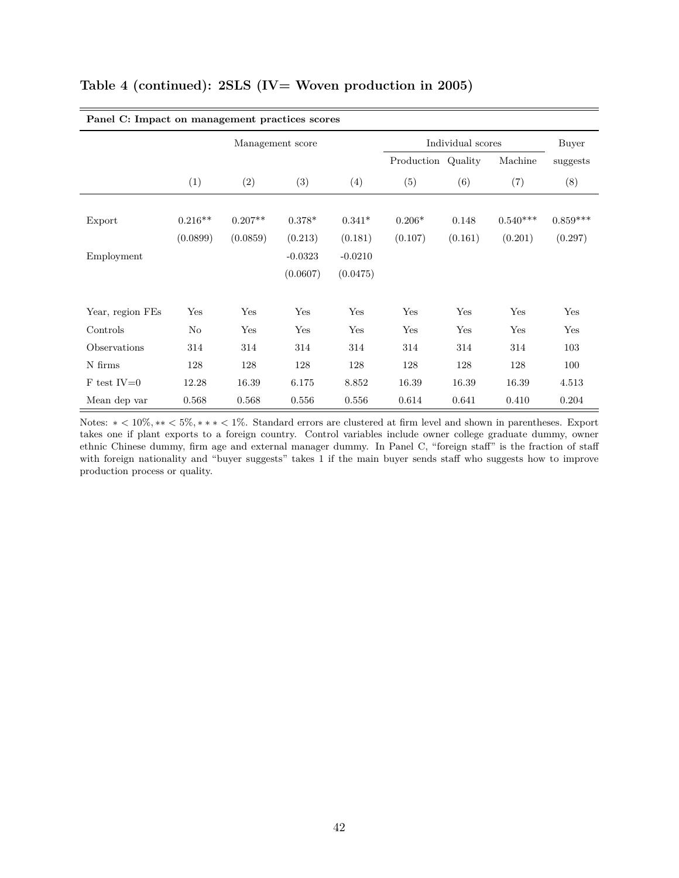**Table 4 (continued): 2SLS (IV= Woven production in 2005)**

| **Panel C: Impact on management practices scores** | | | | | | | | |
|---|---|---|---|---|---|---|---|---|
| | Management score | | | | Individual scores | | | Buyer |
| | | | | | Production | Quality | Machine | suggests |
| | (1) | (2) | (3) | (4) | (5) | (6) | (7) | (8) |
| Export | 0.216** | 0.207** | 0.378* | 0.341* | 0.206* | 0.148 | 0.540*** | 0.859*** |
| | (0.0899) | (0.0859) | (0.213) | (0.181) | (0.107) | (0.161) | (0.201) | (0.297) |
| Employment | | | -0.0323 | -0.0210 | | | | |
| | | | (0.0607) | (0.0475) | | | | |
| Year, region FEs | Yes | Yes | Yes | Yes | Yes | Yes | Yes | Yes |
| Controls | No | Yes | Yes | Yes | Yes | Yes | Yes | Yes |
| Observations | 314 | 314 | 314 | 314 | 314 | 314 | 314 | 103 |
| N firms | 128 | 128 | 128 | 128 | 128 | 128 | 128 | 100 |
| F test IV=0 | 12.28 | 16.39 | 6.175 | 8.852 | 16.39 | 16.39 | 16.39 | 4.513 |
| Mean dep var | 0.568 | 0.568 | 0.556 | 0.556 | 0.614 | 0.641 | 0.410 | 0.204 |

Notes: $* < 10\%, ** < 5\%, *** < 1\%$. Standard errors are clustered at firm level and shown in parentheses. Export takes one if plant exports to a foreign country. Control variables include owner college graduate dummy, owner ethnic Chinese dummy, firm age and external manager dummy. In Panel C, "foreign staff" is the fraction of staff with foreign nationality and "buyer suggests" takes 1 if the main buyer sends staff who suggests how to improve production process or quality.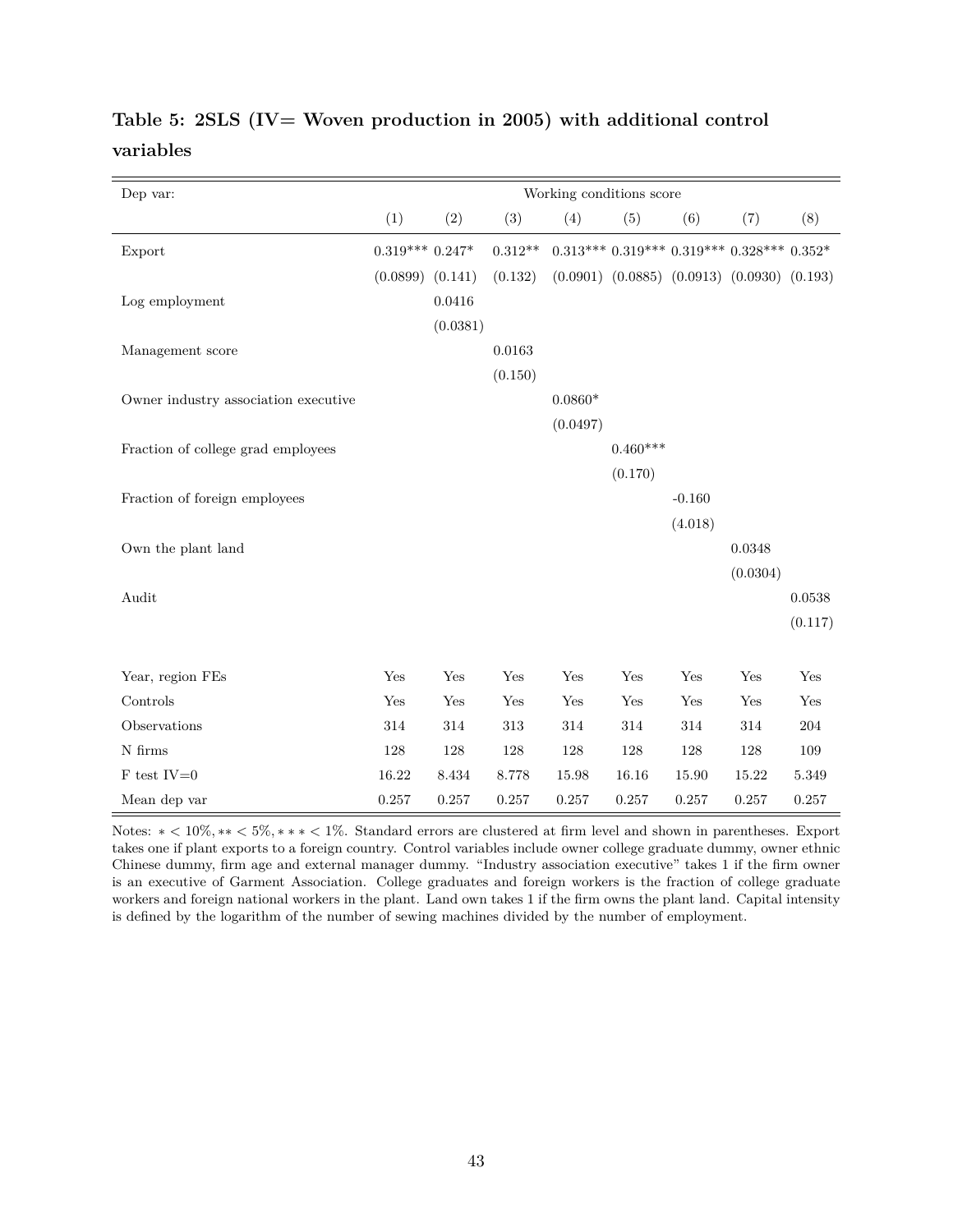**Table 5: 2SLS (IV= Woven production in 2005) with additional control variables**

| Dep var: | Working conditions score | | | | | | | |
|---|---|---|---|---|---|---|---|---|
| | (1) | (2) | (3) | (4) | (5) | (6) | (7) | (8) |
| Export | 0.319*** | 0.247* | 0.312** | 0.313*** | 0.319*** | 0.319*** | 0.328*** | 0.352* |
| | (0.0899) | (0.141) | (0.132) | (0.0901) | (0.0885) | (0.0913) | (0.0930) | (0.193) |
| Log employment | | 0.0416 | | | | | | |
| | | (0.0381) | | | | | | |
| Management score | | | 0.0163 | | | | | |
| | | | (0.150) | | | | | |
| Owner industry association executive | | | | 0.0860* | | | | |
| | | | | (0.0497) | | | | |
| Fraction of college grad employees | | | | | 0.460*** | | | |
| | | | | | (0.170) | | | |
| Fraction of foreign employees | | | | | | -0.160 | | |
| | | | | | | (4.018) | | |
| Own the plant land | | | | | | | 0.0348 | |
| | | | | | | | (0.0304) | |
| Audit | | | | | | | | 0.0538 |
| | | | | | | | | (0.117) |
| Year, region FEs | Yes | Yes | Yes | Yes | Yes | Yes | Yes | Yes |
| Controls | Yes | Yes | Yes | Yes | Yes | Yes | Yes | Yes |
| Observations | 314 | 314 | 313 | 314 | 314 | 314 | 314 | 204 |
| N firms | 128 | 128 | 128 | 128 | 128 | 128 | 128 | 109 |
| F test IV=0 | 16.22 | 8.434 | 8.778 | 15.98 | 16.16 | 15.90 | 15.22 | 5.349 |
| Mean dep var | 0.257 | 0.257 | 0.257 | 0.257 | 0.257 | 0.257 | 0.257 | 0.257 |

Notes: $* < 10\%, ** < 5\%, *** < 1\%$. Standard errors are clustered at firm level and shown in parentheses. Export takes one if plant exports to a foreign country. Control variables include owner college graduate dummy, owner ethnic Chinese dummy, firm age and external manager dummy. "Industry association executive" takes 1 if the firm owner is an executive of Garment Association. College graduates and foreign workers is the fraction of college graduate workers and foreign national workers in the plant. Land own takes 1 if the firm owns the plant land. Capital intensity is defined by the logarithm of the number of sewing machines divided by the number of employment.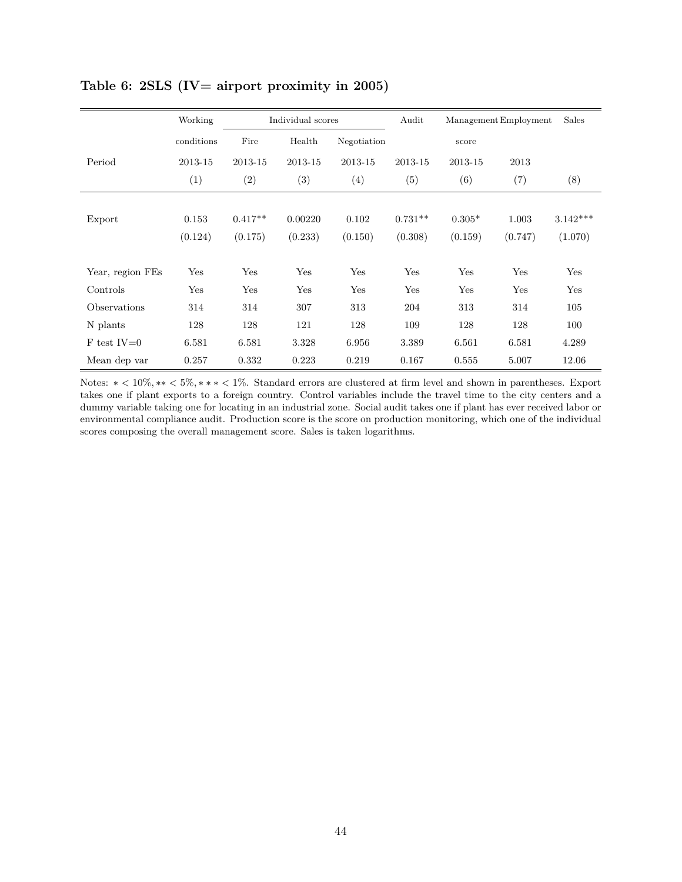**Table 6: 2SLS (IV= airport proximity in 2005)**

| | Working conditions | Individual scores | | | Audit | Management score | Employment | Sales |
|---|---|---|---|---|---|---|---|---|
| | | Fire | Health | Negotiation | | | | |
| Period | 2013-15 | 2013-15 | 2013-15 | 2013-15 | 2013-15 | 2013-15 | 2013 | |
| | (1) | (2) | (3) | (4) | (5) | (6) | (7) | (8) |
| Export | 0.153 | 0.417** | 0.00220 | 0.102 | 0.731** | 0.305* | 1.003 | 3.142*** |
| | (0.124) | (0.175) | (0.233) | (0.150) | (0.308) | (0.159) | (0.747) | (1.070) |
| Year, region FEs | Yes | Yes | Yes | Yes | Yes | Yes | Yes | Yes |
| Controls | Yes | Yes | Yes | Yes | Yes | Yes | Yes | Yes |
| Observations | 314 | 314 | 307 | 313 | 204 | 313 | 314 | 105 |
| N plants | 128 | 128 | 121 | 128 | 109 | 128 | 128 | 100 |
| F test IV=0 | 6.581 | 6.581 | 3.328 | 6.956 | 3.389 | 6.561 | 6.581 | 4.289 |
| Mean dep var | 0.257 | 0.332 | 0.223 | 0.219 | 0.167 | 0.555 | 5.007 | 12.06 |

Notes: $* < 10\%, ** < 5\%, *** < 1\%$. Standard errors are clustered at firm level and shown in parentheses. Export takes one if plant exports to a foreign country. Control variables include the travel time to the city centers and a dummy variable taking one for locating in an industrial zone. Social audit takes one if plant has ever received labor or environmental compliance audit. Production score is the score on production monitoring, which one of the individual scores composing the overall management score. Sales is taken logarithms.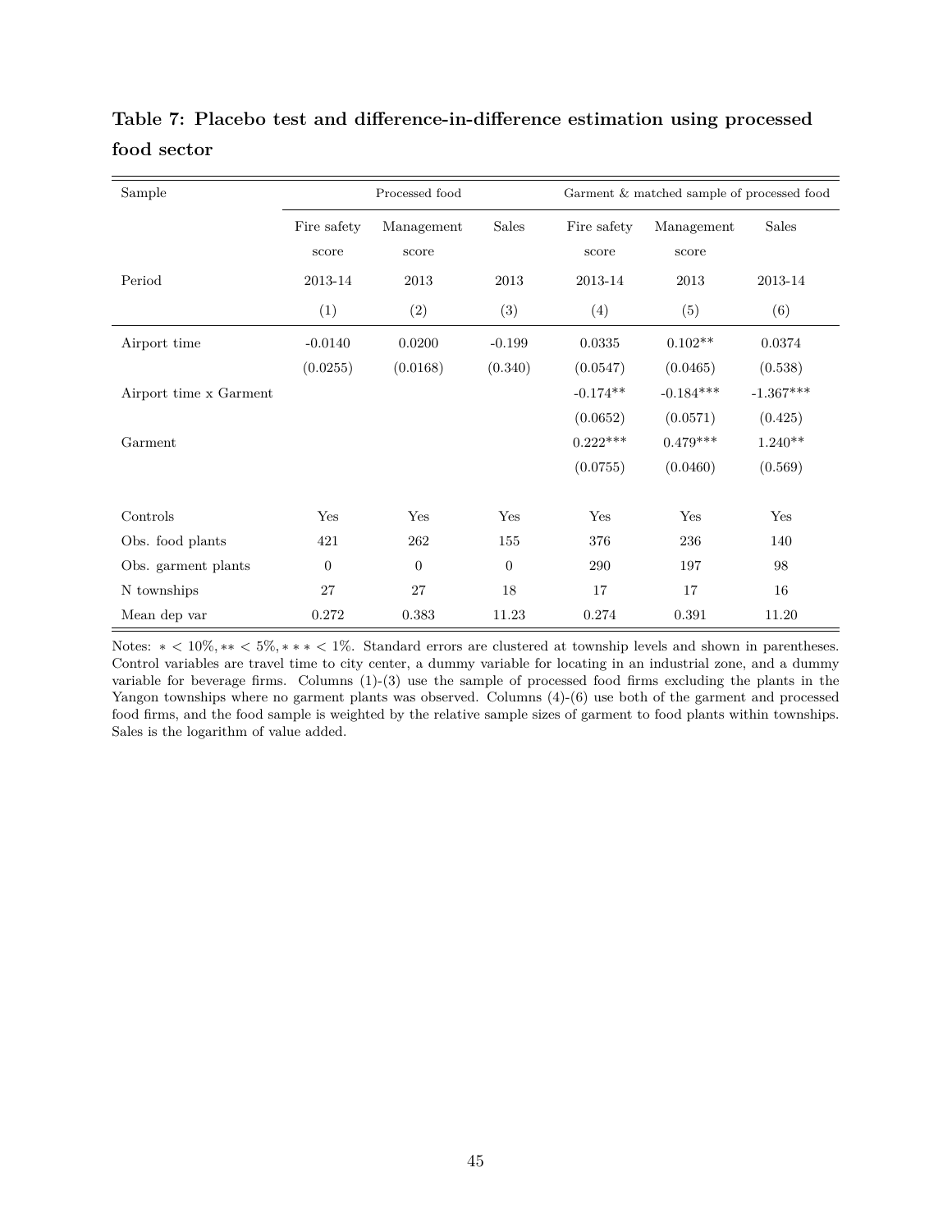**Table 7: Placebo test and difference-in-difference estimation using processed food sector**

| Sample | Processed food | | | Garment & matched sample of processed food | | |
|---|---|---|---|---|---|---|
| | Fire safety score | Management score | Sales | Fire safety score | Management score | Sales |
| Period | 2013-14 | 2013 | 2013 | 2013-14 | 2013 | 2013-14 |
| | (1) | (2) | (3) | (4) | (5) | (6) |
| Airport time | -0.0140 | 0.0200 | -0.199 | 0.0335 | 0.102** | 0.0374 |
| | (0.0255) | (0.0168) | (0.340) | (0.0547) | (0.0465) | (0.538) |
| Airport time x Garment | | | | -0.174** | -0.184*** | -1.367*** |
| | | | | (0.0652) | (0.0571) | (0.425) |
| Garment | | | | 0.222*** | 0.479*** | 1.240** |
| | | | | (0.0755) | (0.0460) | (0.569) |
| Controls | Yes | Yes | Yes | Yes | Yes | Yes |
| Obs. food plants | 421 | 262 | 155 | 376 | 236 | 140 |
| Obs. garment plants | 0 | 0 | 0 | 290 | 197 | 98 |
| N townships | 27 | 27 | 18 | 17 | 17 | 16 |
| Mean dep var | 0.272 | 0.383 | 11.23 | 0.274 | 0.391 | 11.20 |

Notes: $* < 10\%, ** < 5\%, *** < 1\%$. Standard errors are clustered at township levels and shown in parentheses. Control variables are travel time to city center, a dummy variable for locating in an industrial zone, and a dummy variable for beverage firms. Columns (1)-(3) use the sample of processed food firms excluding the plants in the Yangon townships where no garment plants was observed. Columns (4)-(6) use both of the garment and processed food firms, and the food sample is weighted by the relative sample sizes of garment to food plants within townships. Sales is the logarithm of value added.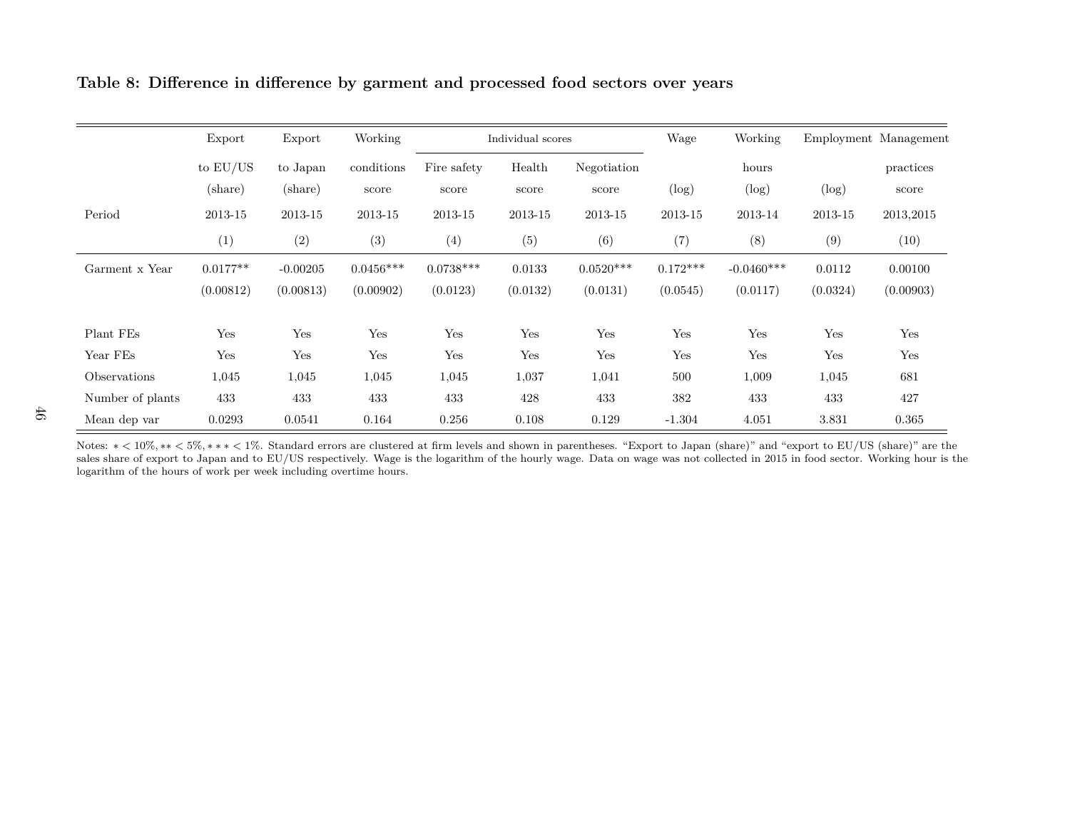**Table 8: Difference in difference by garment and processed food sectors over years**

| | Export to EU/US (share) | Export to Japan (share) | Working conditions score | Individual scores: Fire safety score | Health score | Negotiation score | Wage (log) | Working hours (log) | Employment (log) | Management practices score |
|---|---|---|---|---|---|---|---|---|---|---|
| Period | 2013-15 | 2013-15 | 2013-15 | 2013-15 | 2013-15 | 2013-15 | 2013-15 | 2013-14 | 2013-15 | 2013,2015 |
| | (1) | (2) | (3) | (4) | (5) | (6) | (7) | (8) | (9) | (10) |
| Garment x Year | 0.0177** | -0.00205 | 0.0456*** | 0.0738*** | 0.0133 | 0.0520*** | 0.172*** | -0.0460*** | 0.0112 | 0.00100 |
| | (0.00812) | (0.00813) | (0.00902) | (0.0123) | (0.0132) | (0.0131) | (0.0545) | (0.0117) | (0.0324) | (0.00903) |
| Plant FEs | Yes | Yes | Yes | Yes | Yes | Yes | Yes | Yes | Yes | Yes |
| Year FEs | Yes | Yes | Yes | Yes | Yes | Yes | Yes | Yes | Yes | Yes |
| Observations | 1,045 | 1,045 | 1,045 | 1,045 | 1,037 | 1,041 | 500 | 1,009 | 1,045 | 681 |
| Number of plants | 433 | 433 | 433 | 433 | 428 | 433 | 382 | 433 | 433 | 427 |
| Mean dep var | 0.0293 | 0.0541 | 0.164 | 0.256 | 0.108 | 0.129 | -1.304 | 4.051 | 3.831 | 0.365 |

Notes: $* < 10\%, ** < 5\%, *** < 1\%$. Standard errors are clustered at firm levels and shown in parentheses. "Export to Japan (share)" and "export to EU/US (share)" are the sales share of export to Japan and to EU/US respectively. Wage is the logarithm of the hourly wage. Data on wage was not collected in 2015 in food sector. Working hour is the logarithm of the hours of work per week including overtime hours.